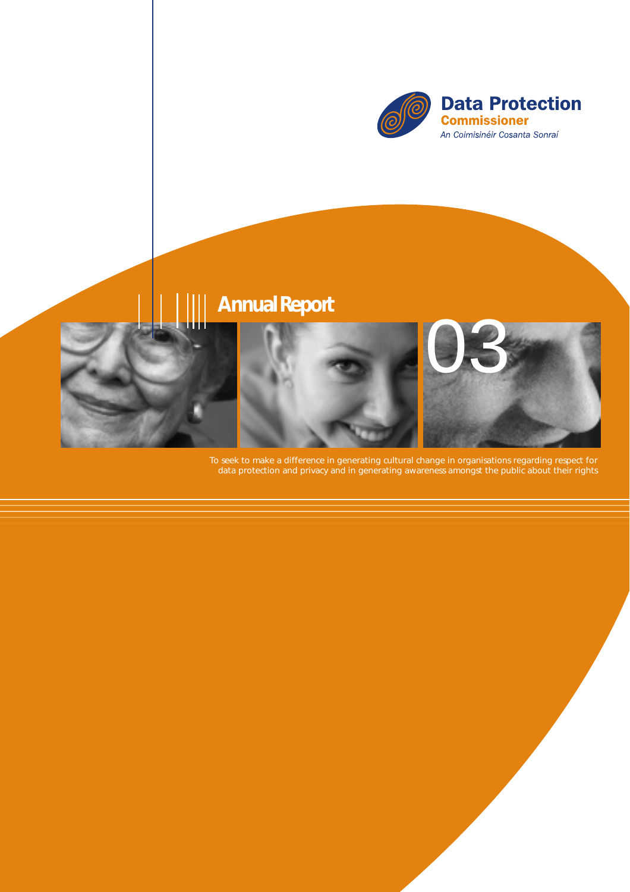**Data Protection Commissioner**

*An Coimisinéir Cosanta Sonraí*

# Annual Report 03

To seek to make a difference in generating cultural change in organisations regarding respect for data protection and privacy and in generating awareness amongst the public about their rights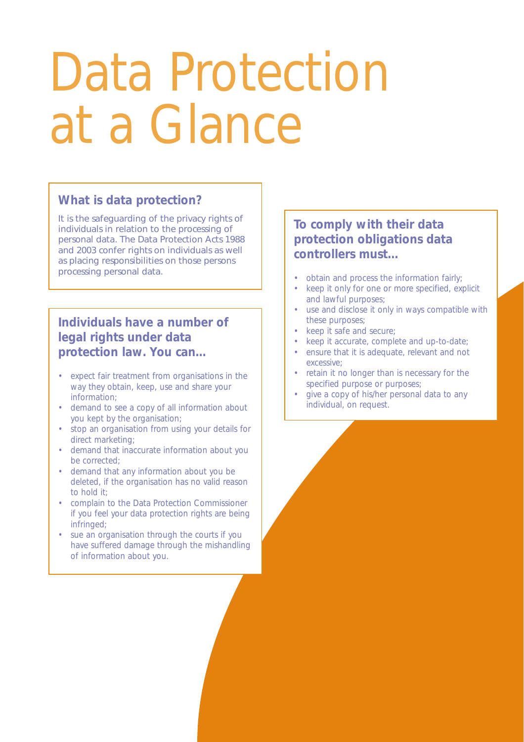# Data Protection at a Glance

### What is data protection?

It is the safeguarding of the privacy rights of individuals in relation to the processing of personal data. The Data Protection Acts 1988 and 2003 confer rights on individuals as well as placing responsibilities on those persons processing personal data.

### Individuals have a number of legal rights under data protection law. You can...

- expect fair treatment from organisations in the way they obtain, keep, use and share your information;
- demand to see a copy of all information about you kept by the organisation;
- stop an organisation from using your details for direct marketing;
- demand that inaccurate information about you be corrected;
- demand that any information about you be deleted, if the organisation has no valid reason to hold it;
- complain to the Data Protection Commissioner if you feel your data protection rights are being infringed;
- sue an organisation through the courts if you have suffered damage through the mishandling of information about you.

### To comply with their data protection obligations data controllers must...

- obtain and process the information fairly;
- keep it only for one or more specified, explicit and lawful purposes;
- use and disclose it only in ways compatible with these purposes;
- keep it safe and secure;
- keep it accurate, complete and up-to-date;
- ensure that it is adequate, relevant and not excessive;
- retain it no longer than is necessary for the specified purpose or purposes;
- give a copy of his/her personal data to any individual, on request.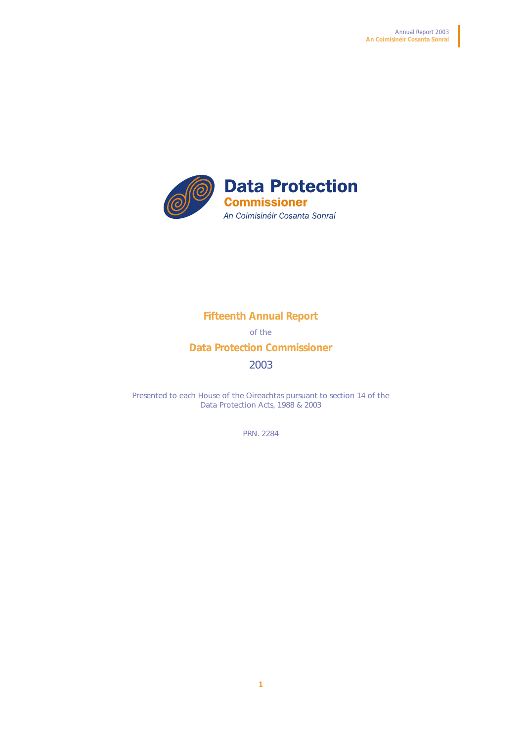Data Protection Commissioner

An Coimisinéir Cosanta Sonraí

# Fifteenth Annual Report

of the

## Data Protection Commissioner

2003

Presented to each House of the Oireachtas pursuant to section 14 of the Data Protection Acts, 1988 & 2003

PRN. 2284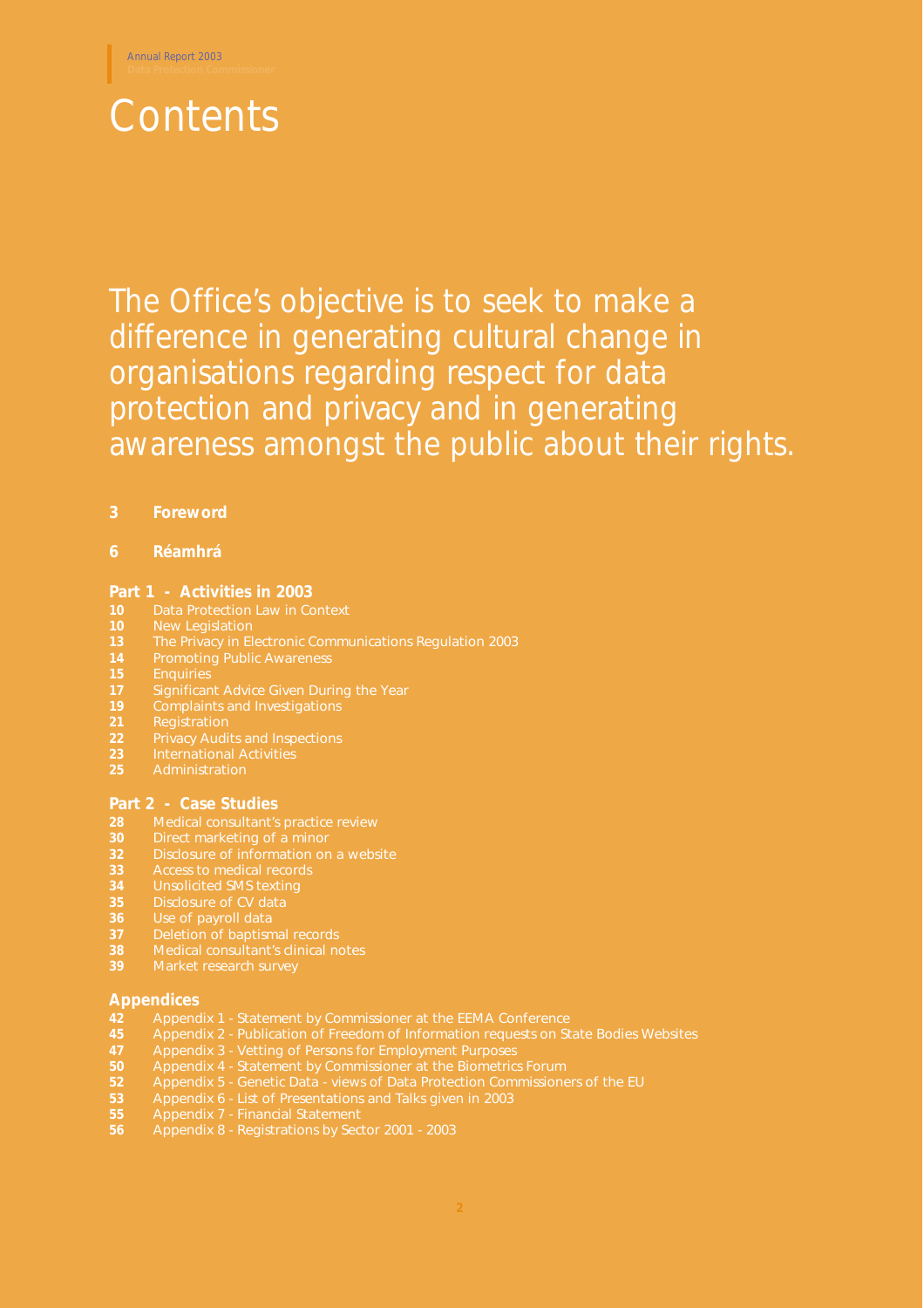# Contents

The Office's objective is to seek to make a difference in generating cultural change in organisations regarding respect for data protection and privacy and in generating awareness amongst the public about their rights.

**3 Foreword**

**6 Réamhrá**

## Part 1 - Activities in 2003

- **10** Data Protection Law in Context
- **10** New Legislation
- **13** The Privacy in Electronic Communications Regulation 2003
- **14** Promoting Public Awareness
- **15** Enquiries
- **17** Significant Advice Given During the Year
- **19** Complaints and Investigations
- **21** Registration
- **22** Privacy Audits and Inspections
- **23** International Activities
- **25** Administration

## Part 2 - Case Studies

- **28** Medical consultant's practice review
- **30** Direct marketing of a minor
- **32** Disclosure of information on a website
- **33** Access to medical records
- **34** Unsolicited SMS texting
- **35** Disclosure of CV data
- **36** Use of payroll data
- **37** Deletion of baptismal records
- **38** Medical consultant's clinical notes
- **39** Market research survey

## Appendices

- **42** Appendix 1 - Statement by Commissioner at the EEMA Conference
- **45** Appendix 2 - Publication of Freedom of Information requests on State Bodies Websites
- **47** Appendix 3 - Vetting of Persons for Employment Purposes
- **50** Appendix 4 - Statement by Commissioner at the Biometrics Forum
- **52** Appendix 5 - Genetic Data - views of Data Protection Commissioners of the EU
- **53** Appendix 6 - List of Presentations and Talks given in 2003
- **55** Appendix 7 - Financial Statement
- **56** Appendix 8 - Registrations by Sector 2001 - 2003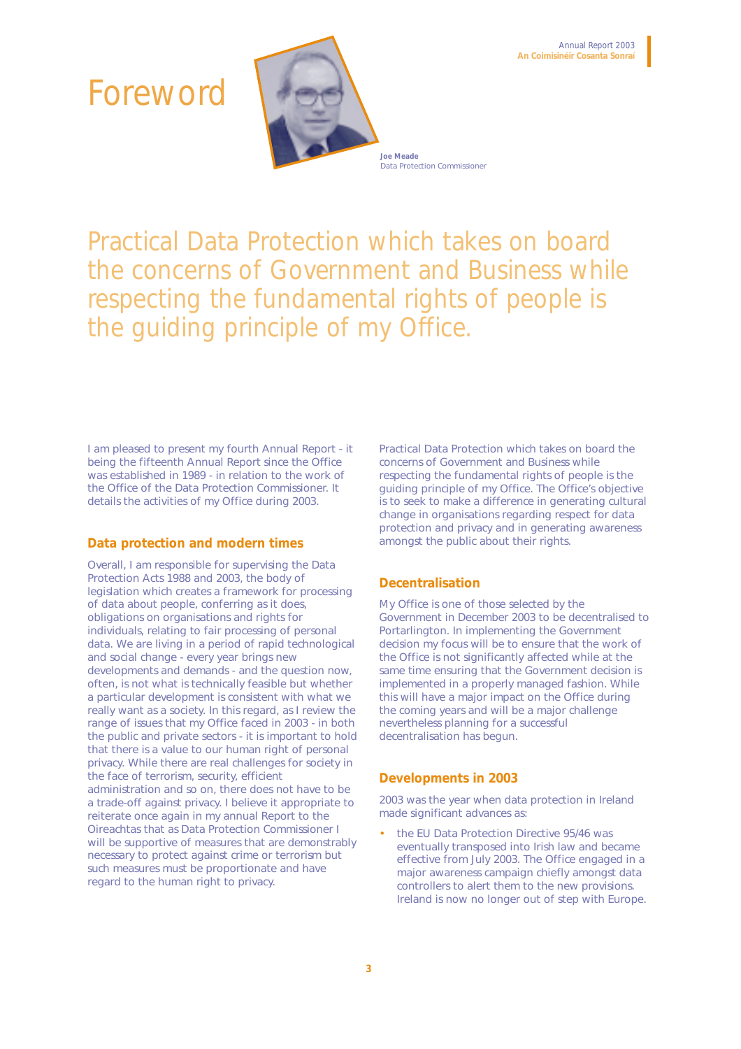# Foreword

**Joe Meade**
Data Protection Commissioner

Practical Data Protection which takes on board the concerns of Government and Business while respecting the fundamental rights of people is the guiding principle of my Office.

I am pleased to present my fourth Annual Report - it being the fifteenth Annual Report since the Office was established in 1989 - in relation to the work of the Office of the Data Protection Commissioner. It details the activities of my Office during 2003.

## Data protection and modern times

Overall, I am responsible for supervising the Data Protection Acts 1988 and 2003, the body of legislation which creates a framework for processing of data about people, conferring as it does, obligations on organisations and rights for individuals, relating to fair processing of personal data. We are living in a period of rapid technological and social change - every year brings new developments and demands - and the question now, often, is not what is technically feasible but whether a particular development is consistent with what we really want as a society. In this regard, as I review the range of issues that my Office faced in 2003 - in both the public and private sectors - it is important to hold that there is a value to our human right of personal privacy. While there are real challenges for society in the face of terrorism, security, efficient administration and so on, there does not have to be a trade-off against privacy. I believe it appropriate to reiterate once again in my annual Report to the Oireachtas that as Data Protection Commissioner I will be supportive of measures that are demonstrably necessary to protect against crime or terrorism but such measures must be proportionate and have regard to the human right to privacy.

Practical Data Protection which takes on board the concerns of Government and Business while respecting the fundamental rights of people is the guiding principle of my Office. The Office's objective is to seek to make a difference in generating cultural change in organisations regarding respect for data protection and privacy and in generating awareness amongst the public about their rights.

## Decentralisation

My Office is one of those selected by the Government in December 2003 to be decentralised to Portarlington. In implementing the Government decision my focus will be to ensure that the work of the Office is not significantly affected while at the same time ensuring that the Government decision is implemented in a properly managed fashion. While this will have a major impact on the Office during the coming years and will be a major challenge nevertheless planning for a successful decentralisation has begun.

## Developments in 2003

2003 was the year when data protection in Ireland made significant advances as:

- the EU Data Protection Directive 95/46 was eventually transposed into Irish law and became effective from July 2003. The Office engaged in a major awareness campaign chiefly amongst data controllers to alert them to the new provisions. Ireland is now no longer out of step with Europe.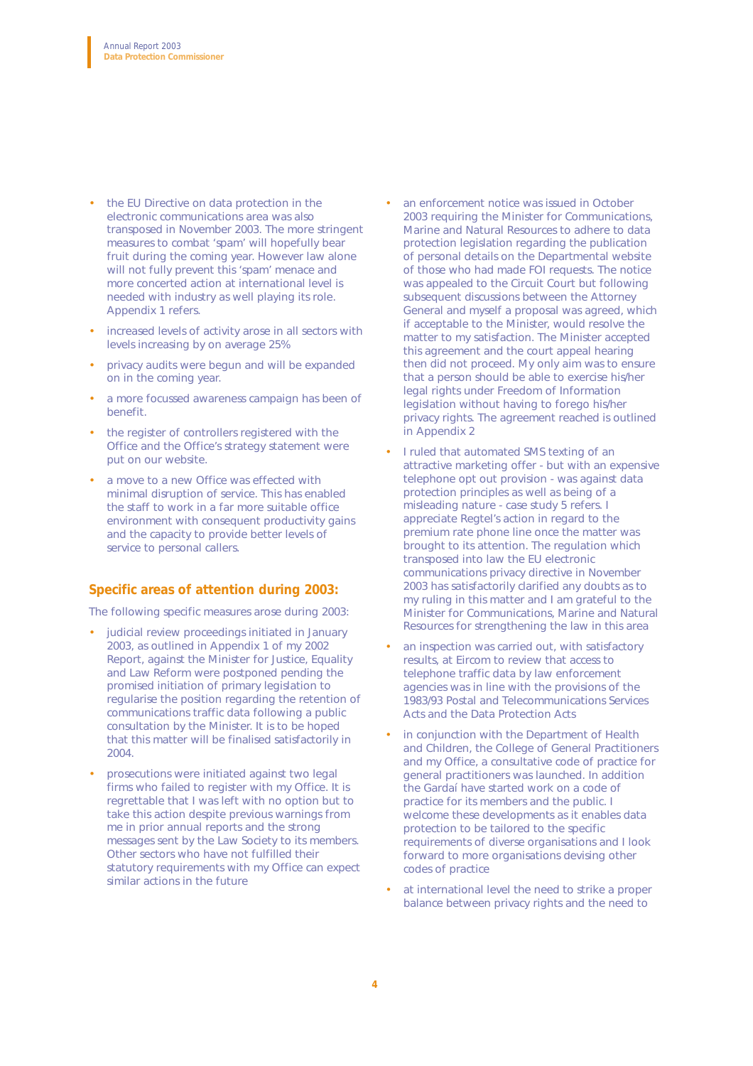- the EU Directive on data protection in the electronic communications area was also transposed in November 2003. The more stringent measures to combat 'spam' will hopefully bear fruit during the coming year. However law alone will not fully prevent this 'spam' menace and more concerted action at international level is needed with industry as well playing its role. Appendix 1 refers.
- increased levels of activity arose in all sectors with levels increasing by on average 25%
- privacy audits were begun and will be expanded on in the coming year.
- a more focussed awareness campaign has been of benefit.
- the register of controllers registered with the Office and the Office's strategy statement were put on our website.
- a move to a new Office was effected with minimal disruption of service. This has enabled the staff to work in a far more suitable office environment with consequent productivity gains and the capacity to provide better levels of service to personal callers.

## Specific areas of attention during 2003:

The following specific measures arose during 2003:

- judicial review proceedings initiated in January 2003, as outlined in Appendix 1 of my 2002 Report, against the Minister for Justice, Equality and Law Reform were postponed pending the promised initiation of primary legislation to regularise the position regarding the retention of communications traffic data following a public consultation by the Minister. It is to be hoped that this matter will be finalised satisfactorily in 2004.
- prosecutions were initiated against two legal firms who failed to register with my Office. It is regrettable that I was left with no option but to take this action despite previous warnings from me in prior annual reports and the strong messages sent by the Law Society to its members. Other sectors who have not fulfilled their statutory requirements with my Office can expect similar actions in the future
- an enforcement notice was issued in October 2003 requiring the Minister for Communications, Marine and Natural Resources to adhere to data protection legislation regarding the publication of personal details on the Departmental website of those who had made FOI requests. The notice was appealed to the Circuit Court but following subsequent discussions between the Attorney General and myself a proposal was agreed, which if acceptable to the Minister, would resolve the matter to my satisfaction. The Minister accepted this agreement and the court appeal hearing then did not proceed. My only aim was to ensure that a person should be able to exercise his/her legal rights under Freedom of Information legislation without having to forego his/her privacy rights. The agreement reached is outlined in Appendix 2
- I ruled that automated SMS texting of an attractive marketing offer - but with an expensive telephone opt out provision - was against data protection principles as well as being of a misleading nature - case study 5 refers. I appreciate Regtel's action in regard to the premium rate phone line once the matter was brought to its attention. The regulation which transposed into law the EU electronic communications privacy directive in November 2003 has satisfactorily clarified any doubts as to my ruling in this matter and I am grateful to the Minister for Communications, Marine and Natural Resources for strengthening the law in this area
- an inspection was carried out, with satisfactory results, at Eircom to review that access to telephone traffic data by law enforcement agencies was in line with the provisions of the 1983/93 Postal and Telecommunications Services Acts and the Data Protection Acts
- in conjunction with the Department of Health and Children, the College of General Practitioners and my Office, a consultative code of practice for general practitioners was launched. In addition the Gardaí have started work on a code of practice for its members and the public. I welcome these developments as it enables data protection to be tailored to the specific requirements of diverse organisations and I look forward to more organisations devising other codes of practice
- at international level the need to strike a proper balance between privacy rights and the need to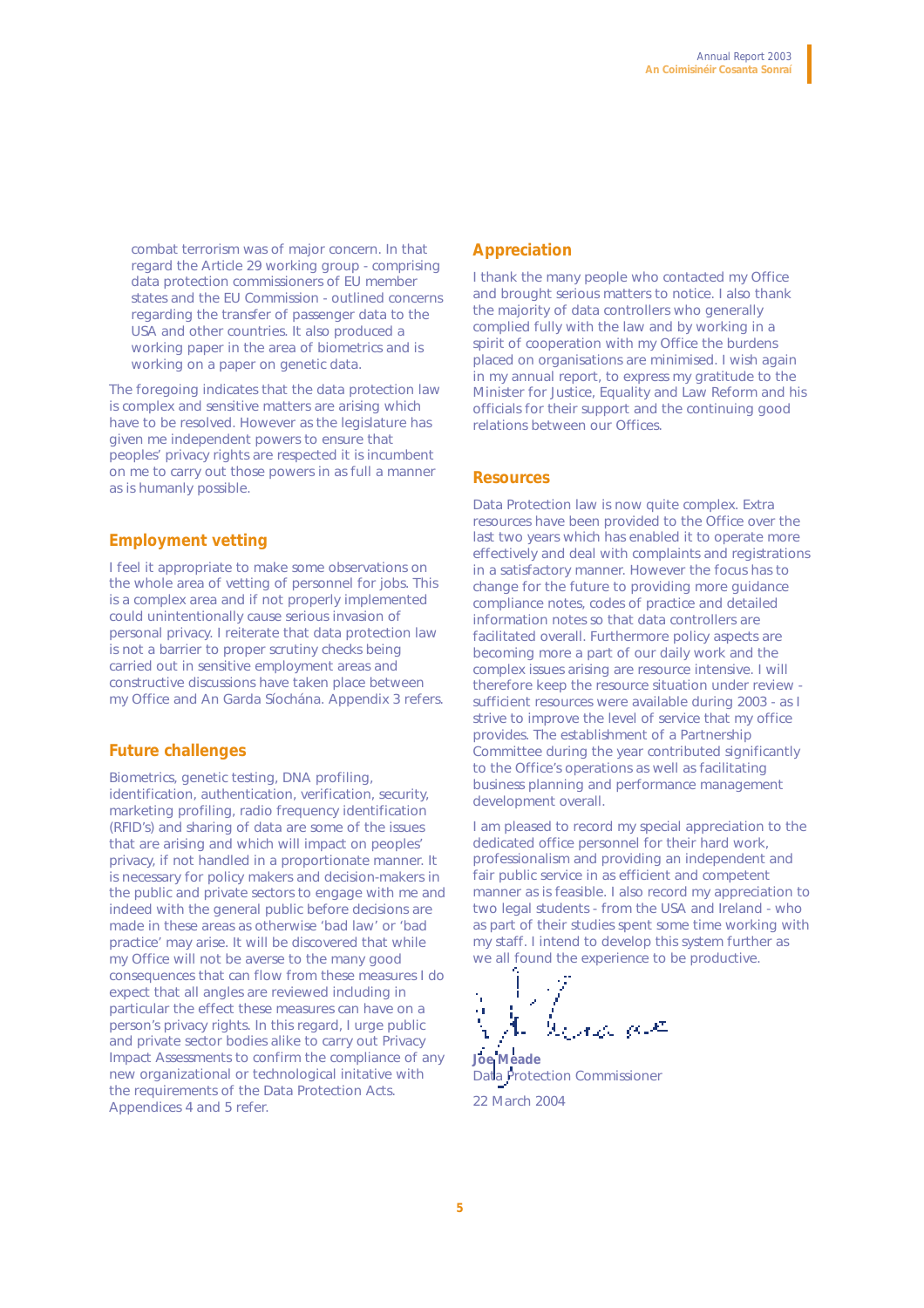combat terrorism was of major concern. In that regard the Article 29 working group - comprising data protection commissioners of EU member states and the EU Commission - outlined concerns regarding the transfer of passenger data to the USA and other countries. It also produced a working paper in the area of biometrics and is working on a paper on genetic data.

The foregoing indicates that the data protection law is complex and sensitive matters are arising which have to be resolved. However as the legislature has given me independent powers to ensure that peoples' privacy rights are respected it is incumbent on me to carry out those powers in as full a manner as is humanly possible.

## Employment vetting

I feel it appropriate to make some observations on the whole area of vetting of personnel for jobs. This is a complex area and if not properly implemented could unintentionally cause serious invasion of personal privacy. I reiterate that data protection law is not a barrier to proper scrutiny checks being carried out in sensitive employment areas and constructive discussions have taken place between my Office and An Garda Síochána. Appendix 3 refers.

## Future challenges

Biometrics, genetic testing, DNA profiling, identification, authentication, verification, security, marketing profiling, radio frequency identification (RFID's) and sharing of data are some of the issues that are arising and which will impact on peoples' privacy, if not handled in a proportionate manner. It is necessary for policy makers and decision-makers in the public and private sectors to engage with me and indeed with the general public before decisions are made in these areas as otherwise 'bad law' or 'bad practice' may arise. It will be discovered that while my Office will not be averse to the many good consequences that can flow from these measures I do expect that all angles are reviewed including in particular the effect these measures can have on a person's privacy rights. In this regard, I urge public and private sector bodies alike to carry out Privacy Impact Assessments to confirm the compliance of any new organizational or technological initative with the requirements of the Data Protection Acts. Appendices 4 and 5 refer.

## Appreciation

I thank the many people who contacted my Office and brought serious matters to notice. I also thank the majority of data controllers who generally complied fully with the law and by working in a spirit of cooperation with my Office the burdens placed on organisations are minimised. I wish again in my annual report, to express my gratitude to the Minister for Justice, Equality and Law Reform and his officials for their support and the continuing good relations between our Offices.

## Resources

Data Protection law is now quite complex. Extra resources have been provided to the Office over the last two years which has enabled it to operate more effectively and deal with complaints and registrations in a satisfactory manner. However the focus has to change for the future to providing more guidance compliance notes, codes of practice and detailed information notes so that data controllers are facilitated overall. Furthermore policy aspects are becoming more a part of our daily work and the complex issues arising are resource intensive. I will therefore keep the resource situation under review - sufficient resources were available during 2003 - as I strive to improve the level of service that my office provides. The establishment of a Partnership Committee during the year contributed significantly to the Office's operations as well as facilitating business planning and performance management development overall.

I am pleased to record my special appreciation to the dedicated office personnel for their hard work, professionalism and providing an independent and fair public service in as efficient and competent manner as is feasible. I also record my appreciation to two legal students - from the USA and Ireland - who as part of their studies spent some time working with my staff. I intend to develop this system further as we all found the experience to be productive.

**Joe Meade**
Data Protection Commissioner

22 March 2004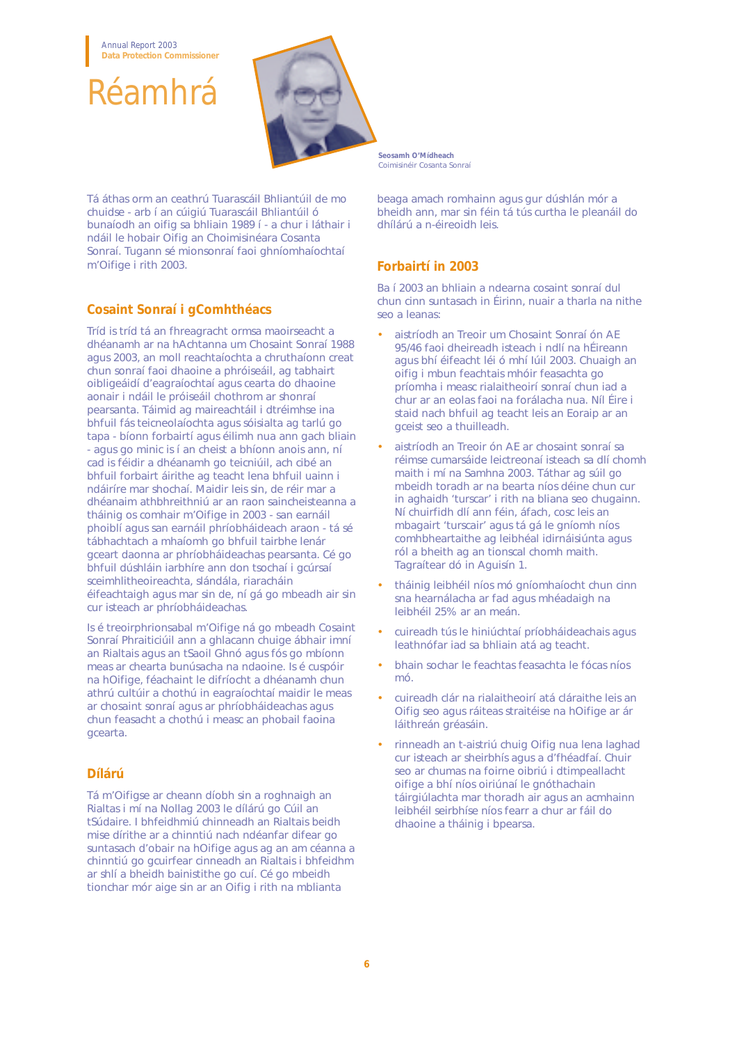# Réamhrá

**Seosamh O'Mídheach**
*Coimisinéir Cosanta Sonraí*

Tá áthas orm an ceathrú Tuarascáil Bhliantúil de mo chuidse - arb í an cúigiú Tuarascáil Bhliantúil ó bunaíodh an oifig sa bhliain 1989 í - a chur i láthair i ndáil le hobair Oifig an Choimisinéara Cosanta Sonraí. Tugann sé mionsonraí faoi ghníomhaíochtaí m'Oifige i rith 2003.

## Cosaint Sonraí i gComhthéacs

Tríd is tríd tá an fhreagracht ormsa maoirseacht a dhéanamh ar na hAchtanna um Chosaint Sonraí 1988 agus 2003, an moll reachtaíochta a chruthaíonn creat chun sonraí faoi dhaoine a phróiseáil, ag tabhairt oibleagáidí d'eagraíochtaí agus cearta do dhaoine aonair i ndáil le próiseáil chothrom ar shonraí pearsanta. Táimid ag maireachtáil i dtréimhse ina bhfuil fás teicneolaíochta sóisialta ag tarlú go tapa - bíonn forbairtí agus éilimh nua ann gach bliain - agus go minic is í an cheist a bhíonn anois ann, ní cad is féidir a dhéanamh go teicniúil, ach cibé an bhfuil forbairt áirithe ag teacht lena bhfuil uainn i ndáiríre mar shochaí. Maidir leis sin, de réir mar a dhéanaim athbhreithniú ar an raon saincheisteanna a tháinig os comhair m'Oifige in 2003 - san earnáil phoiblí agus san earnáil phríobháideach araon - tá sé tábhachtach a mhaíomh go bhfuil tairbhe lenár gceart daonna ar phríobháideachas pearsanta. Cé go bhfuil dúshláin iarbhíre ann don tsochaí i gcúrsaí sceimhlitheoireachta, slándála, riaracháin éifeachtaigh agus mar sin de, ní gá go mbeadh air sin cur isteach ar phríobháideachas.

Is é treoirphrionsabal m'Oifige ná go mbeadh Cosaint Sonraí Phraiticiúil ann a ghlacann chuige ábhair imní an Rialtais agus an tSaoil Ghnó agus fós go mbíonn meas ar chearta bunúsacha na ndaoine. Is é cuspóir na hOifige, féachaint le difríocht a dhéanamh chun athrú cultúir a chothú in eagraíochtaí maidir le meas ar chosaint sonraí agus ar phríobháideachas agus chun feasacht a chothú i measc an phobail faoina gcearta.

## Dílárú

Tá m'Oifigse ar cheann díobh sin a roghnaigh an Rialtas i mí na Nollag 2003 le díláru go Cúil an tSúdaire. I bhfeidhmiú chinneadh an Rialtais beidh mise dírithe ar a chinntiú nach ndéanfar difear go suntasach d'obair na hOifige agus ag an am céanna a chinntiú go gcuirfear cinneadh an Rialtais i bhfeidhm ar shlí a bheidh bainistithe go cuí. Cé go mbeidh tionchar mór aige sin ar an Oifig i rith na mblianta beaga amach romhainn agus gur dúshlán mór a bheidh ann, mar sin féin tá tús curtha le pleanáil do dhíláru a n-éireoidh leis.

## Forbairtí in 2003

Ba í 2003 an bhliain a ndearna cosaint sonraí dul chun cinn suntasach in Éirinn, nuair a tharla na nithe seo a leanas:

- aistríodh an Treoir um Chosaint Sonraí ón AE 95/46 faoi dheireadh isteach i ndlí na hÉireann agus bhí éifeacht léi ó mhí Iúil 2003. Chuaigh an oifig i mbun feachtais mhóir feasachta go príomha i measc rialaitheoirí sonraí chun iad a chur ar an eolas faoi na forálacha nua. Níl Éire i staid nach bhfuil ag teacht leis an Eoraip ar an gceist seo a thuilleadh.
- aistríodh an Treoir ón AE ar chosaint sonraí sa réimse cumarsáide leictreonaí isteach sa dlí chomh maith i mí na Samhna 2003. Táthar ag súil go mbeidh toradh ar na bearta níos déine chun cur in aghaidh 'turscar' i rith na bliana seo chugainn. Ní chuirfidh dlí ann féin, áfach, cosc leis an mbagairt 'turscair' agus tá gá le gníomh níos comhbheartaithe ag leibhéal idirnáisiúnta agus ról a bheith ag an tionscal chomh maith. Tagraítear dó in Aguisín 1.
- tháinig leibhéil níos mó gníomhaíocht chun cinn sna hearnálacha ar fad agus mhéadaigh na leibhéil 25% ar an meán.
- cuireadh tús le hiniúchtaí príobháideachais agus leathnófar iad sa bhliain atá ag teacht.
- bhain sochar le feachtas feasachta le fócas níos mó.
- cuireadh clár na rialaitheoirí atá cláraithe leis an Oifig seo agus ráiteas straitéise na hOifige ar ár láithreán gréasáin.
- rinneadh an t-aistriú chuig Oifig nua lena laghad cur isteach ar sheirbhís agus a d'fhéadfaí. Chuir seo ar chumas na foirne oibriú i dtimpeallacht oifige a bhí níos oiriúnaí le gnóthachain táirgiúlachta mar thoradh air agus an acmhainn leibhéil seirbhíse níos fearr a chur ar fáil do dhaoine a tháinig i bpearsa.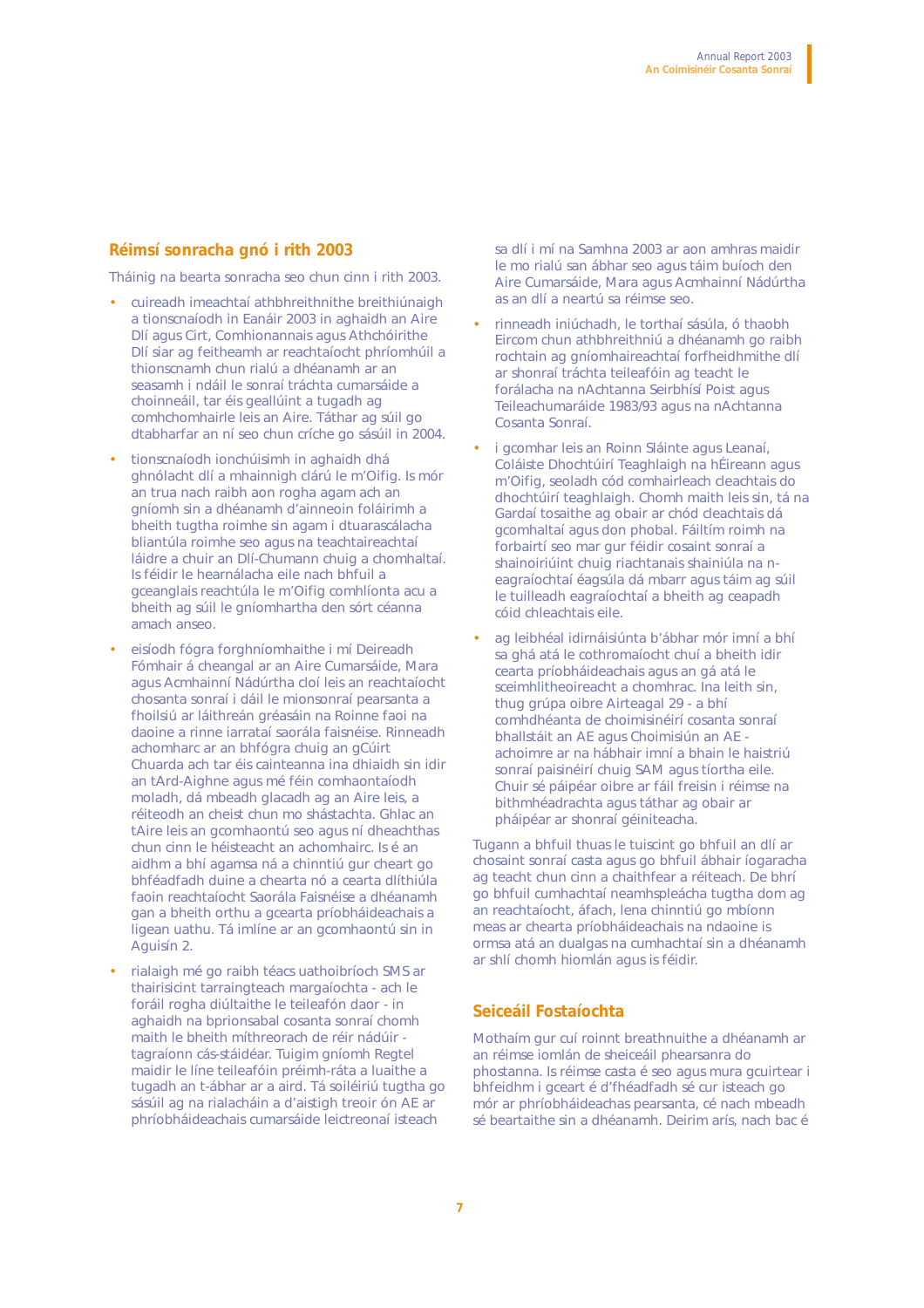## Réimsí sonracha gnó i rith 2003

Tháinig na bearta sonracha seo chun cinn i rith 2003.

- cuireadh imeachtaí athbhreithnithe breithiúnaigh a tionscnaíodh in Eanáir 2003 in aghaidh an Aire Dlí agus Cirt, Comhionannais agus Athchóirithe Dlí siar ag feitheamh ar reachtaíocht phríomhúil a thionscnamh chun rialú a dhéanamh ar an seasamh i ndáil le sonraí tráchta cumarsáide a choinneáil, tar éis geallúint a tugadh ag comhchomhairle leis an Aire. Táthar ag súil go dtabharfar an ní seo chun críche go sásúil in 2004.
- tionscnaíodh ionchúisimh in aghaidh dhá ghnólacht dlí a mhainnigh clárú le m'Oifig. Is mór an trua nach raibh aon rogha agam ach an gníomh sin a dhéanamh d'ainneoin foláirimh a bheith tugtha roimhe sin agam i dtuarascálacha bliantúla roimhe seo agus na teachtaireachtaí láidre a chuir an Dlí-Chumann chuig a chomhaltaí. Is féidir le hearnálacha eile nach bhfuil a gceanglais reachtúla le m'Oifig comhlíonta acu a bheith ag súil le gníomhartha den sórt céanna amach anseo.
- eisíodh fógra forghníomhaithe i mí Deireadh Fómhair á cheanglal ar an Aire Cumarsáide, Mara agus Acmhainní Nádúrtha cloí leis an reachtaíocht chosanta sonraí i dáil le mionsonraí pearsanta a fhoilsiú ar láithreán gréasáin na Roinne faoi na daoine a rinne iarrataí saorála faisnéise. Rinneadh achomharc ar an bhfógra chuig an gCúirt Chuarda ach tar éis cainteanna ina dhiaidh sin idir an tArd-Aighne agus mé féin comhaontaíodh moladh, dá mbeadh glacadh ag an Aire leis, a réiteodh an cheist chun mo shástachta. Ghlac an tAire leis an gcomhaontú seo agus ní dheachthas chun cinn le héisteacht an achomhairc. Is é an aidhm a bhí agamsa ná a chinntiú gur cheart go bhféadfadh duine a chearta nó a cearta dlíthiúla faoin reachtaíocht Saorála Faisnéise a dhéanamh gan a bheith orthu a gcearta príobháideachais a ligean uathu. Tá imlíne ar an gcomhaontú sin in Aguisín 2.
- rialaigh mé go raibh téacs uathoibríoch SMS ar thairisicint tarraingteach margaíochta - ach le foráil rogha diúltaithe le teileafón daor - in aghaidh na bprionsabal cosanta sonraí chomh maith le bheith míthreorach de réir nádúir - tagraíonn cás-stáidéar. Tuigim gníomh Regtel maidir le líne teileafóin préimh-ráta a luaithe a tugadh an t-ábhar ar a aird. Tá soiléiriú tugtha go sásúil ag na rialacháin a d'aistigh treoir ón AE ar phríobháideachais cumarsáide leictreonaí isteach sa dlí i mí na Samhna 2003 ar aon amhras maidir le mo rialú san ábhar seo agus táim buíoch den Aire Cumarsáide, Mara agus Acmhainní Nádúrtha as an dlí a neartú sa réimse seo.
- rinneadh iniúchadh, le torthaí sásúla, ó thaobh Eircom chun athbhreithniú a dhéanamh go raibh rochtain ag gníomhaireachtaí forfheidhmithe dlí ar shonraí tráchta teileafóin ag teacht le forálacha na nAchtanna Seirbhísí Poist agus Teileachumaráide 1983/93 agus na nAchtanna Cosanta Sonraí.
- i gcomhar leis an Roinn Sláinte agus Leanaí, Coláiste Dhochtúirí Teaghlaigh na hÉireann agus m'Oifig, seoladh cód comhairleach cleachtais do dhochtúirí teaghlaigh. Chomh maith leis sin, tá na Gardaí tosaithe ag obair ar chód cleachtais dá gcomhaltaí agus don phobal. Fáiltím roimh na forbairtí seo mar gur féidir cosaint sonraí a shainoiriúint chuig riachtanais shainiúla na n-eagraíochtaí éagsúla dá mbarr agus táim ag súil le tuilleadh eagraíochtaí a bheith ag ceapadh cóid chleachtais eile.
- ag leibhéal idirnáisiúnta b'ábhar mór imní a bhí sa ghá atá le cothromaíocht chuí a bheith idir cearta príobháideachais agus an gá atá le sceimhlitheoireacht a chomhrac. Ina leith sin, thug grúpa oibre Airteagal 29 - a bhí comhdhéanta de choimisinéirí cosanta sonraí bhallstáit an AE agus Choimisiún an AE - achoimre ar na hábhair imní a bhain le haistriú sonraí paisinéirí chuig SAM agus tíortha eile. Chuir sé páipéar oibre ar fáil freisin i réimse na bithmhéadrachta agus táthar ag obair ar pháipéar ar shonraí géiniteacha.

Tugann a bhfuil thuas le tuiscint go bhfuil an dlí ar chosaint sonraí casta agus go bhfuil ábhair íogaracha ag teacht chun cinn a chaithfear a réiteach. De bhrí go bhfuil cumhachtaí neamhspleácha tugtha dom ag an reachtaíocht, áfach, lena chinntiú go mbíonn meas ar chearta príobháideachais na ndaoine is ormsa atá an dualgas na cumhachtaí sin a dhéanamh ar shlí chomh hiomlán agus is féidir.

## Seiceáil Fostaíochta

Mothaím gur cuí roinnt breathnuithe a dhéanamh ar an réimse iomlán de sheiceáil phearsanra do phostanna. Is réimse casta é seo agus mura gcuirtear i bhfeidhm i gceart é d'fhéadfadh sé cur isteach go mór ar phríobháideachas pearsanta, cé nach mbeadh sé beartaithe sin a dhéanamh. Deirim arís, nach bac é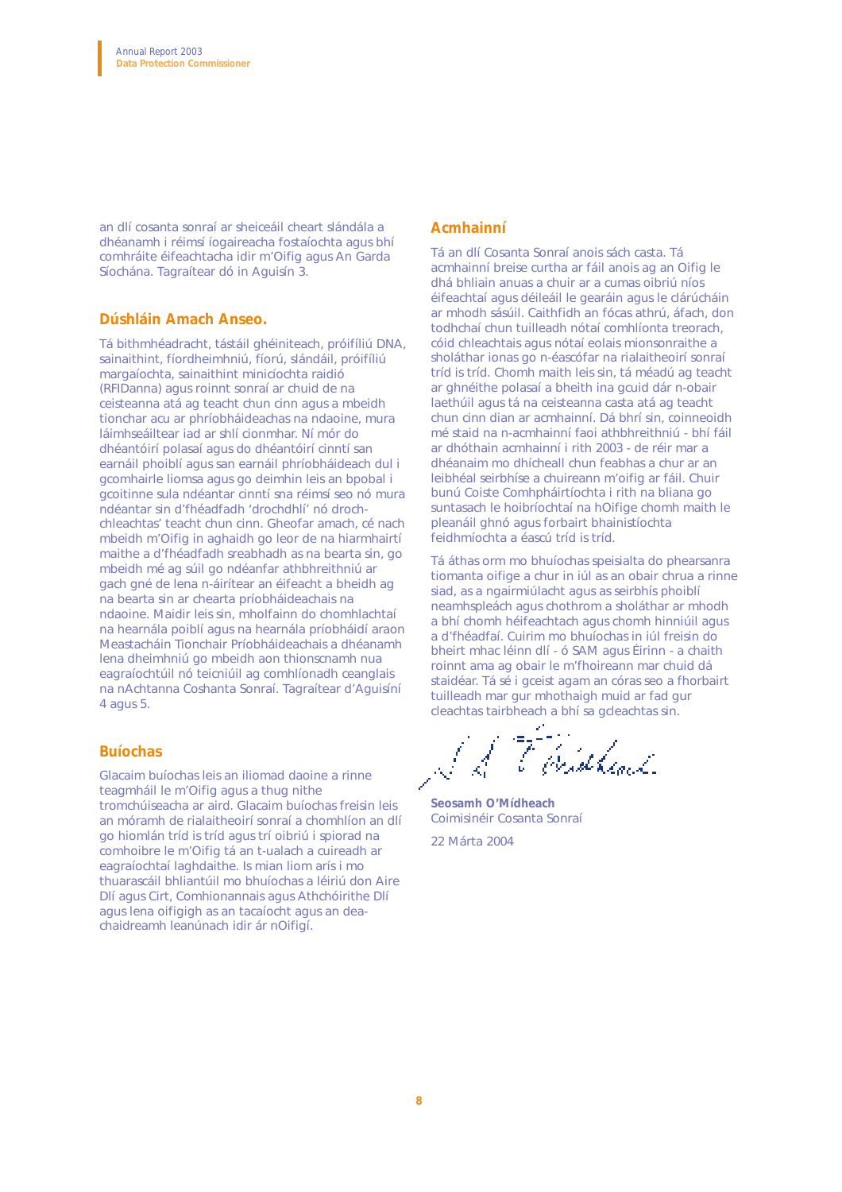an dlí cosanta sonraí ar sheiceáil cheart slándála a dhéanamh i réimsí íogaireacha fostaíochta agus bhí comhráite éifeachtacha idir m'Oifig agus An Garda Síochána. Tagraítear dó in Aguisín 3.

## Dúshláin Amach Anseo.

Tá bithmhéadracht, tástáil ghéiniteach, próifíliú DNA, sainaithint, fíordheimhniú, fíorú, slándáil, próifíliú margaíochta, sainaithint minicíochta raidió (RFIDanna) agus roinnt sonraí ar chuid de na ceisteanna atá ag teacht chun cinn agus a mbeidh tionchar acu ar phríobháideachas na ndaoine, mura láimhseáiltear iad ar shlí cionmhar. Ní mór do dhéantóirí polasaí agus do dhéantóirí cinntí san earnáil phoiblí agus san earnáil phríobháideach dul i gcomhairle liomsa agus go deimhin leis an bpobal i gcoitinne sula ndéantar cinntí sna réimsí seo nó mura ndéantar sin d'fhéadfadh 'drochdhlí' nó droch-chleachtas' teacht chun cinn. Gheofar amach, cé nach mbeidh m'Oifig in aghaidh go leor de na hiarmhairtí maithe a d'fhéadfadh sreabhadh as na bearta sin, go mbeidh mé ag súil go ndéanfar athbhreithniú ar gach gné de lena n-áirítear an éifeacht a bheidh ag na bearta sin ar chearta príobháideachais na ndaoine. Maidir leis sin, mholfainn do chomhlachtaí na hearnála poiblí agus na hearnála príobháidí araon Meastacháin Tionchair Príobháideachais a dhéanamh lena dheimhniú go mbeidh aon thionscnamh nua eagraíochtúil nó teicniúil ag comhlíonadh ceanglais na nAchtanna Coshanta Sonraí. Tagraítear d'Aguisíní 4 agus 5.

## Buíochas

Glacaim buíochas leis an iliomad daoine a rinne teagmháil le m'Oifig agus a thug nithe tromchúiseacha ar aird. Glacaim buíochas freisin leis an móramh de rialaitheoirí sonraí a chomhlíon an dlí go hiomlán tríd is tríd agus trí oibriú i spiorad na comhoibre le m'Oifig tá an t-ualach a cuireadh ar eagraíochtaí laghdaithe. Is mian liom arís i mo thuarascáil bhliantúil mo bhuíochas a léiriú don Aire Dlí agus Cirt, Comhionannais agus Athchóirithe Dlí agus lena oifigigh as an tacaíocht agus an dea-chaidreamh leanúnach idir ár nOifigí.

## Acmhainní

Tá an dlí Cosanta Sonraí anois sách casta. Tá acmhainní breise curtha ar fáil anois ag an Oifig le dhá bhliain anuas a chuir ar a cumas oibriú níos éifeachtaí agus déileáil le gearáin agus le clárúcháin ar mhodh sásúil. Caithfidh an fócas athrú, áfach, don todhchaí chun tuilleadh nótaí comhlíonta treorach, cóid chleachtais agus nótaí eolais mionsonraithe a sholáthar ionas go n-éascófar na rialaitheoirí sonraí tríd is tríd. Chomh maith leis sin, tá méadú ag teacht ar ghnéithe polasaí a bheith ina gcuid dár n-obair laethúil agus tá na ceisteanna casta atá ag teacht chun cinn dian ar acmhainní. Dá bhrí sin, coinneoidh mé staid na n-acmhainní faoi athbhreithniú - bhí fáil ar dhóthain acmhainní i rith 2003 - de réir mar a dhéanaim mo dhícheall chun feabhas a chur ar an leibhéal seirbhíse a chuireann m'oifig ar fáil. Chuir bunú Coiste Comhpháirtíochta i rith na bliana go suntasach le hoibríochtaí na hOifige chomh maith le pleanáil ghnó agus forbairt bhainistíochta feidhmíochta a éascú tríd is tríd.

Tá áthas orm mo bhuíochas speisialta do phearsanra tiomanta oifige a chur in iúl as an obair chrua a rinne siad, as a ngairmiúlacht agus as seirbhís phoiblí neamhspleách agus chothrom a sholáthar ar mhodh a bhí chomh héifeachtach agus chomh hinniúil agus a d'fhéadfaí. Cuirim mo bhuíochas in iúl freisin do bheirt mhac léinn dlí - ó SAM agus Éirinn - a chaith roinnt ama ag obair le m'fhoireann mar chuid dá staidéar. Tá sé i gceist agam an córas seo a fhorbairt tuilleadh mar gur mhothaigh muid ar fad gur cleachtas tairbheach a bhí sa gcleachtas sin.

**Seosamh O'Mídheach**
Coimisinéir Cosanta Sonraí

22 Márta 2004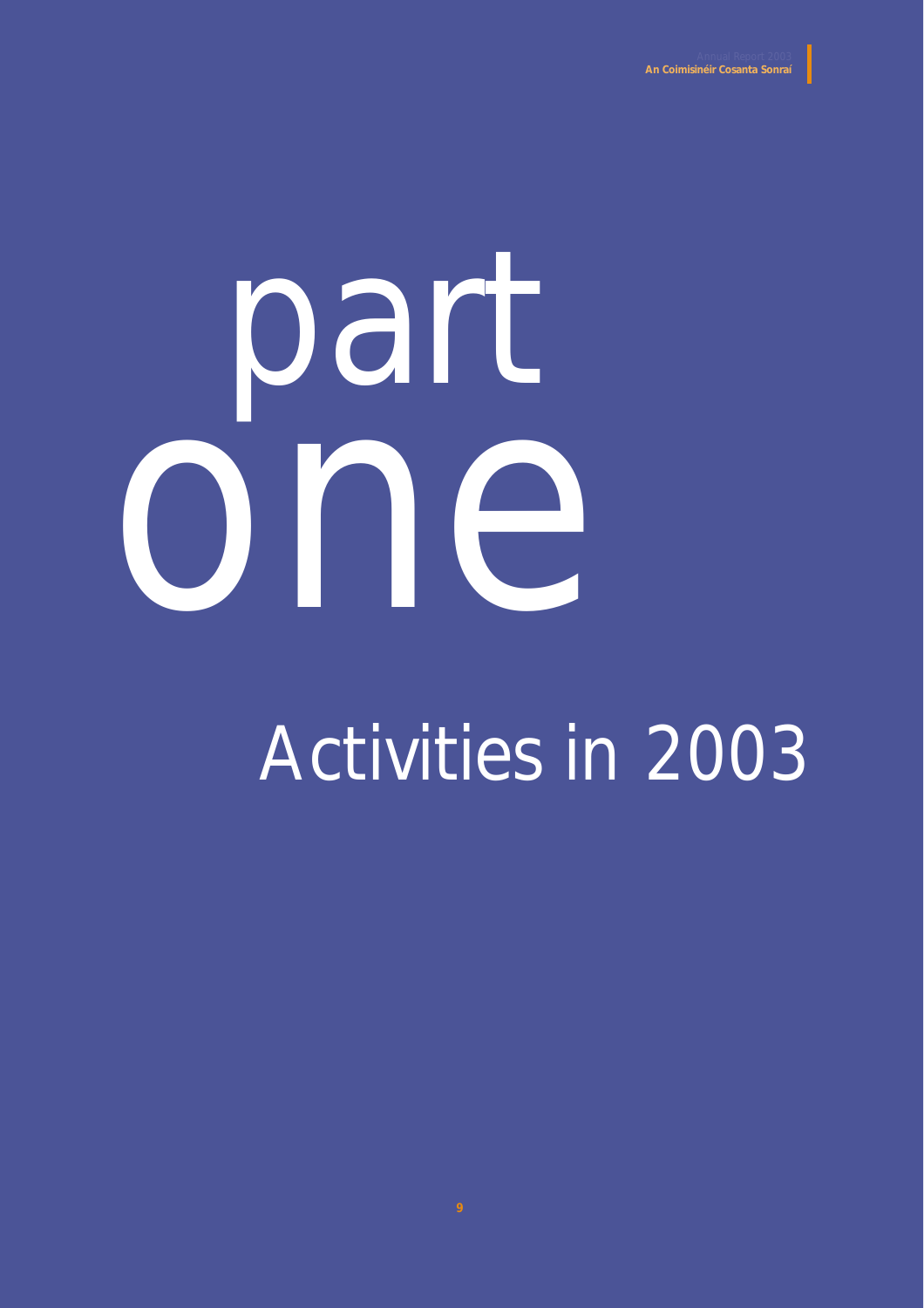# part one

## Activities in 2003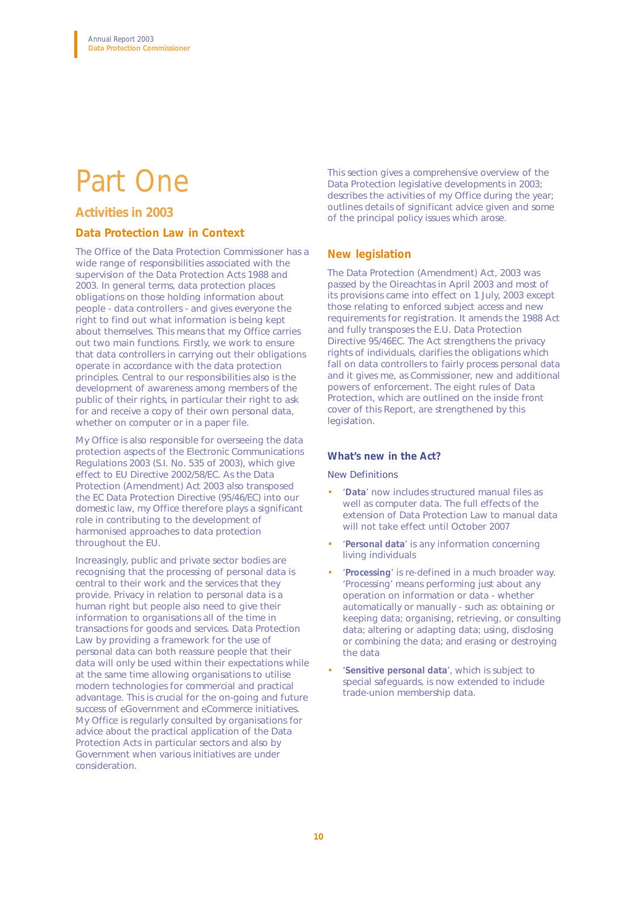# Part One

## Activities in 2003

### Data Protection Law in Context

The Office of the Data Protection Commissioner has a wide range of responsibilities associated with the supervision of the Data Protection Acts 1988 and 2003. In general terms, data protection places obligations on those holding information about people - data controllers - and gives everyone the right to find out what information is being kept about themselves. This means that my Office carries out two main functions. Firstly, we work to ensure that data controllers in carrying out their obligations operate in accordance with the data protection principles. Central to our responsibilities also is the development of awareness among members of the public of their rights, in particular their right to ask for and receive a copy of their own personal data, whether on computer or in a paper file.

My Office is also responsible for overseeing the data protection aspects of the Electronic Communications Regulations 2003 (S.I. No. 535 of 2003), which give effect to EU Directive 2002/58/EC. As the Data Protection (Amendment) Act 2003 also transposed the EC Data Protection Directive (95/46/EC) into our domestic law, my Office therefore plays a significant role in contributing to the development of harmonised approaches to data protection throughout the EU.

Increasingly, public and private sector bodies are recognising that the processing of personal data is central to their work and the services that they provide. Privacy in relation to personal data is a human right but people also need to give their information to organisations all of the time in transactions for goods and services. Data Protection Law by providing a framework for the use of personal data can both reassure people that their data will only be used within their expectations while at the same time allowing organisations to utilise modern technologies for commercial and practical advantage. This is crucial for the on-going and future success of eGovernment and eCommerce initiatives. My Office is regularly consulted by organisations for advice about the practical application of the Data Protection Acts in particular sectors and also by Government when various initiatives are under consideration.

This section gives a comprehensive overview of the Data Protection legislative developments in 2003; describes the activities of my Office during the year; outlines details of significant advice given and some of the principal policy issues which arose.

### New legislation

The Data Protection (Amendment) Act, 2003 was passed by the Oireachtas in April 2003 and most of its provisions came into effect on 1 July, 2003 except those relating to enforced subject access and new requirements for registration. It amends the 1988 Act and fully transposes the E.U. Data Protection Directive 95/46EC. The Act strengthens the privacy rights of individuals, clarifies the obligations which fall on data controllers to fairly process personal data and it gives me, as Commissioner, new and additional powers of enforcement. The eight rules of Data Protection, which are outlined on the inside front cover of this Report, are strengthened by this legislation.

#### What's new in the Act?

New Definitions

- '**Data**' now includes structured manual files as well as computer data. The full effects of the extension of Data Protection Law to manual data will not take effect until October 2007
- '**Personal data**' is any information concerning living individuals
- '**Processing**' is re-defined in a much broader way. 'Processing' means performing just about any operation on information or data - whether automatically or manually - such as: obtaining or keeping data; organising, retrieving, or consulting data; altering or adapting data; using, disclosing or combining the data; and erasing or destroying the data
- '**Sensitive personal data**', which is subject to special safeguards, is now extended to include trade-union membership data.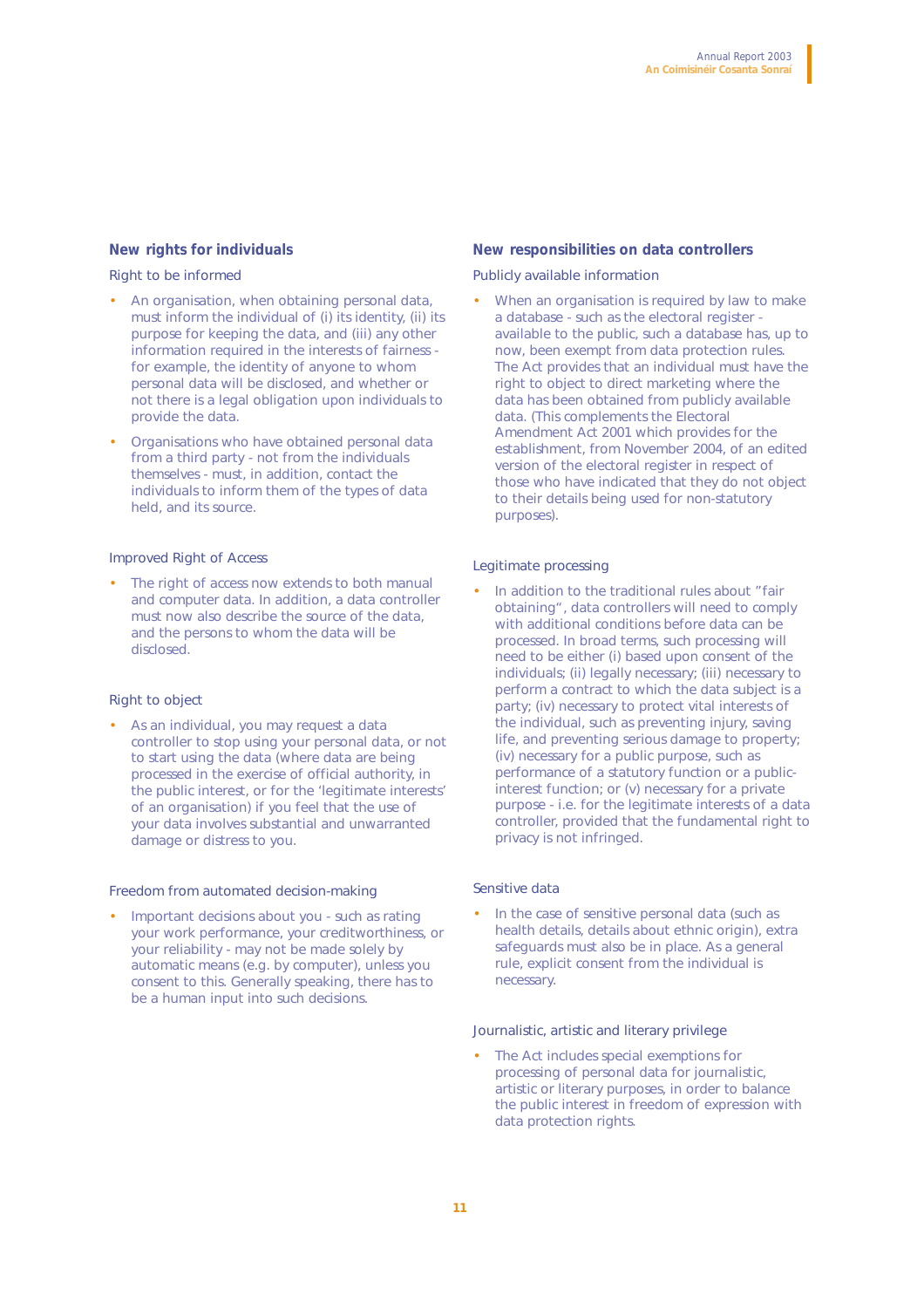## New rights for individuals

### Right to be informed

- An organisation, when obtaining personal data, must inform the individual of (i) its identity, (ii) its purpose for keeping the data, and (iii) any other information required in the interests of fairness - for example, the identity of anyone to whom personal data will be disclosed, and whether or not there is a legal obligation upon individuals to provide the data.
- Organisations who have obtained personal data from a third party - not from the individuals themselves - must, in addition, contact the individuals to inform them of the types of data held, and its source.

### Improved Right of Access

- The right of access now extends to both manual and computer data. In addition, a data controller must now also describe the source of the data, and the persons to whom the data will be disclosed.

### Right to object

- As an individual, you may request a data controller to stop using your personal data, or not to start using the data (where data are being processed in the exercise of official authority, in the public interest, or for the 'legitimate interests' of an organisation) if you feel that the use of your data involves substantial and unwarranted damage or distress to you.

### Freedom from automated decision-making

- Important decisions about you - such as rating your work performance, your creditworthiness, or your reliability - may not be made solely by automatic means (e.g. by computer), unless you consent to this. Generally speaking, there has to be a human input into such decisions.

## New responsibilities on data controllers

### Publicly available information

- When an organisation is required by law to make a database - such as the electoral register - available to the public, such a database has, up to now, been exempt from data protection rules. The Act provides that an individual must have the right to object to direct marketing where the data has been obtained from publicly available data. (This complements the Electoral Amendment Act 2001 which provides for the establishment, from November 2004, of an edited version of the electoral register in respect of those who have indicated that they do not object to their details being used for non-statutory purposes).

### Legitimate processing

- In addition to the traditional rules about "fair obtaining", data controllers will need to comply with additional conditions before data can be processed. In broad terms, such processing will need to be either (i) based upon consent of the individuals; (ii) legally necessary; (iii) necessary to perform a contract to which the data subject is a party; (iv) necessary to protect vital interests of the individual, such as preventing injury, saving life, and preventing serious damage to property; (iv) necessary for a public purpose, such as performance of a statutory function or a public-interest function; or (v) necessary for a private purpose - i.e. for the legitimate interests of a data controller, provided that the fundamental right to privacy is not infringed.

### Sensitive data

- In the case of sensitive personal data (such as health details, details about ethnic origin), extra safeguards must also be in place. As a general rule, explicit consent from the individual is necessary.

### Journalistic, artistic and literary privilege

- The Act includes special exemptions for processing of personal data for journalistic, artistic or literary purposes, in order to balance the public interest in freedom of expression with data protection rights.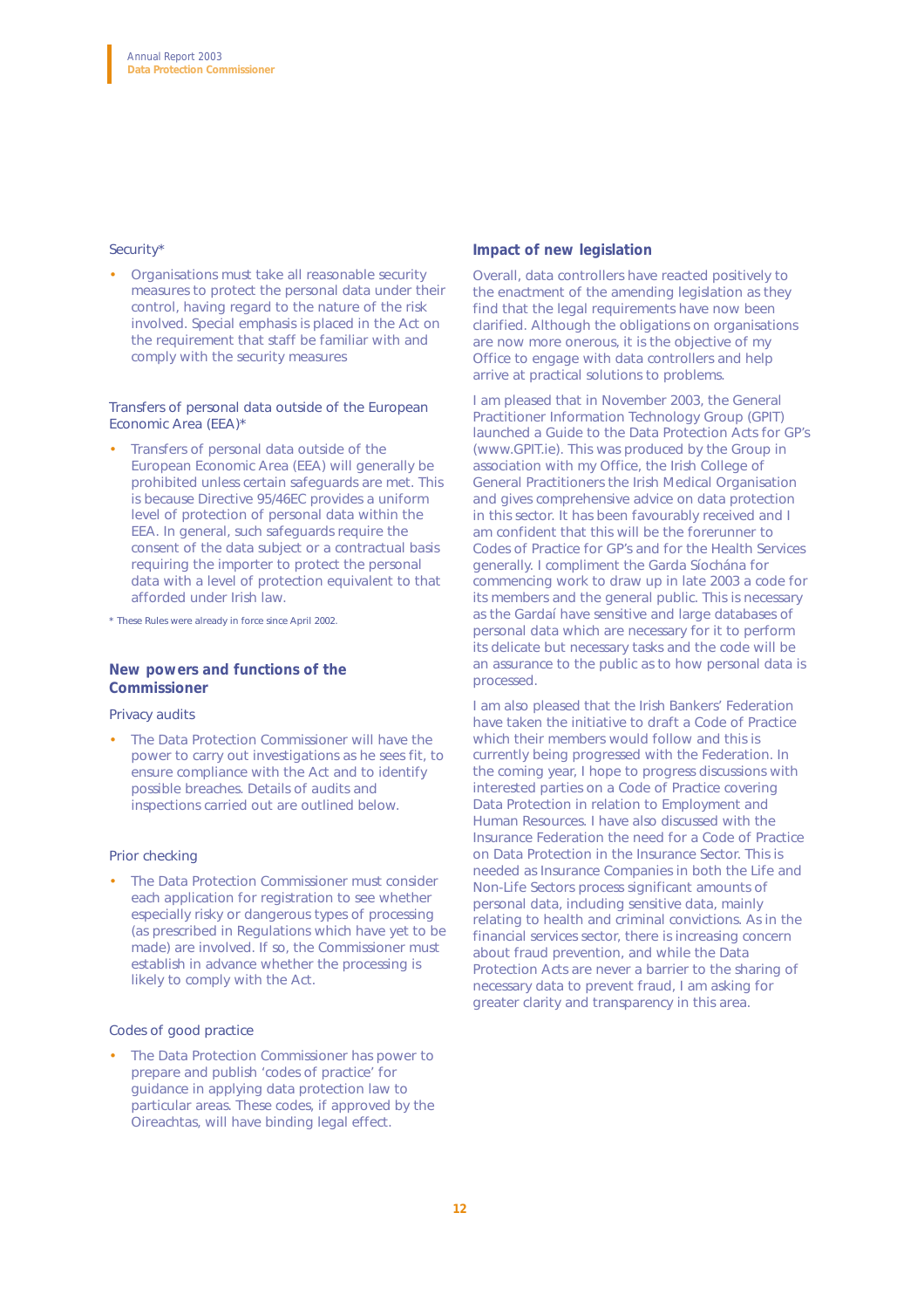Security*

- Organisations must take all reasonable security measures to protect the personal data under their control, having regard to the nature of the risk involved. Special emphasis is placed in the Act on the requirement that staff be familiar with and comply with the security measures

Transfers of personal data outside of the European Economic Area (EEA)*

- Transfers of personal data outside of the European Economic Area (EEA) will generally be prohibited unless certain safeguards are met. This is because Directive 95/46EC provides a uniform level of protection of personal data within the EEA. In general, such safeguards require the consent of the data subject or a contractual basis requiring the importer to protect the personal data with a level of protection equivalent to that afforded under Irish law.

\* These Rules were already in force since April 2002.

## New powers and functions of the Commissioner

Privacy audits

- The Data Protection Commissioner will have the power to carry out investigations as he sees fit, to ensure compliance with the Act and to identify possible breaches. Details of audits and inspections carried out are outlined below.

Prior checking

- The Data Protection Commissioner must consider each application for registration to see whether especially risky or dangerous types of processing (as prescribed in Regulations which have yet to be made) are involved. If so, the Commissioner must establish in advance whether the processing is likely to comply with the Act.

Codes of good practice

- The Data Protection Commissioner has power to prepare and publish 'codes of practice' for guidance in applying data protection law to particular areas. These codes, if approved by the Oireachtas, will have binding legal effect.

## Impact of new legislation

Overall, data controllers have reacted positively to the enactment of the amending legislation as they find that the legal requirements have now been clarified. Although the obligations on organisations are now more onerous, it is the objective of my Office to engage with data controllers and help arrive at practical solutions to problems.

I am pleased that in November 2003, the General Practitioner Information Technology Group (GPIT) launched a Guide to the Data Protection Acts for GP's (www.GPIT.ie). This was produced by the Group in association with my Office, the Irish College of General Practitioners the Irish Medical Organisation and gives comprehensive advice on data protection in this sector. It has been favourably received and I am confident that this will be the forerunner to Codes of Practice for GP's and for the Health Services generally. I compliment the Garda Síochána for commencing work to draw up in late 2003 a code for its members and the general public. This is necessary as the Gardaí have sensitive and large databases of personal data which are necessary for it to perform its delicate but necessary tasks and the code will be an assurance to the public as to how personal data is processed.

I am also pleased that the Irish Bankers' Federation have taken the initiative to draft a Code of Practice which their members would follow and this is currently being progressed with the Federation. In the coming year, I hope to progress discussions with interested parties on a Code of Practice covering Data Protection in relation to Employment and Human Resources. I have also discussed with the Insurance Federation the need for a Code of Practice on Data Protection in the Insurance Sector. This is needed as Insurance Companies in both the Life and Non-Life Sectors process significant amounts of personal data, including sensitive data, mainly relating to health and criminal convictions. As in the financial services sector, there is increasing concern about fraud prevention, and while the Data Protection Acts are never a barrier to the sharing of necessary data to prevent fraud, I am asking for greater clarity and transparency in this area.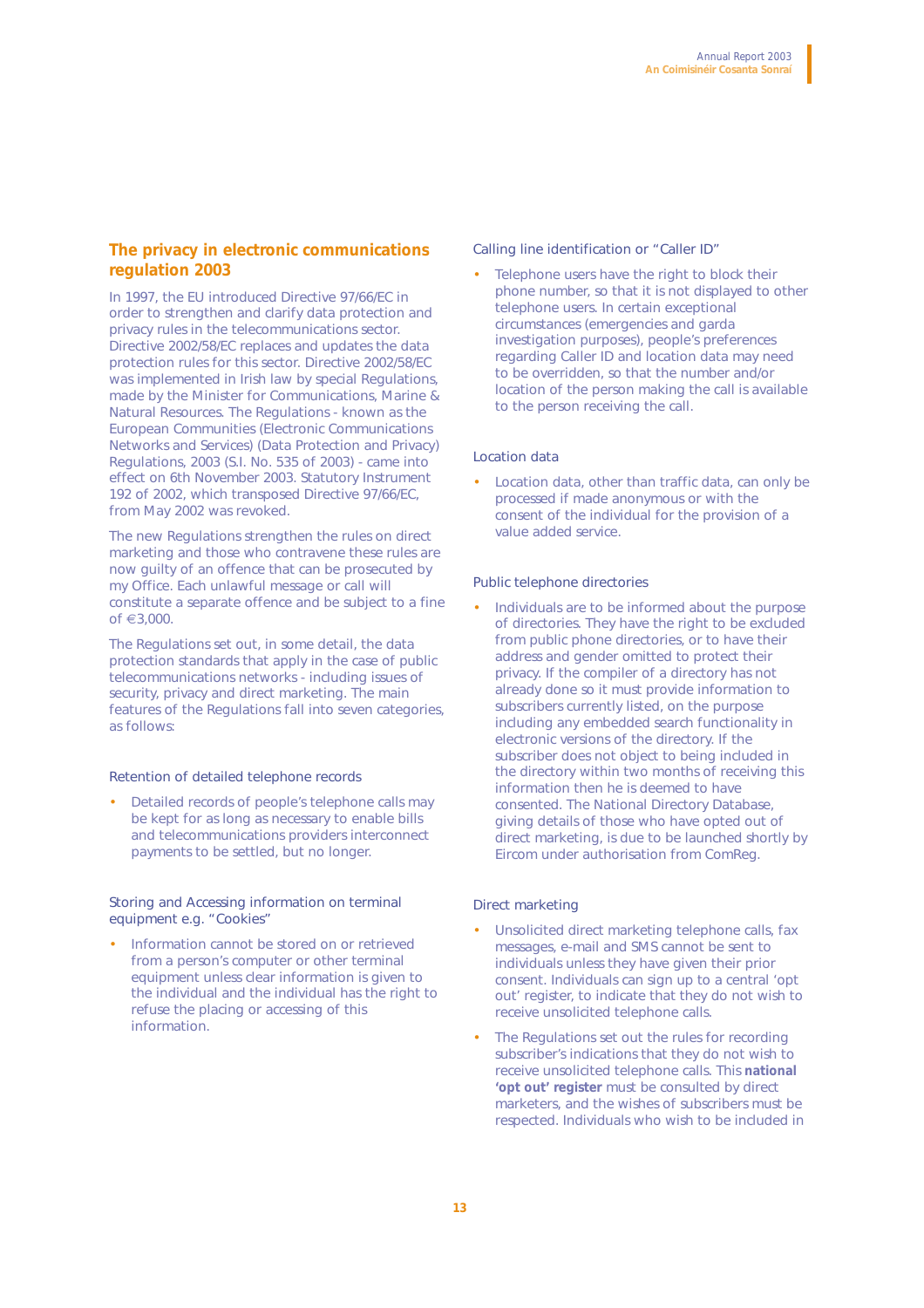## The privacy in electronic communications regulation 2003

In 1997, the EU introduced Directive 97/66/EC in order to strengthen and clarify data protection and privacy rules in the telecommunications sector. Directive 2002/58/EC replaces and updates the data protection rules for this sector. Directive 2002/58/EC was implemented in Irish law by special Regulations, made by the Minister for Communications, Marine & Natural Resources. The Regulations - known as the European Communities (Electronic Communications Networks and Services) (Data Protection and Privacy) Regulations, 2003 (S.I. No. 535 of 2003) - came into effect on 6th November 2003. Statutory Instrument 192 of 2002, which transposed Directive 97/66/EC, from May 2002 was revoked.

The new Regulations strengthen the rules on direct marketing and those who contravene these rules are now guilty of an offence that can be prosecuted by my Office. Each unlawful message or call will constitute a separate offence and be subject to a fine of €3,000.

The Regulations set out, in some detail, the data protection standards that apply in the case of public telecommunications networks - including issues of security, privacy and direct marketing. The main features of the Regulations fall into seven categories, as follows:

### Retention of detailed telephone records

- Detailed records of people's telephone calls may be kept for as long as necessary to enable bills and telecommunications providers interconnect payments to be settled, but no longer.

### Storing and Accessing information on terminal equipment e.g. "Cookies"

- Information cannot be stored on or retrieved from a person's computer or other terminal equipment unless clear information is given to the individual and the individual has the right to refuse the placing or accessing of this information.

### Calling line identification or "Caller ID"

- Telephone users have the right to block their phone number, so that it is not displayed to other telephone users. In certain exceptional circumstances (emergencies and garda investigation purposes), people's preferences regarding Caller ID and location data may need to be overridden, so that the number and/or location of the person making the call is available to the person receiving the call.

### Location data

- Location data, other than traffic data, can only be processed if made anonymous or with the consent of the individual for the provision of a value added service.

### Public telephone directories

- Individuals are to be informed about the purpose of directories. They have the right to be excluded from public phone directories, or to have their address and gender omitted to protect their privacy. If the compiler of a directory has not already done so it must provide information to subscribers currently listed, on the purpose including any embedded search functionality in electronic versions of the directory. If the subscriber does not object to being included in the directory within two months of receiving this information then he is deemed to have consented. The National Directory Database, giving details of those who have opted out of direct marketing, is due to be launched shortly by Eircom under authorisation from ComReg.

### Direct marketing

- Unsolicited direct marketing telephone calls, fax messages, e-mail and SMS cannot be sent to individuals unless they have given their prior consent. Individuals can sign up to a central 'opt out' register, to indicate that they do not wish to receive unsolicited telephone calls.
- The Regulations set out the rules for recording subscriber's indications that they do not wish to receive unsolicited telephone calls. This **national 'opt out' register** must be consulted by direct marketers, and the wishes of subscribers must be respected. Individuals who wish to be included in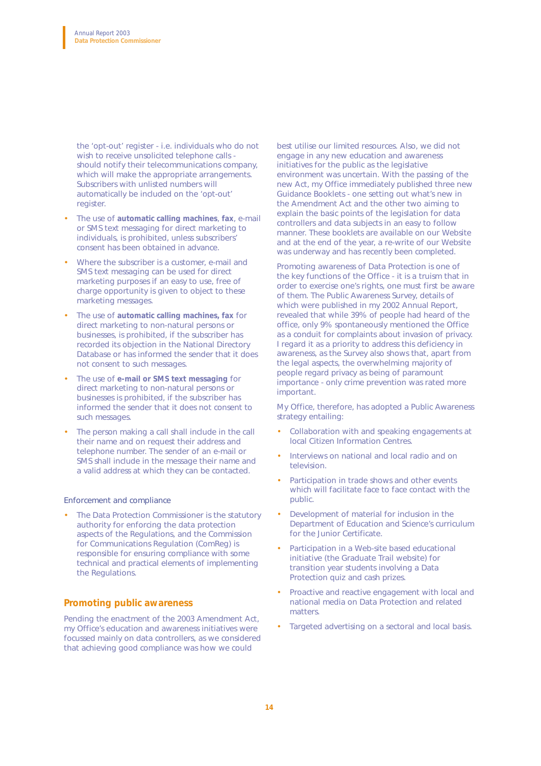the 'opt-out' register - i.e. individuals who do not wish to receive unsolicited telephone calls - should notify their telecommunications company, which will make the appropriate arrangements. Subscribers with unlisted numbers will automatically be included on the 'opt-out' register.

- The use of **automatic calling machines**, **fax**, e-mail or SMS text messaging for direct marketing to individuals, is prohibited, unless subscribers' consent has been obtained in advance.
- Where the subscriber is a customer, e-mail and SMS text messaging can be used for direct marketing purposes if an easy to use, free of charge opportunity is given to object to these marketing messages.
- The use of **automatic calling machines, fax** for direct marketing to non-natural persons or businesses, is prohibited, if the subscriber has recorded its objection in the National Directory Database or has informed the sender that it does not consent to such messages.
- The use of **e-mail or SMS text messaging** for direct marketing to non-natural persons or businesses is prohibited, if the subscriber has informed the sender that it does not consent to such messages.
- The person making a call shall include in the call their name and on request their address and telephone number. The sender of an e-mail or SMS shall include in the message their name and a valid address at which they can be contacted.

### Enforcement and compliance

- The Data Protection Commissioner is the statutory authority for enforcing the data protection aspects of the Regulations, and the Commission for Communications Regulation (ComReg) is responsible for ensuring compliance with some technical and practical elements of implementing the Regulations.

## Promoting public awareness

Pending the enactment of the 2003 Amendment Act, my Office's education and awareness initiatives were focussed mainly on data controllers, as we considered that achieving good compliance was how we could best utilise our limited resources. Also, we did not engage in any new education and awareness initiatives for the public as the legislative environment was uncertain. With the passing of the new Act, my Office immediately published three new Guidance Booklets - one setting out what's new in the Amendment Act and the other two aiming to explain the basic points of the legislation for data controllers and data subjects in an easy to follow manner. These booklets are available on our Website and at the end of the year, a re-write of our Website was underway and has recently been completed.

Promoting awareness of Data Protection is one of the key functions of the Office - it is a truism that in order to exercise one's rights, one must first be aware of them. The Public Awareness Survey, details of which were published in my 2002 Annual Report, revealed that while 39% of people had heard of the office, only 9% spontaneously mentioned the Office as a conduit for complaints about invasion of privacy. I regard it as a priority to address this deficiency in awareness, as the Survey also shows that, apart from the legal aspects, the overwhelming majority of people regard privacy as being of paramount importance - only crime prevention was rated more important.

My Office, therefore, has adopted a Public Awareness strategy entailing:

- Collaboration with and speaking engagements at local Citizen Information Centres.
- Interviews on national and local radio and on television.
- Participation in trade shows and other events which will facilitate face to face contact with the public.
- Development of material for inclusion in the Department of Education and Science's curriculum for the Junior Certificate.
- Participation in a Web-site based educational initiative (the Graduate Trail website) for transition year students involving a Data Protection quiz and cash prizes.
- Proactive and reactive engagement with local and national media on Data Protection and related matters.
- Targeted advertising on a sectoral and local basis.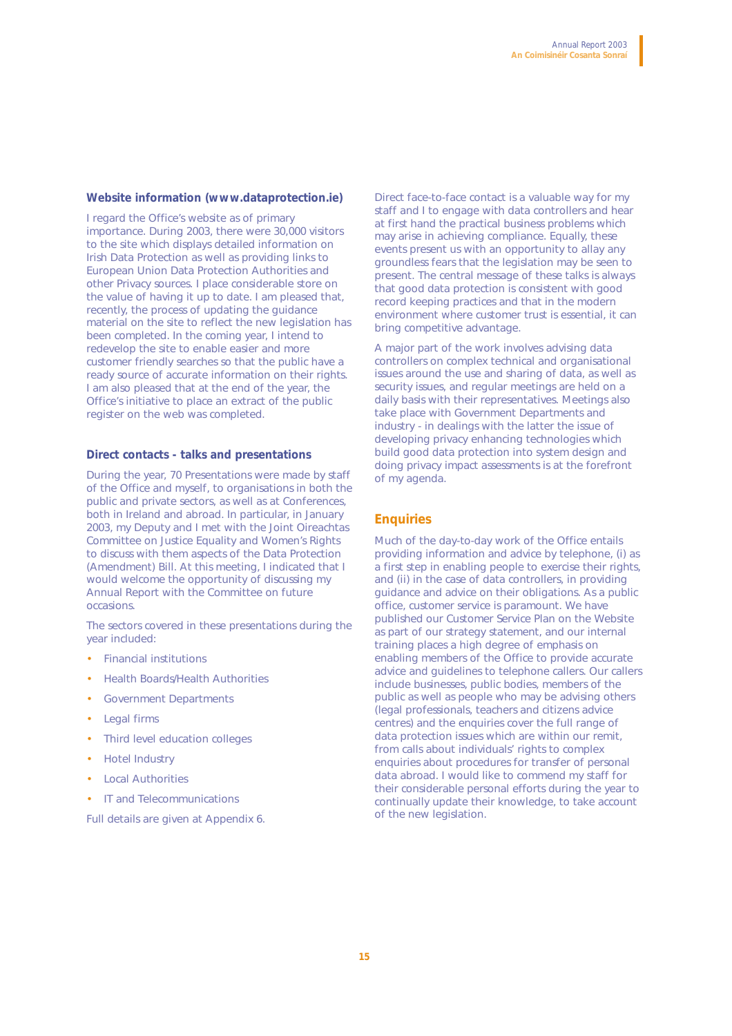### Website information (www.dataprotection.ie)

I regard the Office's website as of primary importance. During 2003, there were 30,000 visitors to the site which displays detailed information on Irish Data Protection as well as providing links to European Union Data Protection Authorities and other Privacy sources. I place considerable store on the value of having it up to date. I am pleased that, recently, the process of updating the guidance material on the site to reflect the new legislation has been completed. In the coming year, I intend to redevelop the site to enable easier and more customer friendly searches so that the public have a ready source of accurate information on their rights. I am also pleased that at the end of the year, the Office's initiative to place an extract of the public register on the web was completed.

### Direct contacts - talks and presentations

During the year, 70 Presentations were made by staff of the Office and myself, to organisations in both the public and private sectors, as well as at Conferences, both in Ireland and abroad. In particular, in January 2003, my Deputy and I met with the Joint Oireachtas Committee on Justice Equality and Women's Rights to discuss with them aspects of the Data Protection (Amendment) Bill. At this meeting, I indicated that I would welcome the opportunity of discussing my Annual Report with the Committee on future occasions.

The sectors covered in these presentations during the year included:

- Financial institutions
- Health Boards/Health Authorities
- Government Departments
- Legal firms
- Third level education colleges
- Hotel Industry
- Local Authorities
- IT and Telecommunications

Full details are given at Appendix 6.

Direct face-to-face contact is a valuable way for my staff and I to engage with data controllers and hear at first hand the practical business problems which may arise in achieving compliance. Equally, these events present us with an opportunity to allay any groundless fears that the legislation may be seen to present. The central message of these talks is always that good data protection is consistent with good record keeping practices and that in the modern environment where customer trust is essential, it can bring competitive advantage.

A major part of the work involves advising data controllers on complex technical and organisational issues around the use and sharing of data, as well as security issues, and regular meetings are held on a daily basis with their representatives. Meetings also take place with Government Departments and industry - in dealings with the latter the issue of developing privacy enhancing technologies which build good data protection into system design and doing privacy impact assessments is at the forefront of my agenda.

## Enquiries

Much of the day-to-day work of the Office entails providing information and advice by telephone, (i) as a first step in enabling people to exercise their rights, and (ii) in the case of data controllers, in providing guidance and advice on their obligations. As a public office, customer service is paramount. We have published our Customer Service Plan on the Website as part of our strategy statement, and our internal training places a high degree of emphasis on enabling members of the Office to provide accurate advice and guidelines to telephone callers. Our callers include businesses, public bodies, members of the public as well as people who may be advising others (legal professionals, teachers and citizens advice centres) and the enquiries cover the full range of data protection issues which are within our remit, from calls about individuals' rights to complex enquiries about procedures for transfer of personal data abroad. I would like to commend my staff for their considerable personal efforts during the year to continually update their knowledge, to take account of the new legislation.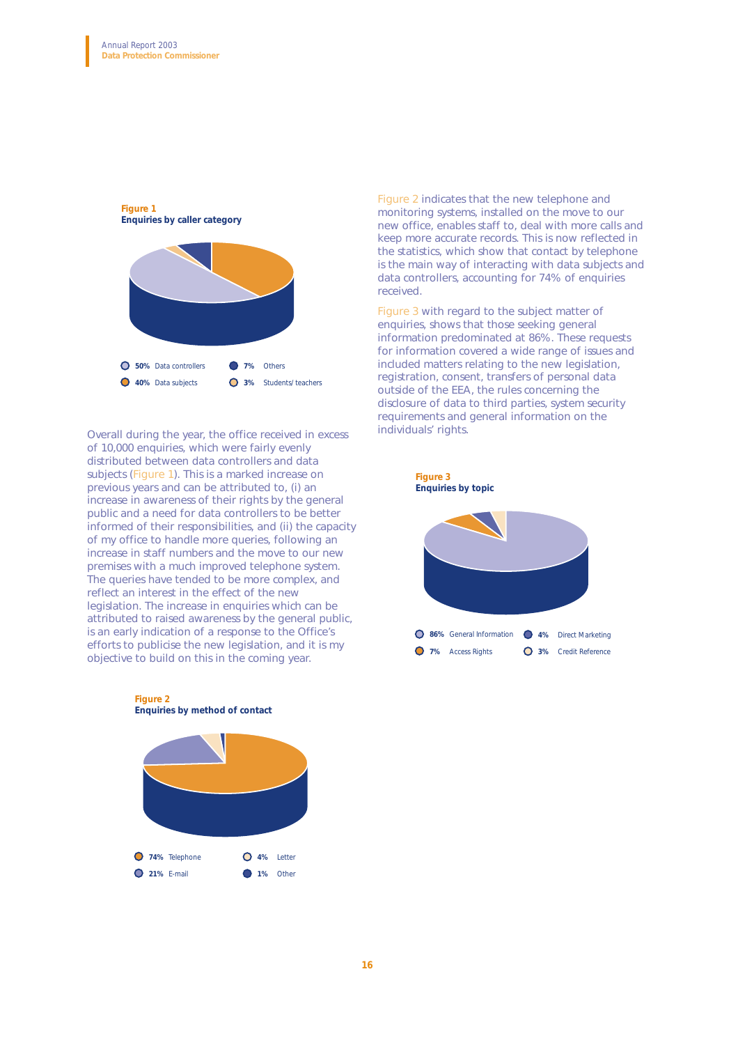**Figure 1**
**Enquiries by caller category**

- **50%** Data controllers
- **40%** Data subjects
- **7%** Others
- **3%** Students/teachers

Overall during the year, the office received in excess of 10,000 enquiries, which were fairly evenly distributed between data controllers and data subjects (Figure 1). This is a marked increase on previous years and can be attributed to, (i) an increase in awareness of their rights by the general public and a need for data controllers to be better informed of their responsibilities, and (ii) the capacity of my office to handle more queries, following an increase in staff numbers and the move to our new premises with a much improved telephone system. The queries have tended to be more complex, and reflect an interest in the effect of the new legislation. The increase in enquiries which can be attributed to raised awareness by the general public, is an early indication of a response to the Office's efforts to publicise the new legislation, and it is my objective to build on this in the coming year.

**Figure 2**
**Enquiries by method of contact**

- **74%** Telephone
- **21%** E-mail
- **4%** Letter
- **1%** Other

Figure 2 indicates that the new telephone and monitoring systems, installed on the move to our new office, enables staff to, deal with more calls and keep more accurate records. This is now reflected in the statistics, which show that contact by telephone is the main way of interacting with data subjects and data controllers, accounting for 74% of enquiries received.

Figure 3 with regard to the subject matter of enquiries, shows that those seeking general information predominated at 86%. These requests for information covered a wide range of issues and included matters relating to the new legislation, registration, consent, transfers of personal data outside of the EEA, the rules concerning the disclosure of data to third parties, system security requirements and general information on the individuals' rights.

**Figure 3**
**Enquiries by topic**

- **86%** General Information
- **7%** Access Rights
- **4%** Direct Marketing
- **3%** Credit Reference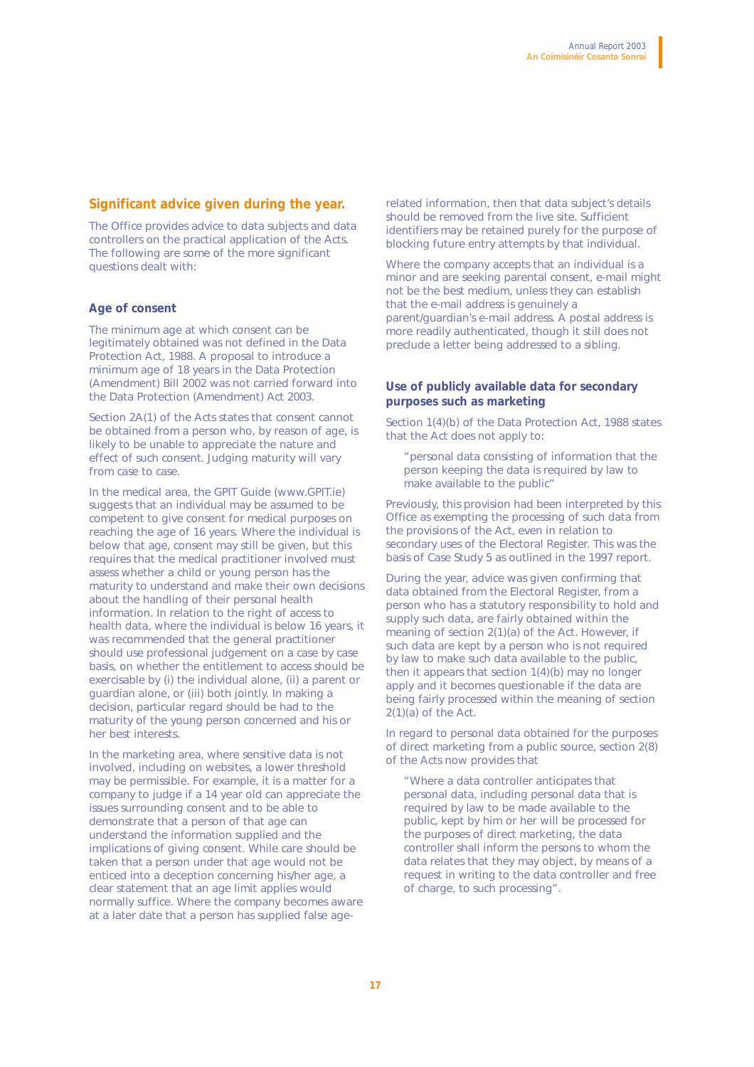## Significant advice given during the year.

The Office provides advice to data subjects and data controllers on the practical application of the Acts. The following are some of the more significant questions dealt with:

### Age of consent

The minimum age at which consent can be legitimately obtained was not defined in the Data Protection Act, 1988. A proposal to introduce a minimum age of 18 years in the Data Protection (Amendment) Bill 2002 was not carried forward into the Data Protection (Amendment) Act 2003.

Section 2A(1) of the Acts states that consent cannot be obtained from a person who, by reason of age, is likely to be unable to appreciate the nature and effect of such consent. Judging maturity will vary from case to case.

In the medical area, the GPIT Guide (www.GPIT.ie) suggests that an individual may be assumed to be competent to give consent for medical purposes on reaching the age of 16 years. Where the individual is below that age, consent may still be given, but this requires that the medical practitioner involved must assess whether a child or young person has the maturity to understand and make their own decisions about the handling of their personal health information. In relation to the right of access to health data, where the individual is below 16 years, it was recommended that the general practitioner should use professional judgement on a case by case basis, on whether the entitlement to access should be exercisable by (i) the individual alone, (ii) a parent or guardian alone, or (iii) both jointly. In making a decision, particular regard should be had to the maturity of the young person concerned and his or her best interests.

In the marketing area, where sensitive data is not involved, including on websites, a lower threshold may be permissible. For example, it is a matter for a company to judge if a 14 year old can appreciate the issues surrounding consent and to be able to demonstrate that a person of that age can understand the information supplied and the implications of giving consent. While care should be taken that a person under that age would not be enticed into a deception concerning his/her age, a clear statement that an age limit applies would normally suffice. Where the company becomes aware at a later date that a person has supplied false age-related information, then that data subject's details should be removed from the live site. Sufficient identifiers may be retained purely for the purpose of blocking future entry attempts by that individual.

Where the company accepts that an individual is a minor and are seeking parental consent, e-mail might not be the best medium, unless they can establish that the e-mail address is genuinely a parent/guardian's e-mail address. A postal address is more readily authenticated, though it still does not preclude a letter being addressed to a sibling.

### Use of publicly available data for secondary purposes such as marketing

Section 1(4)(b) of the Data Protection Act, 1988 states that the Act does not apply to:

> "personal data consisting of information that the person keeping the data is required by law to make available to the public"

Previously, this provision had been interpreted by this Office as exempting the processing of such data from the provisions of the Act, even in relation to secondary uses of the Electoral Register. This was the basis of Case Study 5 as outlined in the 1997 report.

During the year, advice was given confirming that data obtained from the Electoral Register, from a person who has a statutory responsibility to hold and supply such data, are fairly obtained within the meaning of section 2(1)(a) of the Act. However, if such data are kept by a person who is not required by law to make such data available to the public, then it appears that section 1(4)(b) may no longer apply and it becomes questionable if the data are being fairly processed within the meaning of section 2(1)(a) of the Act.

In regard to personal data obtained for the purposes of direct marketing from a public source, section 2(8) of the Acts now provides that

> "Where a data controller anticipates that personal data, including personal data that is required by law to be made available to the public, kept by him or her will be processed for the purposes of direct marketing, the data controller shall inform the persons to whom the data relates that they may object, by means of a request in writing to the data controller and free of charge, to such processing".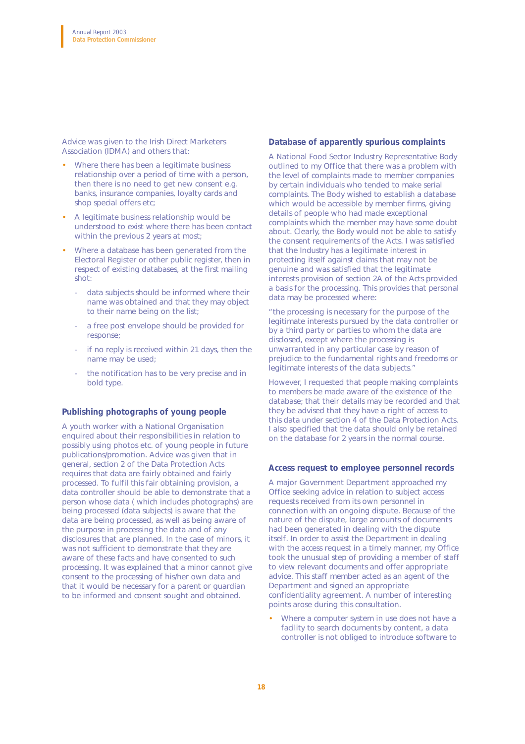Advice was given to the Irish Direct Marketers Association (IDMA) and others that:

- Where there has been a legitimate business relationship over a period of time with a person, then there is no need to get new consent e.g. banks, insurance companies, loyalty cards and shop special offers etc;
- A legitimate business relationship would be understood to exist where there has been contact within the previous 2 years at most;
- Where a database has been generated from the Electoral Register or other public register, then in respect of existing databases, at the first mailing shot:
  - data subjects should be informed where their name was obtained and that they may object to their name being on the list;
  - a free post envelope should be provided for response;
  - if no reply is received within 21 days, then the name may be used;
  - the notification has to be very precise and in bold type.

### Publishing photographs of young people

A youth worker with a National Organisation enquired about their responsibilities in relation to possibly using photos etc. of young people in future publications/promotion. Advice was given that in general, section 2 of the Data Protection Acts requires that data are fairly obtained and fairly processed. To fulfil this fair obtaining provision, a data controller should be able to demonstrate that a person whose data ( which includes photographs) are being processed (data subjects) is aware that the data are being processed, as well as being aware of the purpose in processing the data and of any disclosures that are planned. In the case of minors, it was not sufficient to demonstrate that they are aware of these facts and have consented to such processing. It was explained that a minor cannot give consent to the processing of his/her own data and that it would be necessary for a parent or guardian to be informed and consent sought and obtained.

### Database of apparently spurious complaints

A National Food Sector Industry Representative Body outlined to my Office that there was a problem with the level of complaints made to member companies by certain individuals who tended to make serial complaints. The Body wished to establish a database which would be accessible by member firms, giving details of people who had made exceptional complaints which the member may have some doubt about. Clearly, the Body would not be able to satisfy the consent requirements of the Acts. I was satisfied that the Industry has a legitimate interest in protecting itself against claims that may not be genuine and was satisfied that the legitimate interests provision of section 2A of the Acts provided a basis for the processing. This provides that personal data may be processed where:

"the processing is necessary for the purpose of the legitimate interests pursued by the data controller or by a third party or parties to whom the data are disclosed, except where the processing is unwarranted in any particular case by reason of prejudice to the fundamental rights and freedoms or legitimate interests of the data subjects."

However, I requested that people making complaints to members be made aware of the existence of the database; that their details may be recorded and that they be advised that they have a right of access to this data under section 4 of the Data Protection Acts. I also specified that the data should only be retained on the database for 2 years in the normal course.

### Access request to employee personnel records

A major Government Department approached my Office seeking advice in relation to subject access requests received from its own personnel in connection with an ongoing dispute. Because of the nature of the dispute, large amounts of documents had been generated in dealing with the dispute itself. In order to assist the Department in dealing with the access request in a timely manner, my Office took the unusual step of providing a member of staff to view relevant documents and offer appropriate advice. This staff member acted as an agent of the Department and signed an appropriate confidentiality agreement. A number of interesting points arose during this consultation.

- Where a computer system in use does not have a facility to search documents by content, a data controller is not obliged to introduce software to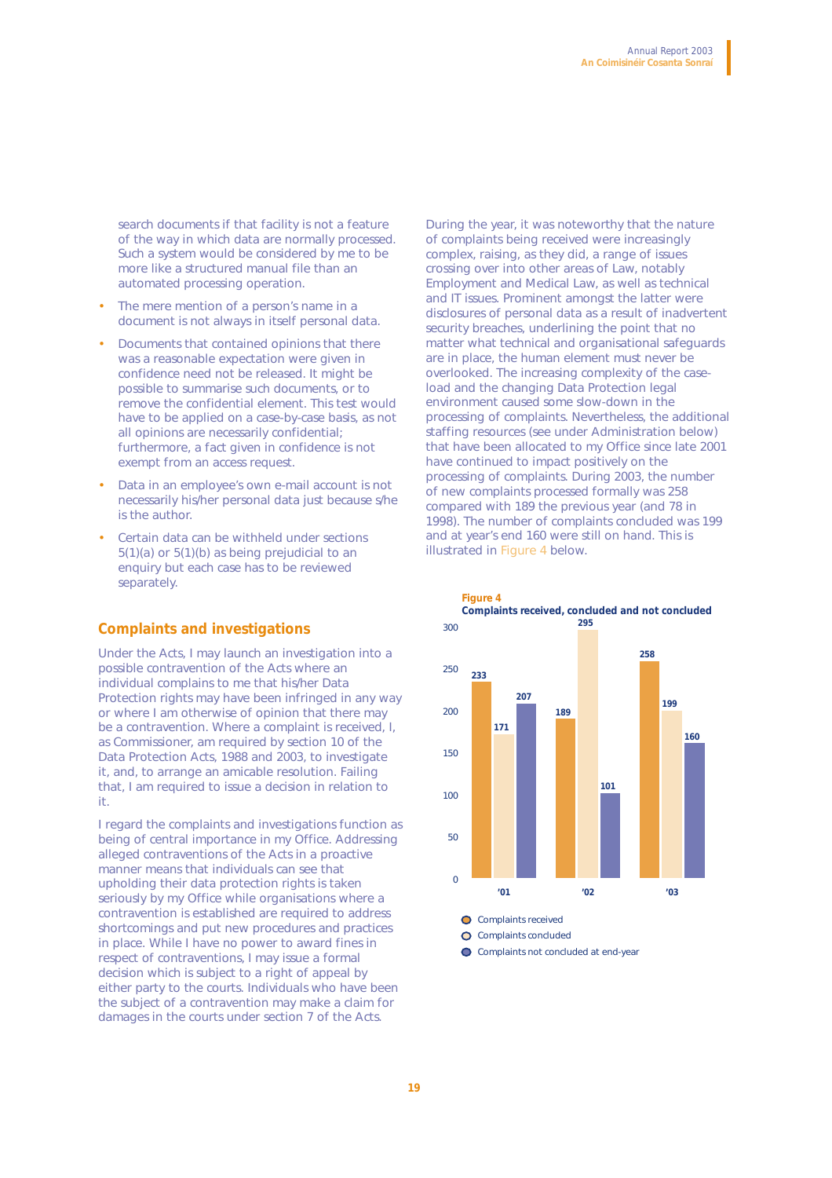search documents if that facility is not a feature of the way in which data are normally processed. Such a system would be considered by me to be more like a structured manual file than an automated processing operation.

- The mere mention of a person's name in a document is not always in itself personal data.
- Documents that contained opinions that there was a reasonable expectation were given in confidence need not be released. It might be possible to summarise such documents, or to remove the confidential element. This test would have to be applied on a case-by-case basis, as not all opinions are necessarily confidential; furthermore, a fact given in confidence is not exempt from an access request.
- Data in an employee's own e-mail account is not necessarily his/her personal data just because s/he is the author.
- Certain data can be withheld under sections 5(1)(a) or 5(1)(b) as being prejudicial to an enquiry but each case has to be reviewed separately.

## Complaints and investigations

Under the Acts, I may launch an investigation into a possible contravention of the Acts where an individual complains to me that his/her Data Protection rights may have been infringed in any way or where I am otherwise of opinion that there may be a contravention. Where a complaint is received, I, as Commissioner, am required by section 10 of the Data Protection Acts, 1988 and 2003, to investigate it, and, to arrange an amicable resolution. Failing that, I am required to issue a decision in relation to it.

I regard the complaints and investigations function as being of central importance in my Office. Addressing alleged contraventions of the Acts in a proactive manner means that individuals can see that upholding their data protection rights is taken seriously by my Office while organisations where a contravention is established are required to address shortcomings and put new procedures and practices in place. While I have no power to award fines in respect of contraventions, I may issue a formal decision which is subject to a right of appeal by either party to the courts. Individuals who have been the subject of a contravention may make a claim for damages in the courts under section 7 of the Acts.

During the year, it was noteworthy that the nature of complaints being received were increasingly complex, raising, as they did, a range of issues crossing over into other areas of Law, notably Employment and Medical Law, as well as technical and IT issues. Prominent amongst the latter were disclosures of personal data as a result of inadvertent security breaches, underlining the point that no matter what technical and organisational safeguards are in place, the human element must never be overlooked. The increasing complexity of the case-load and the changing Data Protection legal environment caused some slow-down in the processing of complaints. Nevertheless, the additional staffing resources (see under Administration below) that have been allocated to my Office since late 2001 have continued to impact positively on the processing of complaints. During 2003, the number of new complaints processed formally was 258 compared with 189 the previous year (and 78 in 1998). The number of complaints concluded was 199 and at year's end 160 were still on hand. This is illustrated in Figure 4 below.

**Figure 4**
**Complaints received, concluded and not concluded**

| | '01 | '02 | '03 |
|---|---|---|---|
| Complaints received | 233 | 189 | 258 |
| Complaints concluded | 171 | 295 | 199 |
| Complaints not concluded at end-year | 207 | 101 | 160 |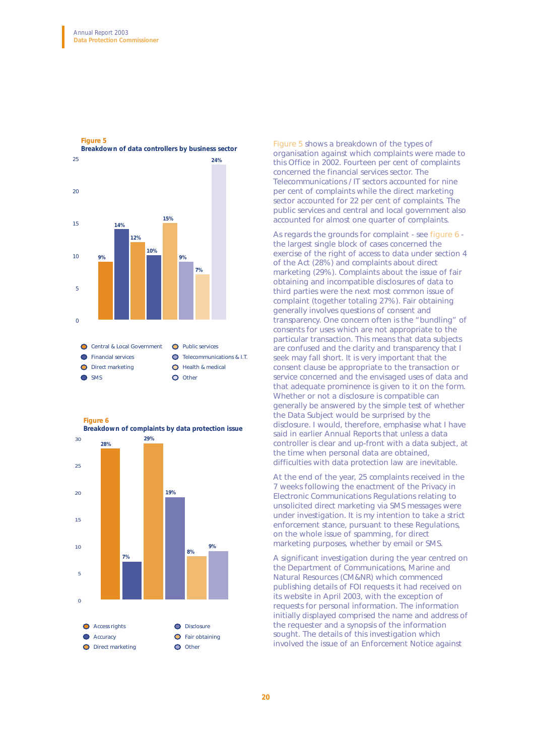**Figure 5**
**Breakdown of data controllers by business sector**

| Sector | % |
|---|---|
| Central & Local Government | 9% |
| Financial services | 14% |
| Direct marketing | 12% |
| SMS | 10% |
| Public services | 15% |
| Telecommunications & I.T. | 9% |
| Health & medical | 7% |
| Other | 24% |

**Figure 6**
**Breakdown of complaints by data protection issue**

| Issue | % |
|---|---|
| Access rights | 28% |
| Accuracy | 7% |
| Direct marketing | 29% |
| Disclosure | 19% |
| Fair obtaining | 8% |
| Other | 9% |

Figure 5 shows a breakdown of the types of organisation against which complaints were made to this Office in 2002. Fourteen per cent of complaints concerned the financial services sector. The Telecommunications / IT sectors accounted for nine per cent of complaints while the direct marketing sector accounted for 22 per cent of complaints. The public services and central and local government also accounted for almost one quarter of complaints.

As regards the grounds for complaint - see figure 6 - the largest single block of cases concerned the exercise of the right of access to data under section 4 of the Act (28%) and complaints about direct marketing (29%). Complaints about the issue of fair obtaining and incompatible disclosures of data to third parties were the next most common issue of complaint (together totaling 27%). Fair obtaining generally involves questions of consent and transparency. One concern often is the "bundling" of consents for uses which are not appropriate to the particular transaction. This means that data subjects are confused and the clarity and transparency that I seek may fall short. It is very important that the consent clause be appropriate to the transaction or service concerned and the envisaged uses of data and that adequate prominence is given to it on the form. Whether or not a disclosure is compatible can generally be answered by the simple test of whether the Data Subject would be surprised by the disclosure. I would, therefore, emphasise what I have said in earlier Annual Reports that unless a data controller is clear and up-front with a data subject, at the time when personal data are obtained, difficulties with data protection law are inevitable.

At the end of the year, 25 complaints received in the 7 weeks following the enactment of the Privacy in Electronic Communications Regulations relating to unsolicited direct marketing via SMS messages were under investigation. It is my intention to take a strict enforcement stance, pursuant to these Regulations, on the whole issue of spamming, for direct marketing purposes, whether by email or SMS.

A significant investigation during the year centred on the Department of Communications, Marine and Natural Resources (CM&NR) which commenced publishing details of FOI requests it had received on its website in April 2003, with the exception of requests for personal information. The information initially displayed comprised the name and address of the requester and a synopsis of the information sought. The details of this investigation which involved the issue of an Enforcement Notice against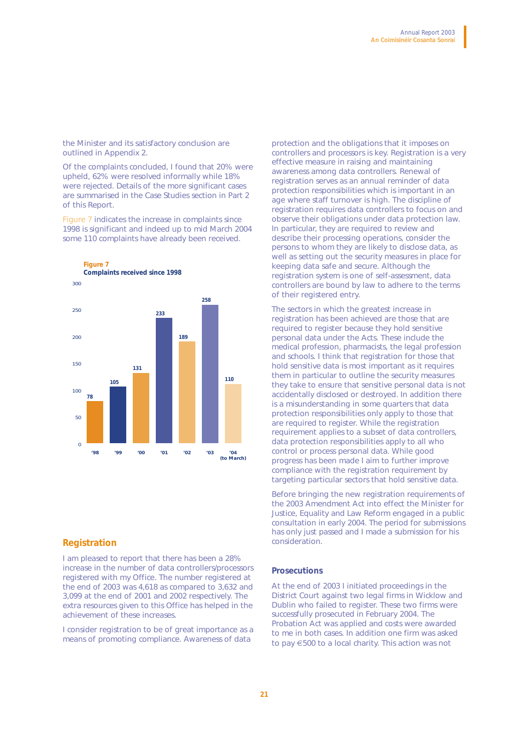the Minister and its satisfactory conclusion are outlined in Appendix 2.

Of the complaints concluded, I found that 20% were upheld, 62% were resolved informally while 18% were rejected. Details of the more significant cases are summarised in the Case Studies section in Part 2 of this Report.

Figure 7 indicates the increase in complaints since 1998 is significant and indeed up to mid March 2004 some 110 complaints have already been received.

**Figure 7**
**Complaints received since 1998**

| Year | Complaints |
|---|---|
| '98 | 78 |
| '99 | 105 |
| '00 | 131 |
| '01 | 233 |
| '02 | 189 |
| '03 | 258 |
| '04 (to March) | 110 |

## Registration

I am pleased to report that there has been a 28% increase in the number of data controllers/processors registered with my Office. The number registered at the end of 2003 was 4,618 as compared to 3,632 and 3,099 at the end of 2001 and 2002 respectively. The extra resources given to this Office has helped in the achievement of these increases.

I consider registration to be of great importance as a means of promoting compliance. Awareness of data protection and the obligations that it imposes on controllers and processors is key. Registration is a very effective measure in raising and maintaining awareness among data controllers. Renewal of registration serves as an annual reminder of data protection responsibilities which is important in an age where staff turnover is high. The discipline of registration requires data controllers to focus on and observe their obligations under data protection law. In particular, they are required to review and describe their processing operations, consider the persons to whom they are likely to disclose data, as well as setting out the security measures in place for keeping data safe and secure. Although the registration system is one of self-assessment, data controllers are bound by law to adhere to the terms of their registered entry.

The sectors in which the greatest increase in registration has been achieved are those that are required to register because they hold sensitive personal data under the Acts. These include the medical profession, pharmacists, the legal profession and schools. I think that registration for those that hold sensitive data is most important as it requires them in particular to outline the security measures they take to ensure that sensitive personal data is not accidentally disclosed or destroyed. In addition there is a misunderstanding in some quarters that data protection responsibilities only apply to those that are required to register. While the registration requirement applies to a subset of data controllers, data protection responsibilities apply to all who control or process personal data. While good progress has been made I aim to further improve compliance with the registration requirement by targeting particular sectors that hold sensitive data.

Before bringing the new registration requirements of the 2003 Amendment Act into effect the Minister for Justice, Equality and Law Reform engaged in a public consultation in early 2004. The period for submissions has only just passed and I made a submission for his consideration.

### Prosecutions

At the end of 2003 I initiated proceedings in the District Court against two legal firms in Wicklow and Dublin who failed to register. These two firms were successfully prosecuted in February 2004. The Probation Act was applied and costs were awarded to me in both cases. In addition one firm was asked to pay €500 to a local charity. This action was not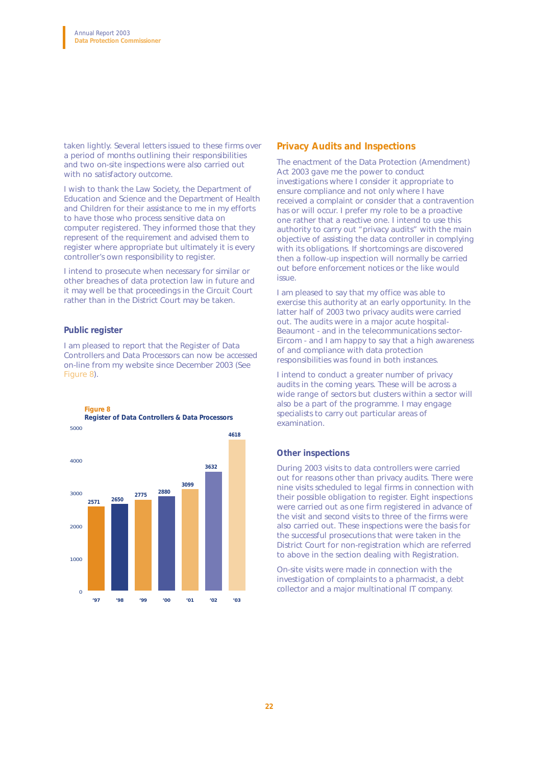taken lightly. Several letters issued to these firms over a period of months outlining their responsibilities and two on-site inspections were also carried out with no satisfactory outcome.

I wish to thank the Law Society, the Department of Education and Science and the Department of Health and Children for their assistance to me in my efforts to have those who process sensitive data on computer registered. They informed those that they represent of the requirement and advised them to register where appropriate but ultimately it is every controller's own responsibility to register.

I intend to prosecute when necessary for similar or other breaches of data protection law in future and it may well be that proceedings in the Circuit Court rather than in the District Court may be taken.

### Public register

I am pleased to report that the Register of Data Controllers and Data Processors can now be accessed on-line from my website since December 2003 (See Figure 8).

**Figure 8**
**Register of Data Controllers & Data Processors**

| Year | Registrations |
|---|---|
| '97 | 2571 |
| '98 | 2650 |
| '99 | 2775 |
| '00 | 2880 |
| '01 | 3099 |
| '02 | 3632 |
| '03 | 4618 |

## Privacy Audits and Inspections

The enactment of the Data Protection (Amendment) Act 2003 gave me the power to conduct investigations where I consider it appropriate to ensure compliance and not only where I have received a complaint or consider that a contravention has or will occur. I prefer my role to be a proactive one rather that a reactive one. I intend to use this authority to carry out "privacy audits" with the main objective of assisting the data controller in complying with its obligations. If shortcomings are discovered then a follow-up inspection will normally be carried out before enforcement notices or the like would issue.

I am pleased to say that my office was able to exercise this authority at an early opportunity. In the latter half of 2003 two privacy audits were carried out. The audits were in a major acute hospital-Beaumont - and in the telecommunications sector-Eircom - and I am happy to say that a high awareness of and compliance with data protection responsibilities was found in both instances.

I intend to conduct a greater number of privacy audits in the coming years. These will be across a wide range of sectors but clusters within a sector will also be a part of the programme. I may engage specialists to carry out particular areas of examination.

### Other inspections

During 2003 visits to data controllers were carried out for reasons other than privacy audits. There were nine visits scheduled to legal firms in connection with their possible obligation to register. Eight inspections were carried out as one firm registered in advance of the visit and second visits to three of the firms were also carried out. These inspections were the basis for the successful prosecutions that were taken in the District Court for non-registration which are referred to above in the section dealing with Registration.

On-site visits were made in connection with the investigation of complaints to a pharmacist, a debt collector and a major multinational IT company.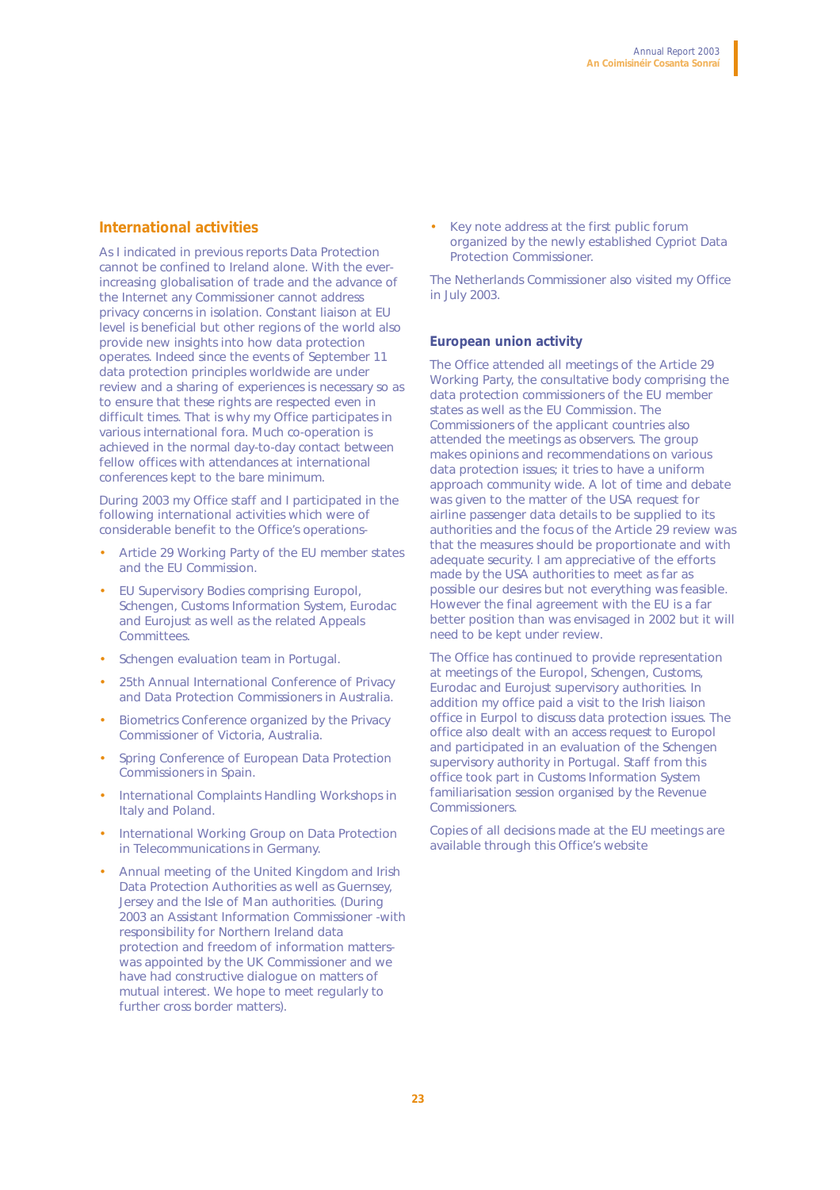## International activities

As I indicated in previous reports Data Protection cannot be confined to Ireland alone. With the ever-increasing globalisation of trade and the advance of the Internet any Commissioner cannot address privacy concerns in isolation. Constant liaison at EU level is beneficial but other regions of the world also provide new insights into how data protection operates. Indeed since the events of September 11 data protection principles worldwide are under review and a sharing of experiences is necessary so as to ensure that these rights are respected even in difficult times. That is why my Office participates in various international fora. Much co-operation is achieved in the normal day-to-day contact between fellow offices with attendances at international conferences kept to the bare minimum.

During 2003 my Office staff and I participated in the following international activities which were of considerable benefit to the Office's operations-

- Article 29 Working Party of the EU member states and the EU Commission.
- EU Supervisory Bodies comprising Europol, Schengen, Customs Information System, Eurodac and Eurojust as well as the related Appeals Committees.
- Schengen evaluation team in Portugal.
- 25th Annual International Conference of Privacy and Data Protection Commissioners in Australia.
- Biometrics Conference organized by the Privacy Commissioner of Victoria, Australia.
- Spring Conference of European Data Protection Commissioners in Spain.
- International Complaints Handling Workshops in Italy and Poland.
- International Working Group on Data Protection in Telecommunications in Germany.
- Annual meeting of the United Kingdom and Irish Data Protection Authorities as well as Guernsey, Jersey and the Isle of Man authorities. (During 2003 an Assistant Information Commissioner -with responsibility for Northern Ireland data protection and freedom of information matters-was appointed by the UK Commissioner and we have had constructive dialogue on matters of mutual interest. We hope to meet regularly to further cross border matters).
- Key note address at the first public forum organized by the newly established Cypriot Data Protection Commissioner.

The Netherlands Commissioner also visited my Office in July 2003.

### European union activity

The Office attended all meetings of the Article 29 Working Party, the consultative body comprising the data protection commissioners of the EU member states as well as the EU Commission. The Commissioners of the applicant countries also attended the meetings as observers. The group makes opinions and recommendations on various data protection issues; it tries to have a uniform approach community wide. A lot of time and debate was given to the matter of the USA request for airline passenger data details to be supplied to its authorities and the focus of the Article 29 review was that the measures should be proportionate and with adequate security. I am appreciative of the efforts made by the USA authorities to meet as far as possible our desires but not everything was feasible. However the final agreement with the EU is a far better position than was envisaged in 2002 but it will need to be kept under review.

The Office has continued to provide representation at meetings of the Europol, Schengen, Customs, Eurodac and Eurojust supervisory authorities. In addition my office paid a visit to the Irish liaison office in Eurpol to discuss data protection issues. The office also dealt with an access request to Europol and participated in an evaluation of the Schengen supervisory authority in Portugal. Staff from this office took part in Customs Information System familiarisation session organised by the Revenue Commissioners.

Copies of all decisions made at the EU meetings are available through this Office's website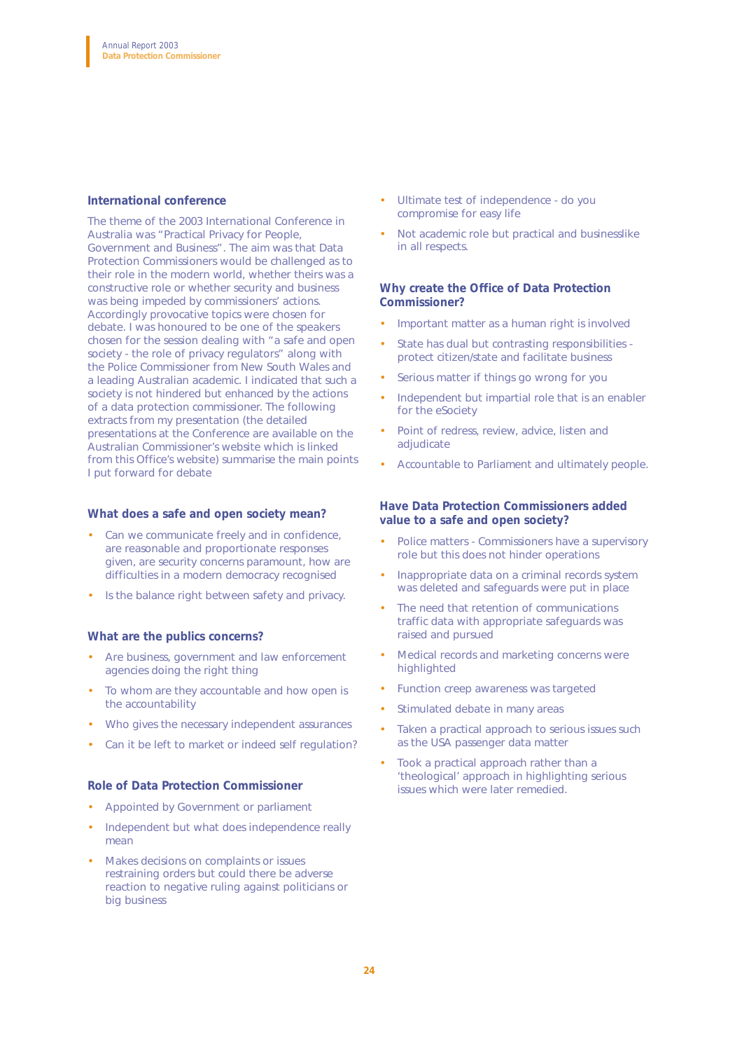## International conference

The theme of the 2003 International Conference in Australia was "Practical Privacy for People, Government and Business". The aim was that Data Protection Commissioners would be challenged as to their role in the modern world, whether theirs was a constructive role or whether security and business was being impeded by commissioners' actions. Accordingly provocative topics were chosen for debate. I was honoured to be one of the speakers chosen for the session dealing with "a safe and open society - the role of privacy regulators" along with the Police Commissioner from New South Wales and a leading Australian academic. I indicated that such a society is not hindered but enhanced by the actions of a data protection commissioner. The following extracts from my presentation (the detailed presentations at the Conference are available on the Australian Commissioner's website which is linked from this Office's website) summarise the main points I put forward for debate

### What does a safe and open society mean?

- Can we communicate freely and in confidence, are reasonable and proportionate responses given, are security concerns paramount, how are difficulties in a modern democracy recognised
- Is the balance right between safety and privacy.

### What are the publics concerns?

- Are business, government and law enforcement agencies doing the right thing
- To whom are they accountable and how open is the accountability
- Who gives the necessary independent assurances
- Can it be left to market or indeed self regulation?

### Role of Data Protection Commissioner

- Appointed by Government or parliament
- Independent but what does independence really mean
- Makes decisions on complaints or issues restraining orders but could there be adverse reaction to negative ruling against politicians or big business
- Ultimate test of independence - do you compromise for easy life
- Not academic role but practical and businesslike in all respects.

### Why create the Office of Data Protection Commissioner?

- Important matter as a human right is involved
- State has dual but contrasting responsibilities - protect citizen/state and facilitate business
- Serious matter if things go wrong for you
- Independent but impartial role that is an enabler for the eSociety
- Point of redress, review, advice, listen and adjudicate
- Accountable to Parliament and ultimately people.

### Have Data Protection Commissioners added value to a safe and open society?

- Police matters - Commissioners have a supervisory role but this does not hinder operations
- Inappropriate data on a criminal records system was deleted and safeguards were put in place
- The need that retention of communications traffic data with appropriate safeguards was raised and pursued
- Medical records and marketing concerns were highlighted
- Function creep awareness was targeted
- Stimulated debate in many areas
- Taken a practical approach to serious issues such as the USA passenger data matter
- Took a practical approach rather than a 'theological' approach in highlighting serious issues which were later remedied.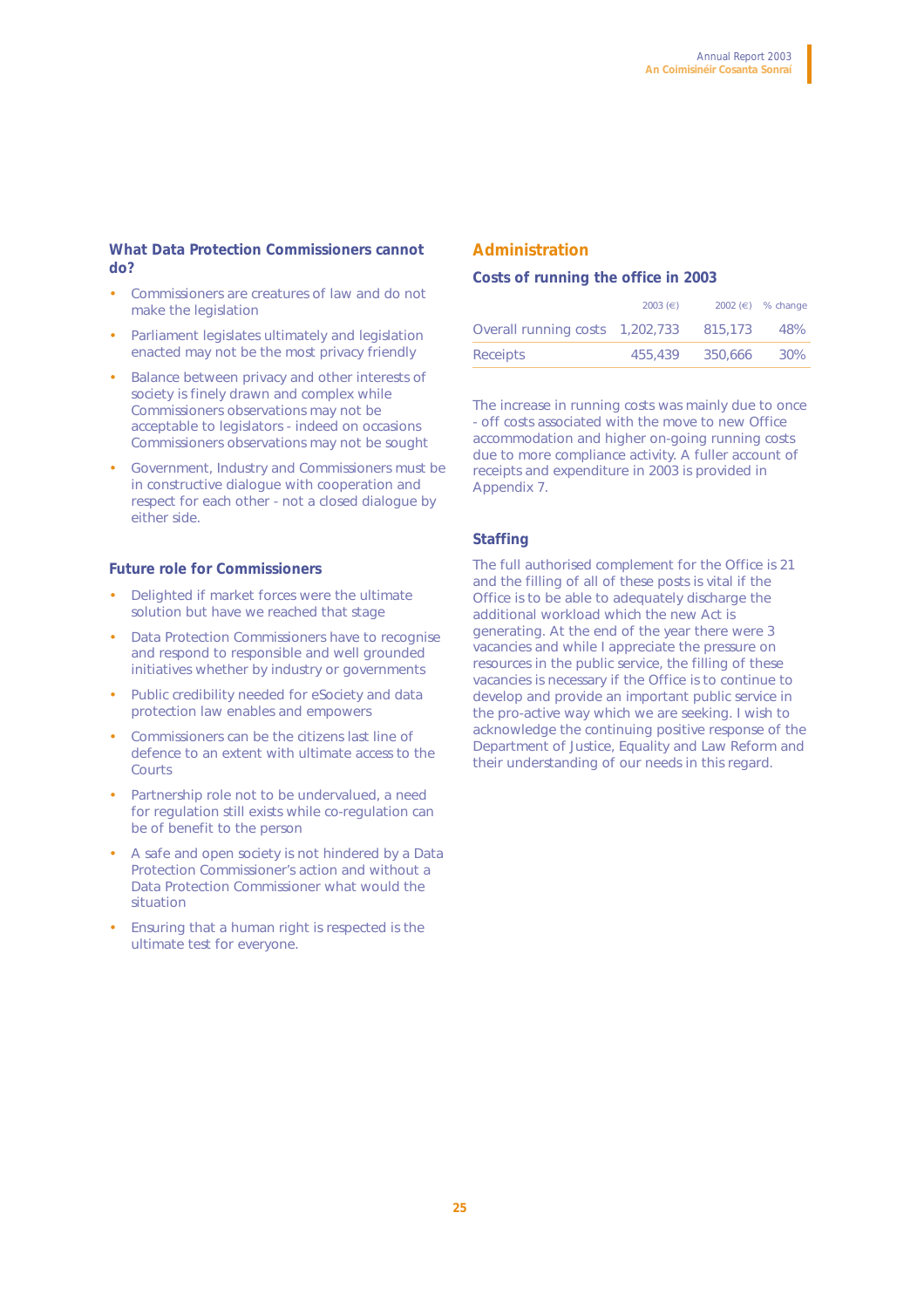### What Data Protection Commissioners cannot do?

- Commissioners are creatures of law and do not make the legislation
- Parliament legislates ultimately and legislation enacted may not be the most privacy friendly
- Balance between privacy and other interests of society is finely drawn and complex while Commissioners observations may not be acceptable to legislators - indeed on occasions Commissioners observations may not be sought
- Government, Industry and Commissioners must be in constructive dialogue with cooperation and respect for each other - not a closed dialogue by either side.

### Future role for Commissioners

- Delighted if market forces were the ultimate solution but have we reached that stage
- Data Protection Commissioners have to recognise and respond to responsible and well grounded initiatives whether by industry or governments
- Public credibility needed for eSociety and data protection law enables and empowers
- Commissioners can be the citizens last line of defence to an extent with ultimate access to the Courts
- Partnership role not to be undervalued, a need for regulation still exists while co-regulation can be of benefit to the person
- A safe and open society is not hindered by a Data Protection Commissioner's action and without a Data Protection Commissioner what would the situation
- Ensuring that a human right is respected is the ultimate test for everyone.

## Administration

### Costs of running the office in 2003

| | 2003 (€) | 2002 (€) | % change |
|---|---|---|---|
| Overall running costs | 1,202,733 | 815,173 | 48% |
| Receipts | 455,439 | 350,666 | 30% |

The increase in running costs was mainly due to once - off costs associated with the move to new Office accommodation and higher on-going running costs due to more compliance activity. A fuller account of receipts and expenditure in 2003 is provided in Appendix 7.

### Staffing

The full authorised complement for the Office is 21 and the filling of all of these posts is vital if the Office is to be able to adequately discharge the additional workload which the new Act is generating. At the end of the year there were 3 vacancies and while I appreciate the pressure on resources in the public service, the filling of these vacancies is necessary if the Office is to continue to develop and provide an important public service in the pro-active way which we are seeking. I wish to acknowledge the continuing positive response of the Department of Justice, Equality and Law Reform and their understanding of our needs in this regard.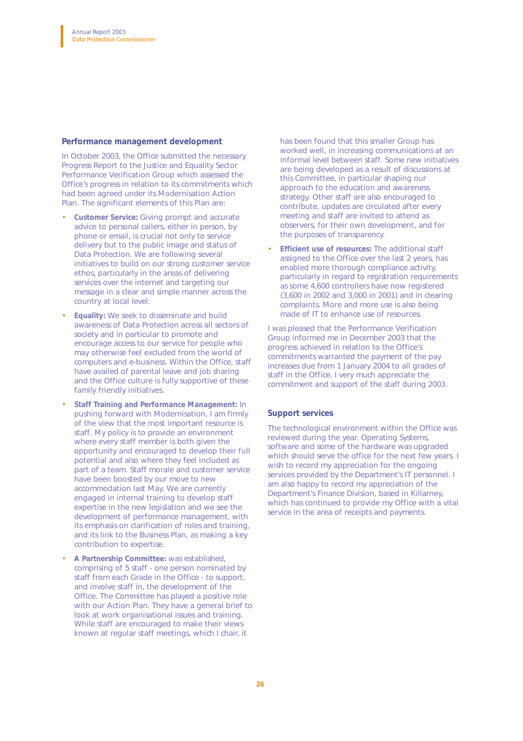## Performance management development

In October 2003, the Office submitted the necessary Progress Report to the Justice and Equality Sector Performance Verification Group which assessed the Office's progress in relation to its commitments which had been agreed under its Modernisation Action Plan. The significant elements of this Plan are:

- **Customer Service:** Giving prompt and accurate advice to personal callers, either in person, by phone or email, is crucial not only to service delivery but to the public image and status of Data Protection. We are following several initiatives to build on our strong customer service ethos, particularly in the areas of delivering services over the internet and targeting our message in a clear and simple manner across the country at local level.
- **Equality:** We seek to disseminate and build awareness of Data Protection across all sectors of society and in particular to promote and encourage access to our service for people who may otherwise feel excluded from the world of computers and e-business. Within the Office, staff have availed of parental leave and job sharing and the Office culture is fully supportive of these family friendly initiatives.
- **Staff Training and Performance Management:** In pushing forward with Modernisation, I am firmly of the view that the most important resource is staff. My policy is to provide an environment where every staff member is both given the opportunity and encouraged to develop their full potential and also where they feel included as part of a team. Staff morale and customer service have been boosted by our move to new accommodation last May. We are currently engaged in internal training to develop staff expertise in the new legislation and we see the development of performance management, with its emphasis on clarification of roles and training, and its link to the Business Plan, as making a key contribution to expertise.
- **A Partnership Committee:** was established, comprising of 5 staff - one person nominated by staff from each Grade in the Office - to support, and involve staff in, the development of the Office. The Committee has played a positive role with our Action Plan. They have a general brief to look at work organisational issues and training. While staff are encouraged to make their views known at regular staff meetings, which I chair, it has been found that this smaller Group has worked well, in increasing communications at an informal level between staff. Some new initiatives are being developed as a result of discussions at this Committee, in particular shaping our approach to the education and awareness strategy. Other staff are also encouraged to contribute, updates are circulated after every meeting and staff are invited to attend as observers, for their own development, and for the purposes of transparency.
- **Efficient use of resources:** The additional staff assigned to the Office over the last 2 years, has enabled more thorough compliance activity, particularly in regard to registration requirements as some 4,600 controllers have now registered (3,600 in 2002 and 3,000 in 2001) and in clearing complaints. More and more use is also being made of IT to enhance use of resources.

I was pleased that the Performance Verification Group informed me in December 2003 that the progress achieved in relation to the Office's commitments warranted the payment of the pay increases due from 1 January 2004 to all grades of staff in the Office. I very much appreciate the commitment and support of the staff during 2003.

## Support services

The technological environment within the Office was reviewed during the year. Operating Systems, software and some of the hardware was upgraded which should serve the office for the next few years. I wish to record my appreciation for the ongoing services provided by the Department's IT personnel. I am also happy to record my appreciation of the Department's Finance Division, based in Killarney, which has continued to provide my Office with a vital service in the area of receipts and payments.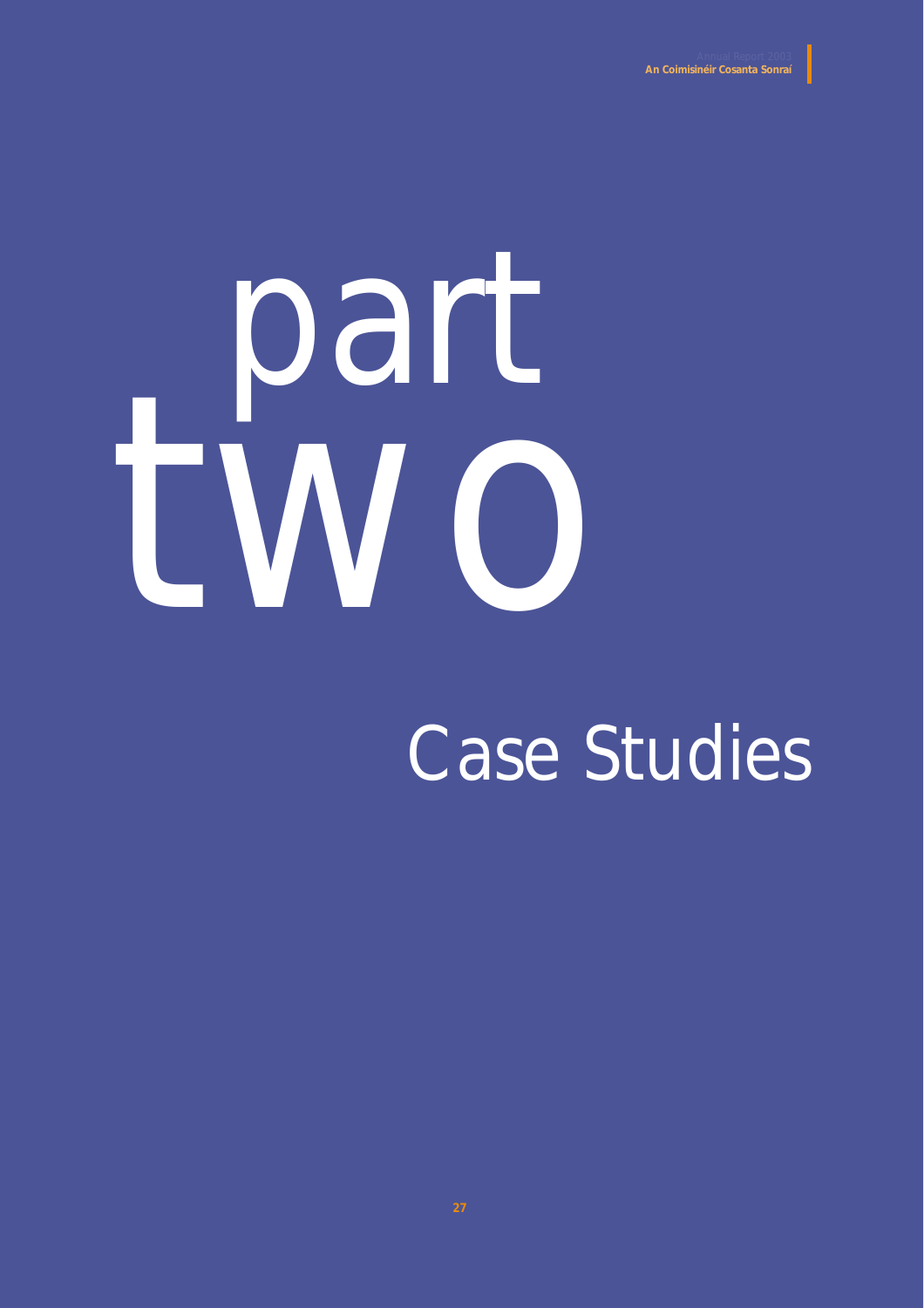# part two

## Case Studies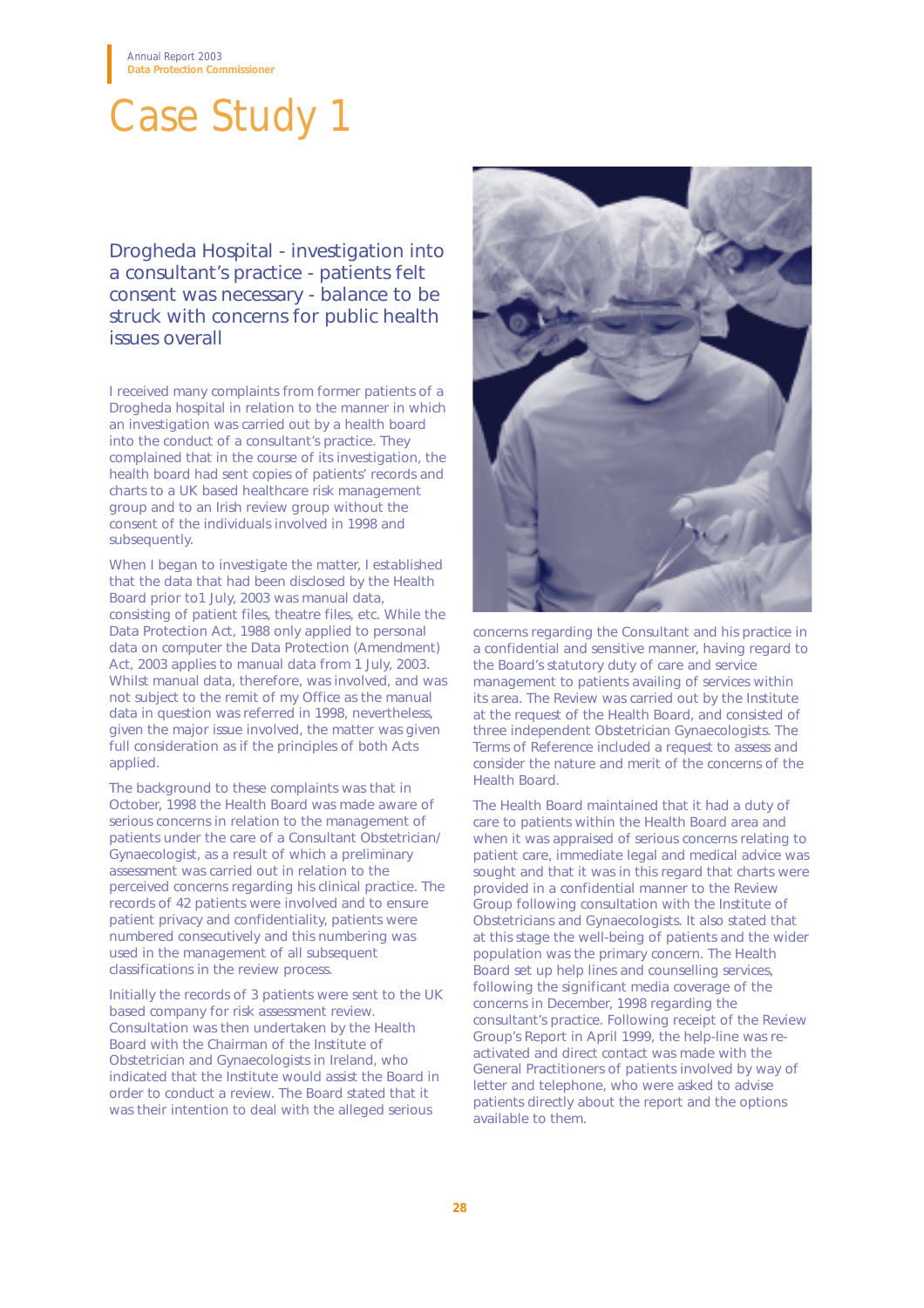# Case Study 1

## Drogheda Hospital - investigation into a consultant's practice - patients felt consent was necessary - balance to be struck with concerns for public health issues overall

I received many complaints from former patients of a Drogheda hospital in relation to the manner in which an investigation was carried out by a health board into the conduct of a consultant's practice. They complained that in the course of its investigation, the health board had sent copies of patients' records and charts to a UK based healthcare risk management group and to an Irish review group without the consent of the individuals involved in 1998 and subsequently.

When I began to investigate the matter, I established that the data that had been disclosed by the Health Board prior to1 July, 2003 was manual data, consisting of patient files, theatre files, etc. While the Data Protection Act, 1988 only applied to personal data on computer the Data Protection (Amendment) Act, 2003 applies to manual data from 1 July, 2003. Whilst manual data, therefore, was involved, and was not subject to the remit of my Office as the manual data in question was referred in 1998, nevertheless, given the major issue involved, the matter was given full consideration as if the principles of both Acts applied.

The background to these complaints was that in October, 1998 the Health Board was made aware of serious concerns in relation to the management of patients under the care of a Consultant Obstetrician/ Gynaecologist, as a result of which a preliminary assessment was carried out in relation to the perceived concerns regarding his clinical practice. The records of 42 patients were involved and to ensure patient privacy and confidentiality, patients were numbered consecutively and this numbering was used in the management of all subsequent classifications in the review process.

Initially the records of 3 patients were sent to the UK based company for risk assessment review. Consultation was then undertaken by the Health Board with the Chairman of the Institute of Obstetrician and Gynaecologists in Ireland, who indicated that the Institute would assist the Board in order to conduct a review. The Board stated that it was their intention to deal with the alleged serious concerns regarding the Consultant and his practice in a confidential and sensitive manner, having regard to the Board's statutory duty of care and service management to patients availing of services within its area. The Review was carried out by the Institute at the request of the Health Board, and consisted of three independent Obstetrician Gynaecologists. The Terms of Reference included a request to assess and consider the nature and merit of the concerns of the Health Board.

The Health Board maintained that it had a duty of care to patients within the Health Board area and when it was appraised of serious concerns relating to patient care, immediate legal and medical advice was sought and that it was in this regard that charts were provided in a confidential manner to the Review Group following consultation with the Institute of Obstetricians and Gynaecologists. It also stated that at this stage the well-being of patients and the wider population was the primary concern. The Health Board set up help lines and counselling services, following the significant media coverage of the concerns in December, 1998 regarding the consultant's practice. Following receipt of the Review Group's Report in April 1999, the help-line was re-activated and direct contact was made with the General Practitioners of patients involved by way of letter and telephone, who were asked to advise patients directly about the report and the options available to them.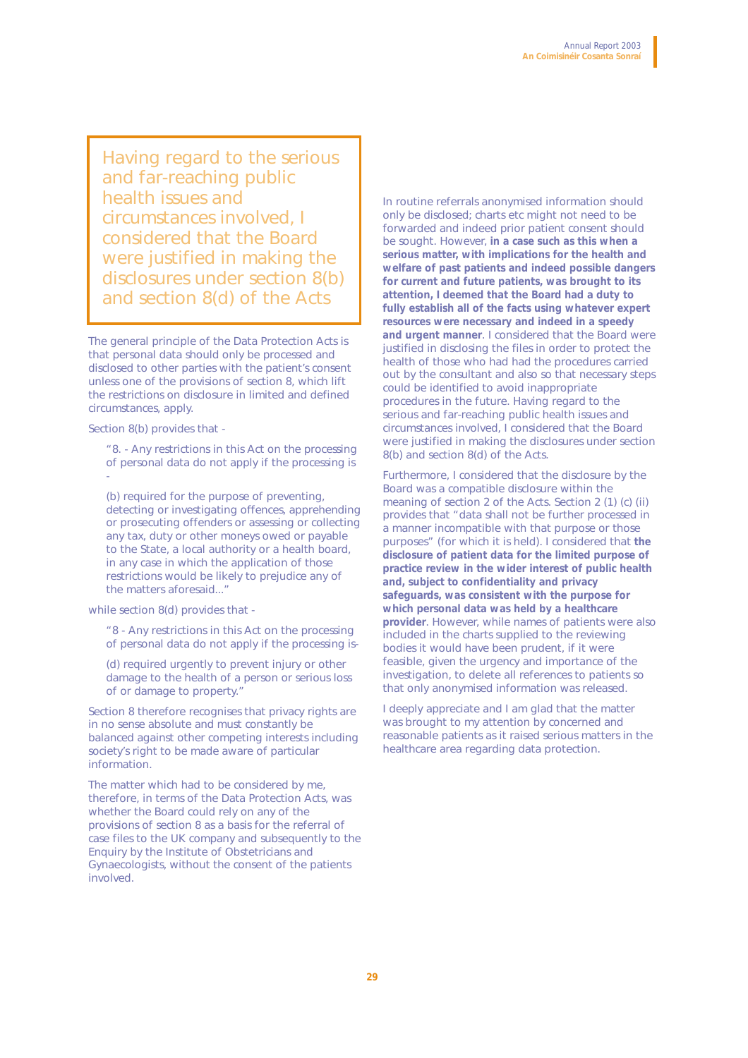> Having regard to the serious and far-reaching public health issues and circumstances involved, I considered that the Board were justified in making the disclosures under section 8(b) and section 8(d) of the Acts

The general principle of the Data Protection Acts is that personal data should only be processed and disclosed to other parties with the patient's consent unless one of the provisions of section 8, which lift the restrictions on disclosure in limited and defined circumstances, apply.

Section 8(b) provides that -

> "8. - Any restrictions in this Act on the processing of personal data do not apply if the processing is -
>
> (b) required for the purpose of preventing, detecting or investigating offences, apprehending or prosecuting offenders or assessing or collecting any tax, duty or other moneys owed or payable to the State, a local authority or a health board, in any case in which the application of those restrictions would be likely to prejudice any of the matters aforesaid..."

while section 8(d) provides that -

> "8 - Any restrictions in this Act on the processing of personal data do not apply if the processing is-
>
> (d) required urgently to prevent injury or other damage to the health of a person or serious loss of or damage to property."

Section 8 therefore recognises that privacy rights are in no sense absolute and must constantly be balanced against other competing interests including society's right to be made aware of particular information.

The matter which had to be considered by me, therefore, in terms of the Data Protection Acts, was whether the Board could rely on any of the provisions of section 8 as a basis for the referral of case files to the UK company and subsequently to the Enquiry by the Institute of Obstetricians and Gynaecologists, without the consent of the patients involved.

In routine referrals anonymised information should only be disclosed; charts etc might not need to be forwarded and indeed prior patient consent should be sought. However, **in a case such as this when a serious matter, with implications for the health and welfare of past patients and indeed possible dangers for current and future patients, was brought to its attention, I deemed that the Board had a duty to fully establish all of the facts using whatever expert resources were necessary and indeed in a speedy and urgent manner**. I considered that the Board were justified in disclosing the files in order to protect the health of those who had had the procedures carried out by the consultant and also so that necessary steps could be identified to avoid inappropriate procedures in the future. Having regard to the serious and far-reaching public health issues and circumstances involved, I considered that the Board were justified in making the disclosures under section 8(b) and section 8(d) of the Acts.

Furthermore, I considered that the disclosure by the Board was a compatible disclosure within the meaning of section 2 of the Acts. Section 2 (1) (c) (ii) provides that "data shall not be further processed in a manner incompatible with that purpose or those purposes" (for which it is held). I considered that **the disclosure of patient data for the limited purpose of practice review in the wider interest of public health and, subject to confidentiality and privacy safeguards, was consistent with the purpose for which personal data was held by a healthcare provider**. However, while names of patients were also included in the charts supplied to the reviewing bodies it would have been prudent, if it were feasible, given the urgency and importance of the investigation, to delete all references to patients so that only anonymised information was released.

I deeply appreciate and I am glad that the matter was brought to my attention by concerned and reasonable patients as it raised serious matters in the healthcare area regarding data protection.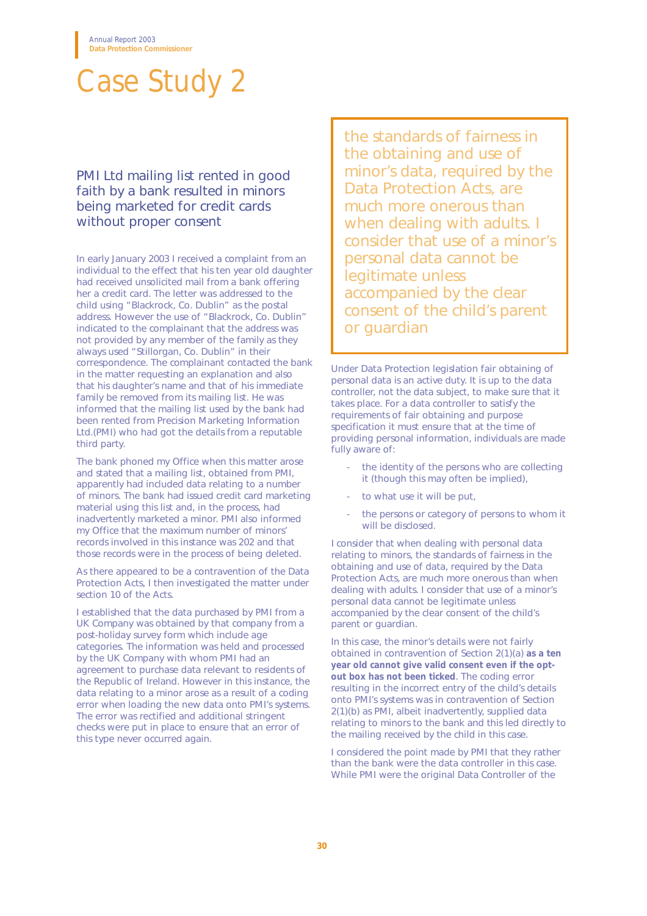# Case Study 2

## PMI Ltd mailing list rented in good faith by a bank resulted in minors being marketed for credit cards without proper consent

In early January 2003 I received a complaint from an individual to the effect that his ten year old daughter had received unsolicited mail from a bank offering her a credit card. The letter was addressed to the child using "Blackrock, Co. Dublin" as the postal address. However the use of "Blackrock, Co. Dublin" indicated to the complainant that the address was not provided by any member of the family as they always used "Stillorgan, Co. Dublin" in their correspondence. The complainant contacted the bank in the matter requesting an explanation and also that his daughter's name and that of his immediate family be removed from its mailing list. He was informed that the mailing list used by the bank had been rented from Precision Marketing Information Ltd.(PMI) who had got the details from a reputable third party.

The bank phoned my Office when this matter arose and stated that a mailing list, obtained from PMI, apparently had included data relating to a number of minors. The bank had issued credit card marketing material using this list and, in the process, had inadvertently marketed a minor. PMI also informed my Office that the maximum number of minors' records involved in this instance was 202 and that those records were in the process of being deleted.

As there appeared to be a contravention of the Data Protection Acts, I then investigated the matter under section 10 of the Acts.

I established that the data purchased by PMI from a UK Company was obtained by that company from a post-holiday survey form which include age categories. The information was held and processed by the UK Company with whom PMI had an agreement to purchase data relevant to residents of the Republic of Ireland. However in this instance, the data relating to a minor arose as a result of a coding error when loading the new data onto PMI's systems. The error was rectified and additional stringent checks were put in place to ensure that an error of this type never occurred again.

> the standards of fairness in the obtaining and use of minor's data, required by the Data Protection Acts, are much more onerous than when dealing with adults. I consider that use of a minor's personal data cannot be legitimate unless accompanied by the clear consent of the child's parent or guardian

Under Data Protection legislation fair obtaining of personal data is an active duty. It is up to the data controller, not the data subject, to make sure that it takes place. For a data controller to satisfy the requirements of fair obtaining and purpose specification it must ensure that at the time of providing personal information, individuals are made fully aware of:

- the identity of the persons who are collecting it (though this may often be implied),
- to what use it will be put,
- the persons or category of persons to whom it will be disclosed.

I consider that when dealing with personal data relating to minors, the standards of fairness in the obtaining and use of data, required by the Data Protection Acts, are much more onerous than when dealing with adults. I consider that use of a minor's personal data cannot be legitimate unless accompanied by the clear consent of the child's parent or guardian.

In this case, the minor's details were not fairly obtained in contravention of Section 2(1)(a) **as a ten year old cannot give valid consent even if the opt-out box has not been ticked**. The coding error resulting in the incorrect entry of the child's details onto PMI's systems was in contravention of Section 2(1)(b) as PMI, albeit inadvertently, supplied data relating to minors to the bank and this led directly to the mailing received by the child in this case.

I considered the point made by PMI that they rather than the bank were the data controller in this case. While PMI were the original Data Controller of the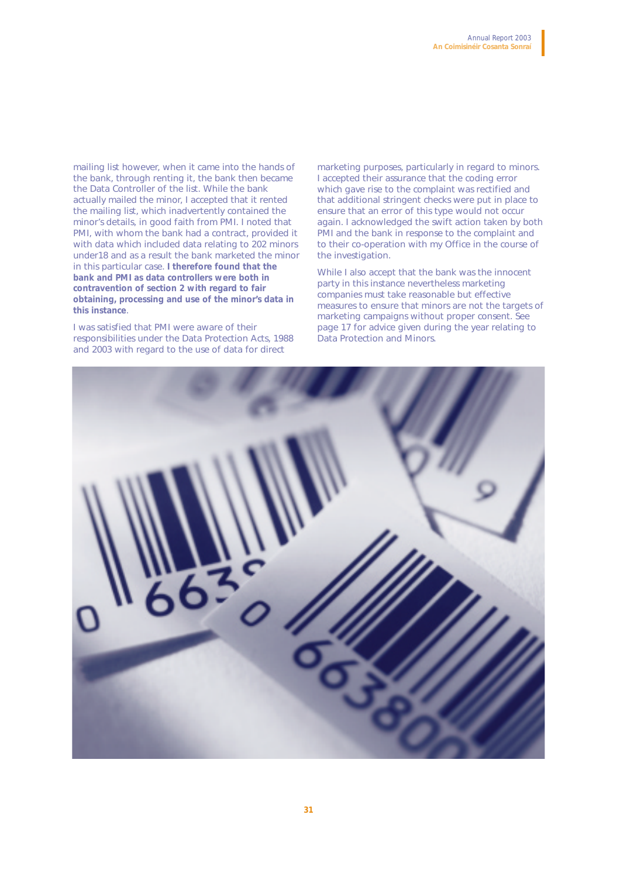mailing list however, when it came into the hands of the bank, through renting it, the bank then became the Data Controller of the list. While the bank actually mailed the minor, I accepted that it rented the mailing list, which inadvertently contained the minor's details, in good faith from PMI. I noted that PMI, with whom the bank had a contract, provided it with data which included data relating to 202 minors under18 and as a result the bank marketed the minor in this particular case. **I therefore found that the bank and PMI as data controllers were both in contravention of section 2 with regard to fair obtaining, processing and use of the minor's data in this instance**.

I was satisfied that PMI were aware of their responsibilities under the Data Protection Acts, 1988 and 2003 with regard to the use of data for direct marketing purposes, particularly in regard to minors. I accepted their assurance that the coding error which gave rise to the complaint was rectified and that additional stringent checks were put in place to ensure that an error of this type would not occur again. I acknowledged the swift action taken by both PMI and the bank in response to the complaint and to their co-operation with my Office in the course of the investigation.

While I also accept that the bank was the innocent party in this instance nevertheless marketing companies must take reasonable but effective measures to ensure that minors are not the targets of marketing campaigns without proper consent. See page 17 for advice given during the year relating to Data Protection and Minors.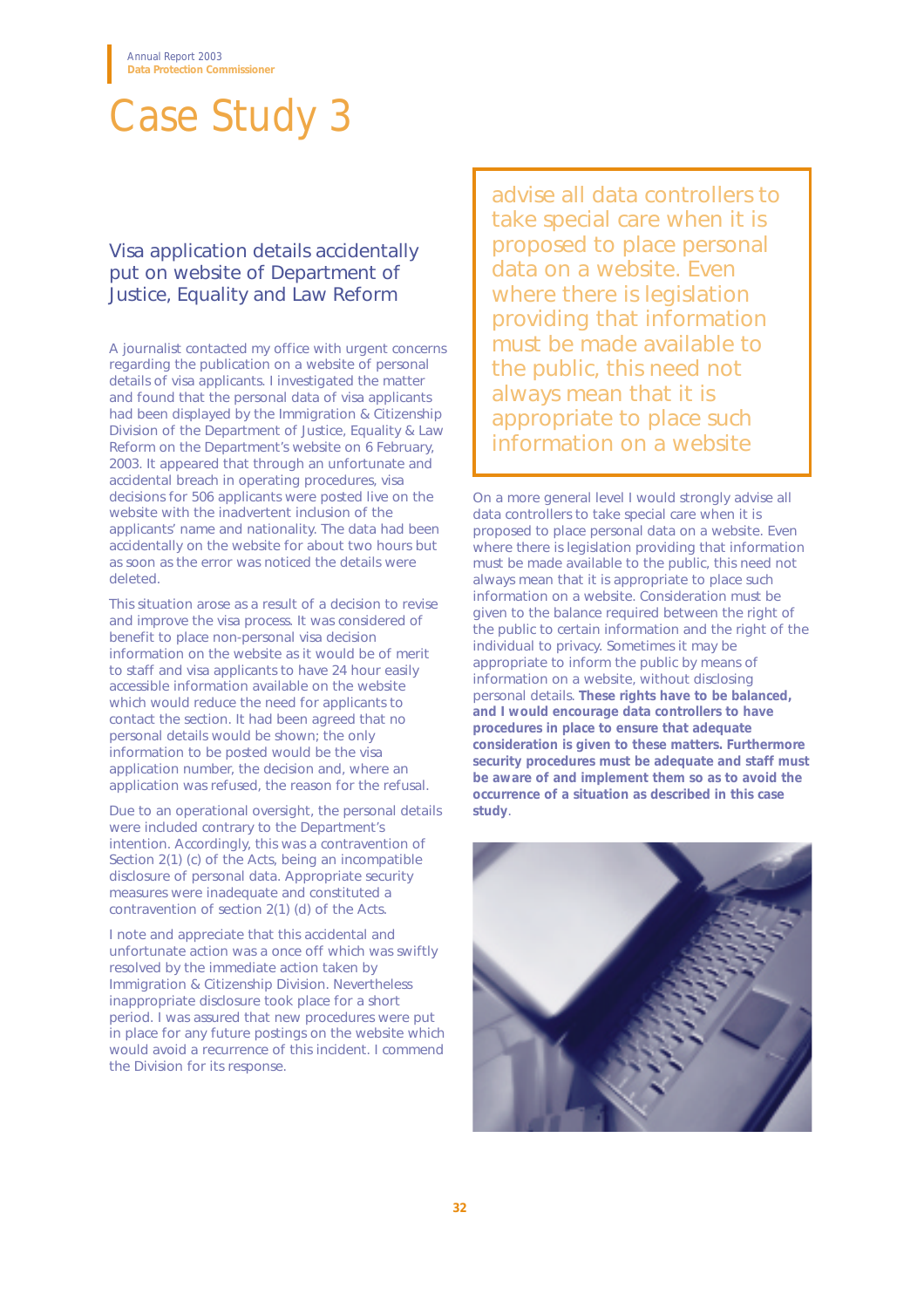# Case Study 3

## Visa application details accidentally put on website of Department of Justice, Equality and Law Reform

A journalist contacted my office with urgent concerns regarding the publication on a website of personal details of visa applicants. I investigated the matter and found that the personal data of visa applicants had been displayed by the Immigration & Citizenship Division of the Department of Justice, Equality & Law Reform on the Department's website on 6 February, 2003. It appeared that through an unfortunate and accidental breach in operating procedures, visa decisions for 506 applicants were posted live on the website with the inadvertent inclusion of the applicants' name and nationality. The data had been accidentally on the website for about two hours but as soon as the error was noticed the details were deleted.

This situation arose as a result of a decision to revise and improve the visa process. It was considered of benefit to place non-personal visa decision information on the website as it would be of merit to staff and visa applicants to have 24 hour easily accessible information available on the website which would reduce the need for applicants to contact the section. It had been agreed that no personal details would be shown; the only information to be posted would be the visa application number, the decision and, where an application was refused, the reason for the refusal.

Due to an operational oversight, the personal details were included contrary to the Department's intention. Accordingly, this was a contravention of Section 2(1) (c) of the Acts, being an incompatible disclosure of personal data. Appropriate security measures were inadequate and constituted a contravention of section 2(1) (d) of the Acts.

I note and appreciate that this accidental and unfortunate action was a once off which was swiftly resolved by the immediate action taken by Immigration & Citizenship Division. Nevertheless inappropriate disclosure took place for a short period. I was assured that new procedures were put in place for any future postings on the website which would avoid a recurrence of this incident. I commend the Division for its response.

> advise all data controllers to take special care when it is proposed to place personal data on a website. Even where there is legislation providing that information must be made available to the public, this need not always mean that it is appropriate to place such information on a website

On a more general level I would strongly advise all data controllers to take special care when it is proposed to place personal data on a website. Even where there is legislation providing that information must be made available to the public, this need not always mean that it is appropriate to place such information on a website. Consideration must be given to the balance required between the right of the public to certain information and the right of the individual to privacy. Sometimes it may be appropriate to inform the public by means of information on a website, without disclosing personal details. **These rights have to be balanced, and I would encourage data controllers to have procedures in place to ensure that adequate consideration is given to these matters. Furthermore security procedures must be adequate and staff must be aware of and implement them so as to avoid the occurrence of a situation as described in this case study**.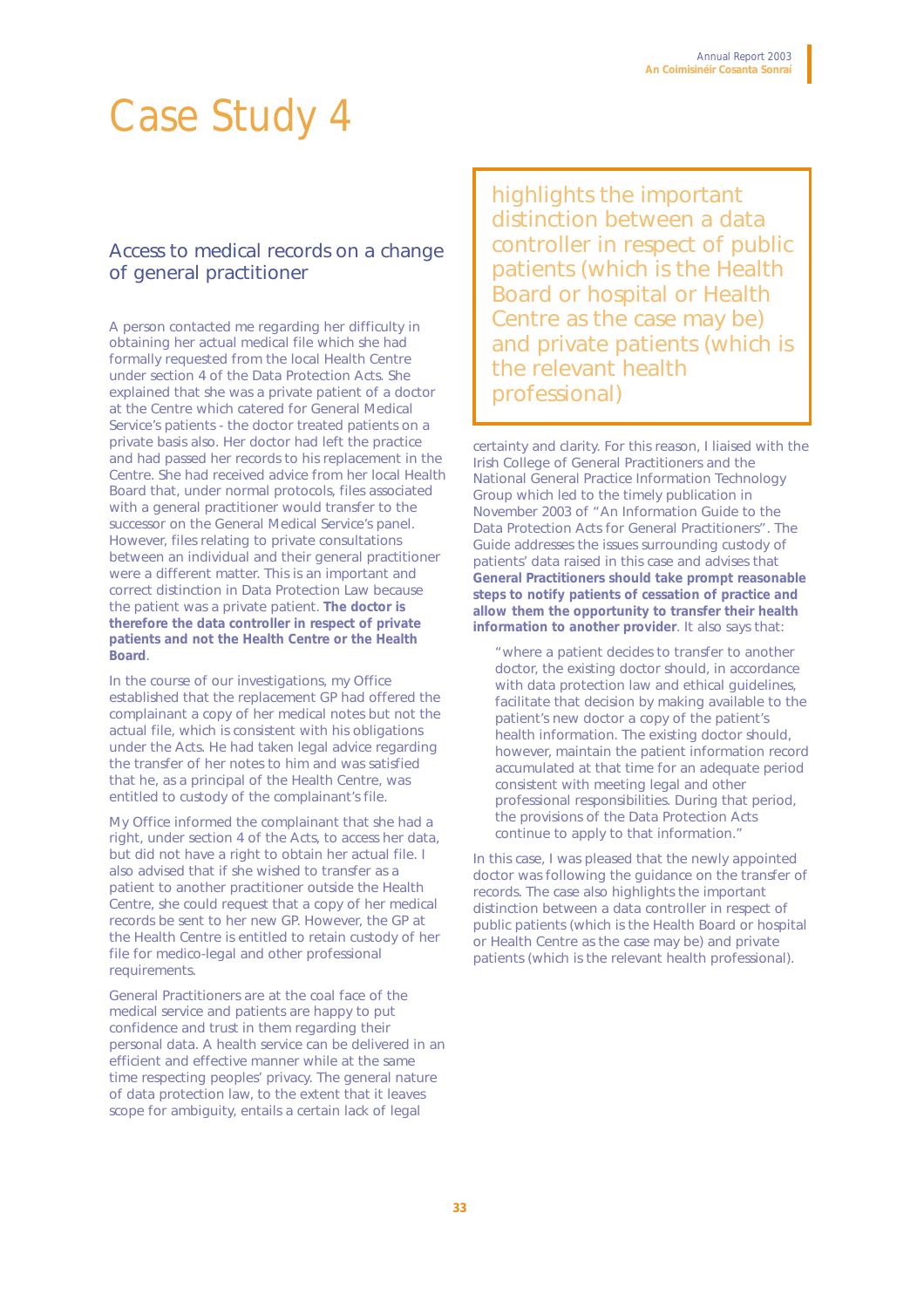# Case Study 4

## Access to medical records on a change of general practitioner

A person contacted me regarding her difficulty in obtaining her actual medical file which she had formally requested from the local Health Centre under section 4 of the Data Protection Acts. She explained that she was a private patient of a doctor at the Centre which catered for General Medical Service's patients - the doctor treated patients on a private basis also. Her doctor had left the practice and had passed her records to his replacement in the Centre. She had received advice from her local Health Board that, under normal protocols, files associated with a general practitioner would transfer to the successor on the General Medical Service's panel. However, files relating to private consultations between an individual and their general practitioner were a different matter. This is an important and correct distinction in Data Protection Law because the patient was a private patient. **The doctor is therefore the data controller in respect of private patients and not the Health Centre or the Health Board**.

In the course of our investigations, my Office established that the replacement GP had offered the complainant a copy of her medical notes but not the actual file, which is consistent with his obligations under the Acts. He had taken legal advice regarding the transfer of her notes to him and was satisfied that he, as a principal of the Health Centre, was entitled to custody of the complainant's file.

My Office informed the complainant that she had a right, under section 4 of the Acts, to access her data, but did not have a right to obtain her actual file. I also advised that if she wished to transfer as a patient to another practitioner outside the Health Centre, she could request that a copy of her medical records be sent to her new GP. However, the GP at the Health Centre is entitled to retain custody of her file for medico-legal and other professional requirements.

General Practitioners are at the coal face of the medical service and patients are happy to put confidence and trust in them regarding their personal data. A health service can be delivered in an efficient and effective manner while at the same time respecting peoples' privacy. The general nature of data protection law, to the extent that it leaves scope for ambiguity, entails a certain lack of legal certainty and clarity. For this reason, I liaised with the Irish College of General Practitioners and the National General Practice Information Technology Group which led to the timely publication in November 2003 of "An Information Guide to the Data Protection Acts for General Practitioners". The Guide addresses the issues surrounding custody of patients' data raised in this case and advises that **General Practitioners should take prompt reasonable steps to notify patients of cessation of practice and allow them the opportunity to transfer their health information to another provider**. It also says that:

> "where a patient decides to transfer to another doctor, the existing doctor should, in accordance with data protection law and ethical guidelines, facilitate that decision by making available to the patient's new doctor a copy of the patient's health information. The existing doctor should, however, maintain the patient information record accumulated at that time for an adequate period consistent with meeting legal and other professional responsibilities. During that period, the provisions of the Data Protection Acts continue to apply to that information."

In this case, I was pleased that the newly appointed doctor was following the guidance on the transfer of records. The case also highlights the important distinction between a data controller in respect of public patients (which is the Health Board or hospital or Health Centre as the case may be) and private patients (which is the relevant health professional).

> highlights the important distinction between a data controller in respect of public patients (which is the Health Board or hospital or Health Centre as the case may be) and private patients (which is the relevant health professional)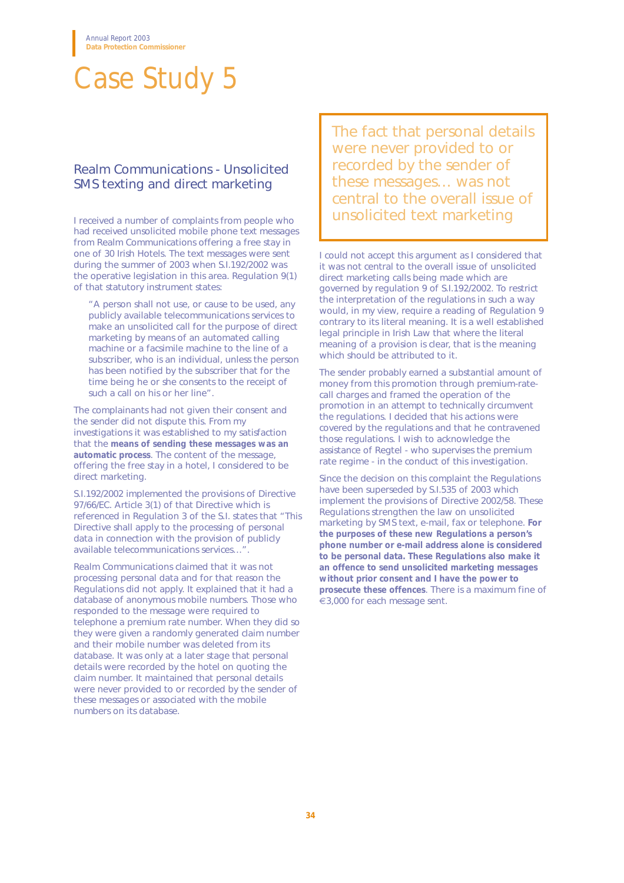# Case Study 5

## Realm Communications - Unsolicited SMS texting and direct marketing

I received a number of complaints from people who had received unsolicited mobile phone text messages from Realm Communications offering a free stay in one of 30 Irish Hotels. The text messages were sent during the summer of 2003 when S.I.192/2002 was the operative legislation in this area. Regulation 9(1) of that statutory instrument states:

> "A person shall not use, or cause to be used, any publicly available telecommunications services to make an unsolicited call for the purpose of direct marketing by means of an automated calling machine or a facsimile machine to the line of a subscriber, who is an individual, unless the person has been notified by the subscriber that for the time being he or she consents to the receipt of such a call on his or her line".

The complainants had not given their consent and the sender did not dispute this. From my investigations it was established to my satisfaction that the **means of sending these messages was an automatic process**. The content of the message, offering the free stay in a hotel, I considered to be direct marketing.

S.I.192/2002 implemented the provisions of Directive 97/66/EC. Article 3(1) of that Directive which is referenced in Regulation 3 of the S.I. states that "This Directive shall apply to the processing of personal data in connection with the provision of publicly available telecommunications services…".

Realm Communications claimed that it was not processing personal data and for that reason the Regulations did not apply. It explained that it had a database of anonymous mobile numbers. Those who responded to the message were required to telephone a premium rate number. When they did so they were given a randomly generated claim number and their mobile number was deleted from its database. It was only at a later stage that personal details were recorded by the hotel on quoting the claim number. It maintained that personal details were never provided to or recorded by the sender of these messages or associated with the mobile numbers on its database.

> The fact that personal details were never provided to or recorded by the sender of these messages… was not central to the overall issue of unsolicited text marketing

I could not accept this argument as I considered that it was not central to the overall issue of unsolicited direct marketing calls being made which are governed by regulation 9 of S.I.192/2002. To restrict the interpretation of the regulations in such a way would, in my view, require a reading of Regulation 9 contrary to its literal meaning. It is a well established legal principle in Irish Law that where the literal meaning of a provision is clear, that is the meaning which should be attributed to it.

The sender probably earned a substantial amount of money from this promotion through premium-rate-call charges and framed the operation of the promotion in an attempt to technically circumvent the regulations. I decided that his actions were covered by the regulations and that he contravened those regulations. I wish to acknowledge the assistance of Regtel - who supervises the premium rate regime - in the conduct of this investigation.

Since the decision on this complaint the Regulations have been superseded by S.I.535 of 2003 which implement the provisions of Directive 2002/58. These Regulations strengthen the law on unsolicited marketing by SMS text, e-mail, fax or telephone. **For the purposes of these new Regulations a person's phone number or e-mail address alone is considered to be personal data. These Regulations also make it an offence to send unsolicited marketing messages without prior consent and I have the power to prosecute these offences**. There is a maximum fine of €3,000 for each message sent.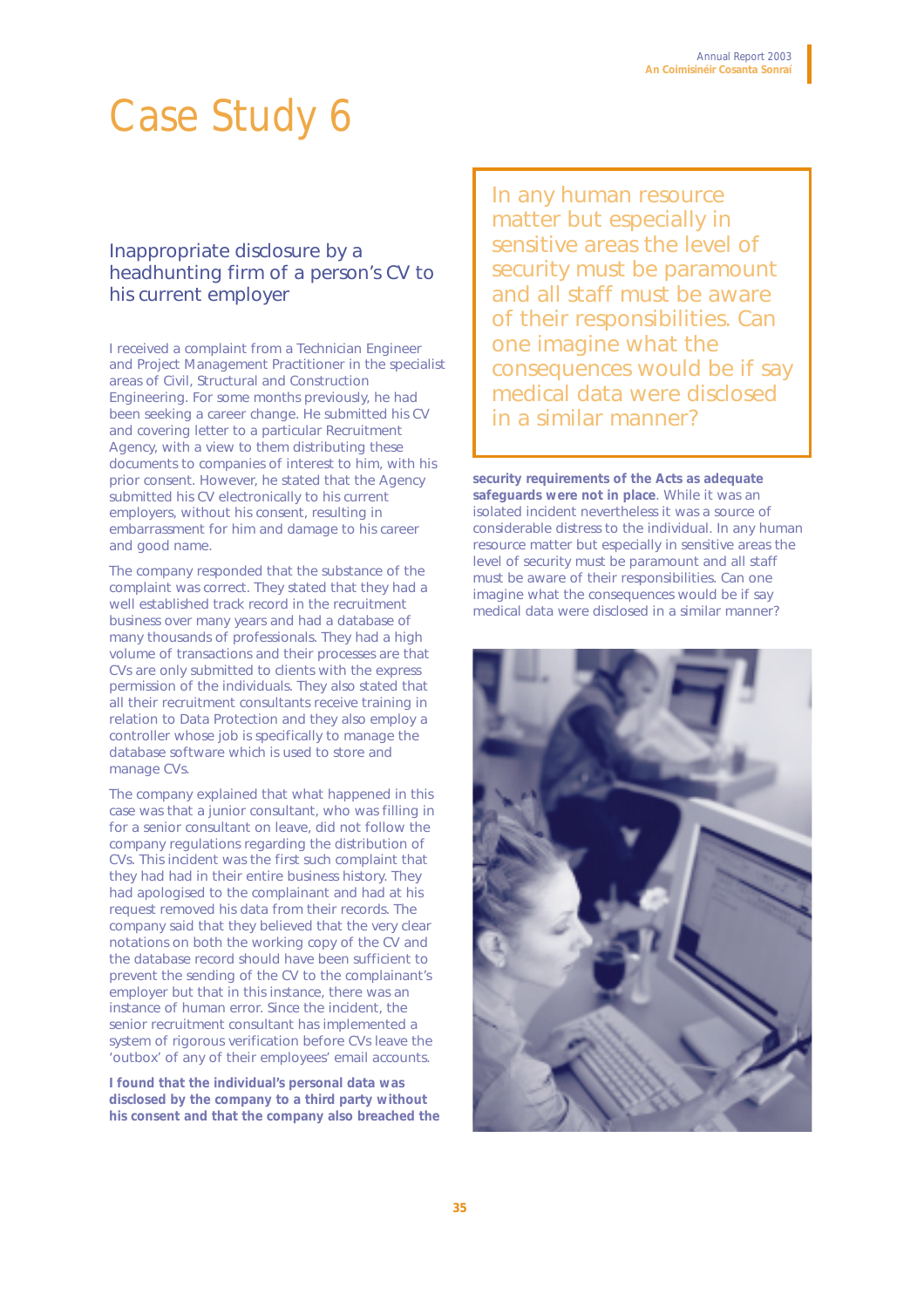# Case Study 6

## Inappropriate disclosure by a headhunting firm of a person's CV to his current employer

I received a complaint from a Technician Engineer and Project Management Practitioner in the specialist areas of Civil, Structural and Construction Engineering. For some months previously, he had been seeking a career change. He submitted his CV and covering letter to a particular Recruitment Agency, with a view to them distributing these documents to companies of interest to him, with his prior consent. However, he stated that the Agency submitted his CV electronically to his current employers, without his consent, resulting in embarrassment for him and damage to his career and good name.

The company responded that the substance of the complaint was correct. They stated that they had a well established track record in the recruitment business over many years and had a database of many thousands of professionals. They had a high volume of transactions and their processes are that CVs are only submitted to clients with the express permission of the individuals. They also stated that all their recruitment consultants receive training in relation to Data Protection and they also employ a controller whose job is specifically to manage the database software which is used to store and manage CVs.

The company explained that what happened in this case was that a junior consultant, who was filling in for a senior consultant on leave, did not follow the company regulations regarding the distribution of CVs. This incident was the first such complaint that they had had in their entire business history. They had apologised to the complainant and had at his request removed his data from their records. The company said that they believed that the very clear notations on both the working copy of the CV and the database record should have been sufficient to prevent the sending of the CV to the complainant's employer but that in this instance, there was an instance of human error. Since the incident, the senior recruitment consultant has implemented a system of rigorous verification before CVs leave the 'outbox' of any of their employees' email accounts.

**I found that the individual's personal data was disclosed by the company to a third party without his consent and that the company also breached the security requirements of the Acts as adequate safeguards were not in place**. While it was an isolated incident nevertheless it was a source of considerable distress to the individual. In any human resource matter but especially in sensitive areas the level of security must be paramount and all staff must be aware of their responsibilities. Can one imagine what the consequences would be if say medical data were disclosed in a similar manner?

> In any human resource matter but especially in sensitive areas the level of security must be paramount and all staff must be aware of their responsibilities. Can one imagine what the consequences would be if say medical data were disclosed in a similar manner?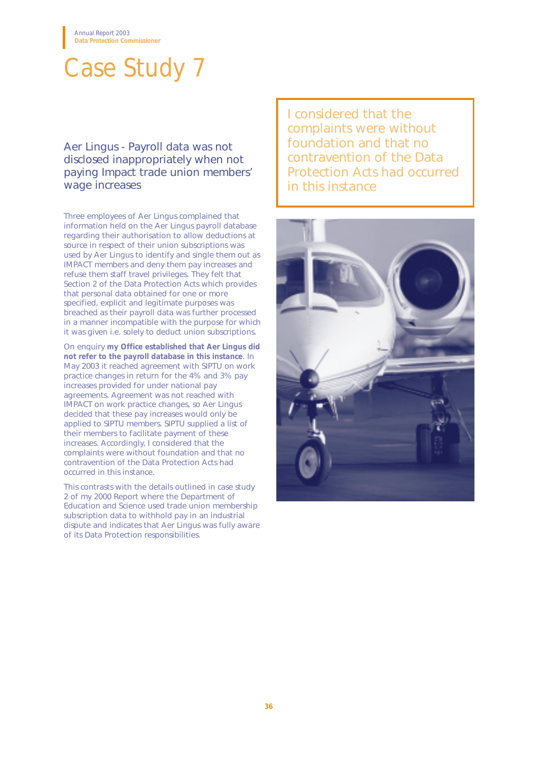# Case Study 7

## Aer Lingus - Payroll data was not disclosed inappropriately when not paying Impact trade union members' wage increases

Three employees of Aer Lingus complained that information held on the Aer Lingus payroll database regarding their authorisation to allow deductions at source in respect of their union subscriptions was used by Aer Lingus to identify and single them out as IMPACT members and deny them pay increases and refuse them staff travel privileges. They felt that Section 2 of the Data Protection Acts which provides that personal data obtained for one or more specified, explicit and legitimate purposes was breached as their payroll data was further processed in a manner incompatible with the purpose for which it was given i.e. solely to deduct union subscriptions.

On enquiry **my Office established that Aer Lingus did not refer to the payroll database in this instance**. In May 2003 it reached agreement with SIPTU on work practice changes in return for the 4% and 3% pay increases provided for under national pay agreements. Agreement was not reached with IMPACT on work practice changes, so Aer Lingus decided that these pay increases would only be applied to SIPTU members. SIPTU supplied a list of their members to facilitate payment of these increases. Accordingly, I considered that the complaints were without foundation and that no contravention of the Data Protection Acts had occurred in this instance.

This contrasts with the details outlined in case study 2 of my 2000 Report where the Department of Education and Science used trade union membership subscription data to withhold pay in an industrial dispute and indicates that Aer Lingus was fully aware of its Data Protection responsibilities.

> I considered that the complaints were without foundation and that no contravention of the Data Protection Acts had occurred in this instance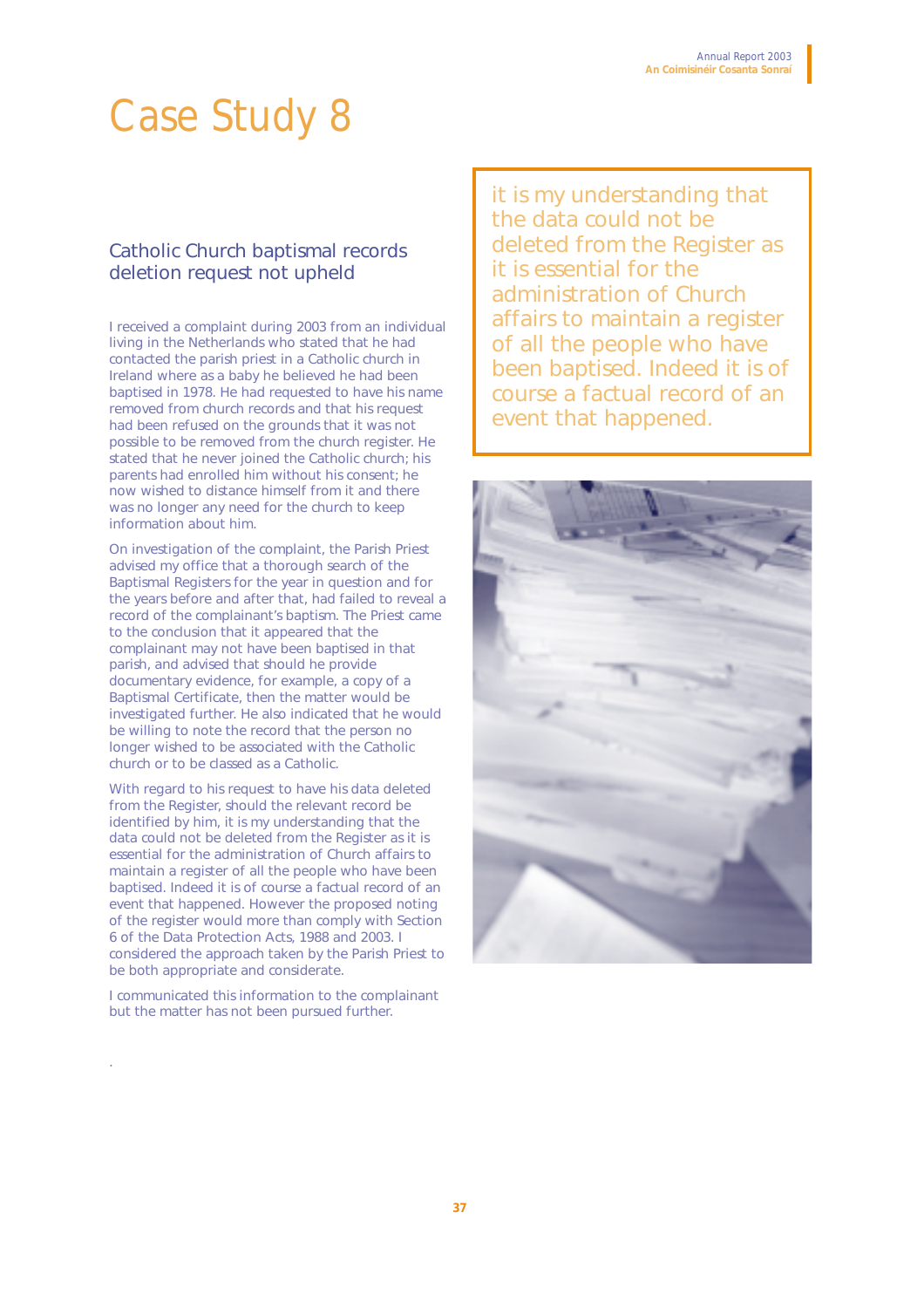# Case Study 8

## Catholic Church baptismal records deletion request not upheld

I received a complaint during 2003 from an individual living in the Netherlands who stated that he had contacted the parish priest in a Catholic church in Ireland where as a baby he believed he had been baptised in 1978. He had requested to have his name removed from church records and that his request had been refused on the grounds that it was not possible to be removed from the church register. He stated that he never joined the Catholic church; his parents had enrolled him without his consent; he now wished to distance himself from it and there was no longer any need for the church to keep information about him.

On investigation of the complaint, the Parish Priest advised my office that a thorough search of the Baptismal Registers for the year in question and for the years before and after that, had failed to reveal a record of the complainant's baptism. The Priest came to the conclusion that it appeared that the complainant may not have been baptised in that parish, and advised that should he provide documentary evidence, for example, a copy of a Baptismal Certificate, then the matter would be investigated further. He also indicated that he would be willing to note the record that the person no longer wished to be associated with the Catholic church or to be classed as a Catholic.

With regard to his request to have his data deleted from the Register, should the relevant record be identified by him, it is my understanding that the data could not be deleted from the Register as it is essential for the administration of Church affairs to maintain a register of all the people who have been baptised. Indeed it is of course a factual record of an event that happened. However the proposed noting of the register would more than comply with Section 6 of the Data Protection Acts, 1988 and 2003. I considered the approach taken by the Parish Priest to be both appropriate and considerate.

I communicated this information to the complainant but the matter has not been pursued further.

> it is my understanding that the data could not be deleted from the Register as it is essential for the administration of Church affairs to maintain a register of all the people who have been baptised. Indeed it is of course a factual record of an event that happened.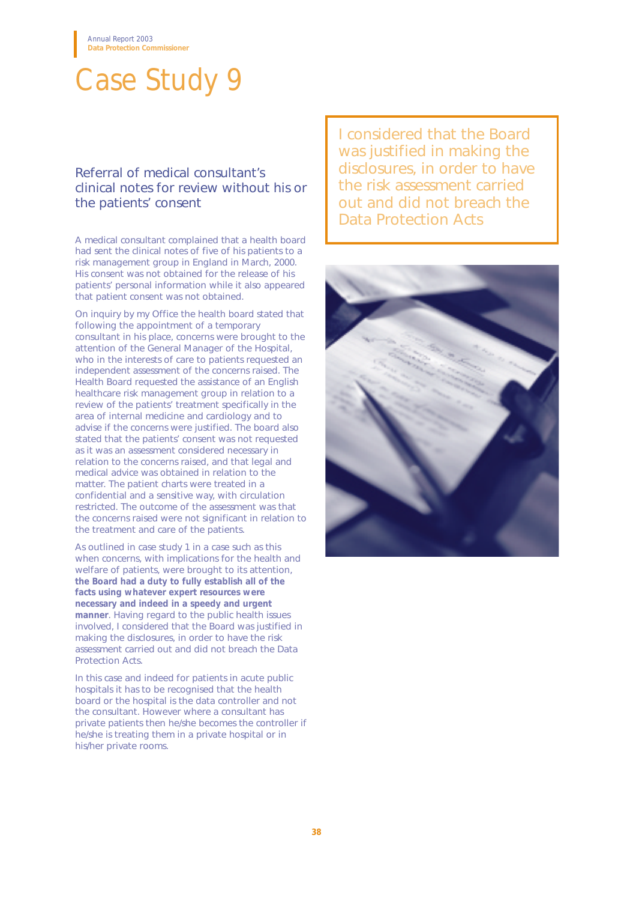# Case Study 9

## Referral of medical consultant's clinical notes for review without his or the patients' consent

I considered that the Board was justified in making the disclosures, in order to have the risk assessment carried out and did not breach the Data Protection Acts

A medical consultant complained that a health board had sent the clinical notes of five of his patients to a risk management group in England in March, 2000. His consent was not obtained for the release of his patients' personal information while it also appeared that patient consent was not obtained.

On inquiry by my Office the health board stated that following the appointment of a temporary consultant in his place, concerns were brought to the attention of the General Manager of the Hospital, who in the interests of care to patients requested an independent assessment of the concerns raised. The Health Board requested the assistance of an English healthcare risk management group in relation to a review of the patients' treatment specifically in the area of internal medicine and cardiology and to advise if the concerns were justified. The board also stated that the patients' consent was not requested as it was an assessment considered necessary in relation to the concerns raised, and that legal and medical advice was obtained in relation to the matter. The patient charts were treated in a confidential and a sensitive way, with circulation restricted. The outcome of the assessment was that the concerns raised were not significant in relation to the treatment and care of the patients.

As outlined in case study 1 in a case such as this when concerns, with implications for the health and welfare of patients, were brought to its attention, **the Board had a duty to fully establish all of the facts using whatever expert resources were necessary and indeed in a speedy and urgent manner**. Having regard to the public health issues involved, I considered that the Board was justified in making the disclosures, in order to have the risk assessment carried out and did not breach the Data Protection Acts.

In this case and indeed for patients in acute public hospitals it has to be recognised that the health board or the hospital is the data controller and not the consultant. However where a consultant has private patients then he/she becomes the controller if he/she is treating them in a private hospital or in his/her private rooms.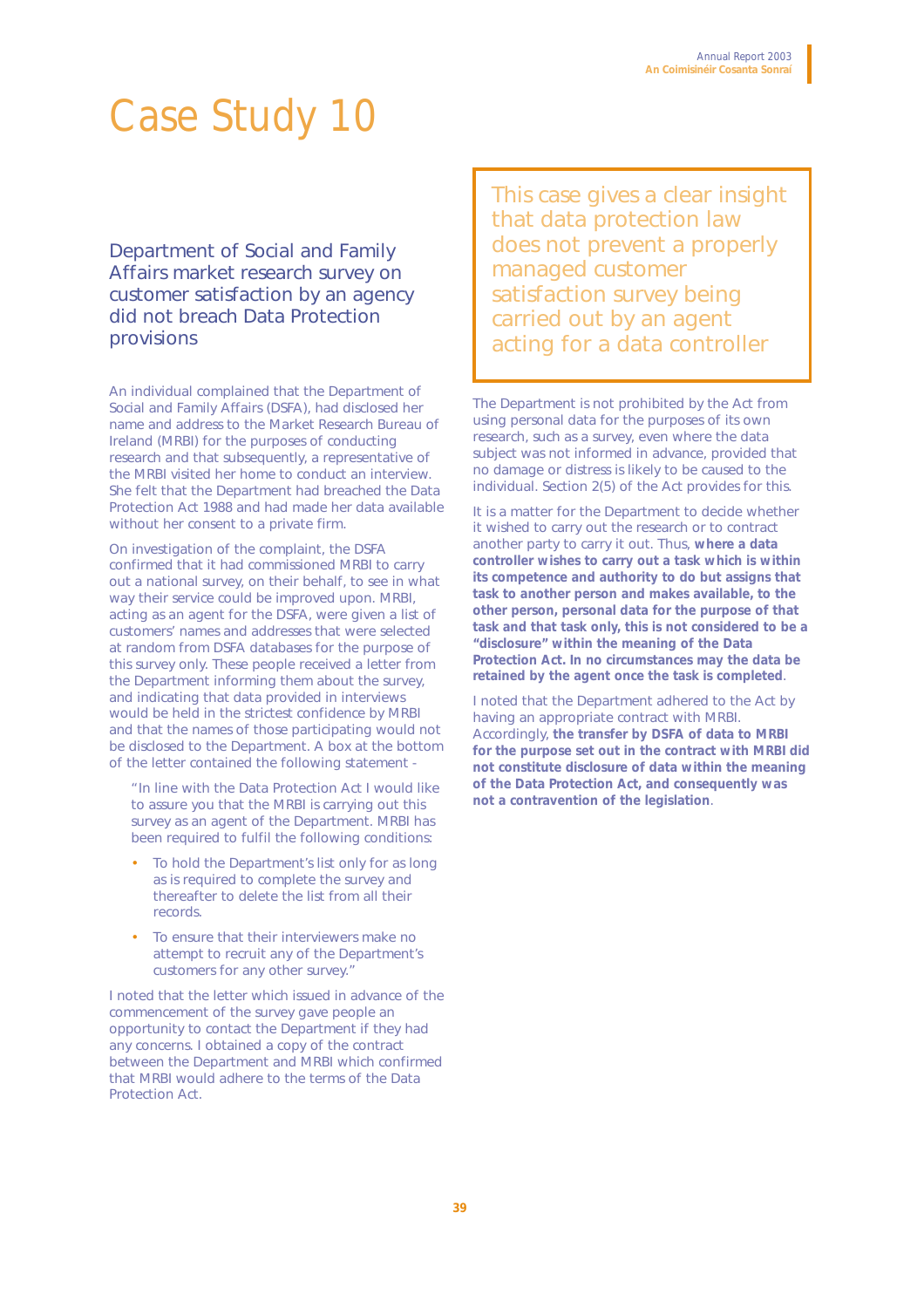# Case Study 10

## Department of Social and Family Affairs market research survey on customer satisfaction by an agency did not breach Data Protection provisions

An individual complained that the Department of Social and Family Affairs (DSFA), had disclosed her name and address to the Market Research Bureau of Ireland (MRBI) for the purposes of conducting research and that subsequently, a representative of the MRBI visited her home to conduct an interview. She felt that the Department had breached the Data Protection Act 1988 and had made her data available without her consent to a private firm.

On investigation of the complaint, the DSFA confirmed that it had commissioned MRBI to carry out a national survey, on their behalf, to see in what way their service could be improved upon. MRBI, acting as an agent for the DSFA, were given a list of customers' names and addresses that were selected at random from DSFA databases for the purpose of this survey only. These people received a letter from the Department informing them about the survey, and indicating that data provided in interviews would be held in the strictest confidence by MRBI and that the names of those participating would not be disclosed to the Department. A box at the bottom of the letter contained the following statement -

> "In line with the Data Protection Act I would like to assure you that the MRBI is carrying out this survey as an agent of the Department. MRBI has been required to fulfil the following conditions:
>
> - To hold the Department's list only for as long as is required to complete the survey and thereafter to delete the list from all their records.
> - To ensure that their interviewers make no attempt to recruit any of the Department's customers for any other survey."

I noted that the letter which issued in advance of the commencement of the survey gave people an opportunity to contact the Department if they had any concerns. I obtained a copy of the contract between the Department and MRBI which confirmed that MRBI would adhere to the terms of the Data Protection Act.

> This case gives a clear insight that data protection law does not prevent a properly managed customer satisfaction survey being carried out by an agent acting for a data controller

The Department is not prohibited by the Act from using personal data for the purposes of its own research, such as a survey, even where the data subject was not informed in advance, provided that no damage or distress is likely to be caused to the individual. Section 2(5) of the Act provides for this.

It is a matter for the Department to decide whether it wished to carry out the research or to contract another party to carry it out. Thus, **where a data controller wishes to carry out a task which is within its competence and authority to do but assigns that task to another person and makes available, to the other person, personal data for the purpose of that task and that task only, this is not considered to be a "disclosure" within the meaning of the Data Protection Act. In no circumstances may the data be retained by the agent once the task is completed**.

I noted that the Department adhered to the Act by having an appropriate contract with MRBI. Accordingly, **the transfer by DSFA of data to MRBI for the purpose set out in the contract with MRBI did not constitute disclosure of data within the meaning of the Data Protection Act, and consequently was not a contravention of the legislation**.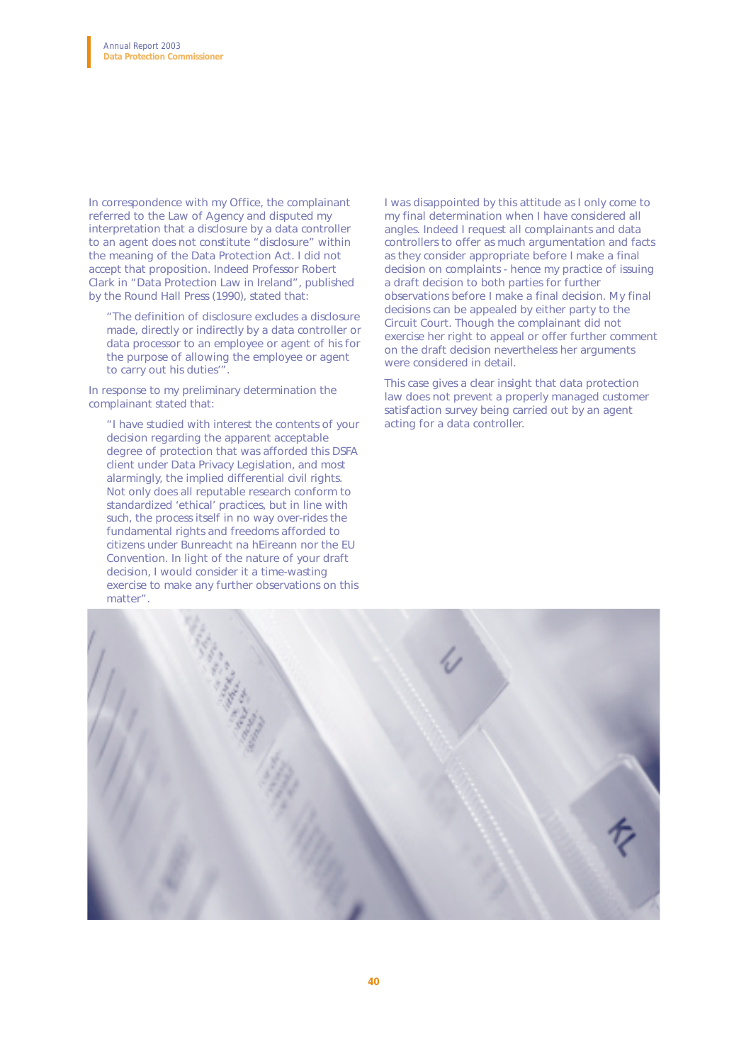In correspondence with my Office, the complainant referred to the Law of Agency and disputed my interpretation that a disclosure by a data controller to an agent does not constitute "disclosure" within the meaning of the Data Protection Act. I did not accept that proposition. Indeed Professor Robert Clark in "Data Protection Law in Ireland", published by the Round Hall Press (1990), stated that:

> "The definition of disclosure excludes a disclosure made, directly or indirectly by a data controller or data processor to an employee or agent of his for the purpose of allowing the employee or agent to carry out his duties'".

In response to my preliminary determination the complainant stated that:

> "I have studied with interest the contents of your decision regarding the apparent acceptable degree of protection that was afforded this DSFA client under Data Privacy Legislation, and most alarmingly, the implied differential civil rights. Not only does all reputable research conform to standardized 'ethical' practices, but in line with such, the process itself in no way over-rides the fundamental rights and freedoms afforded to citizens under Bunreacht na hEireann nor the EU Convention. In light of the nature of your draft decision, I would consider it a time-wasting exercise to make any further observations on this matter".

I was disappointed by this attitude as I only come to my final determination when I have considered all angles. Indeed I request all complainants and data controllers to offer as much argumentation and facts as they consider appropriate before I make a final decision on complaints - hence my practice of issuing a draft decision to both parties for further observations before I make a final decision. My final decisions can be appealed by either party to the Circuit Court. Though the complainant did not exercise her right to appeal or offer further comment on the draft decision nevertheless her arguments were considered in detail.

This case gives a clear insight that data protection law does not prevent a properly managed customer satisfaction survey being carried out by an agent acting for a data controller.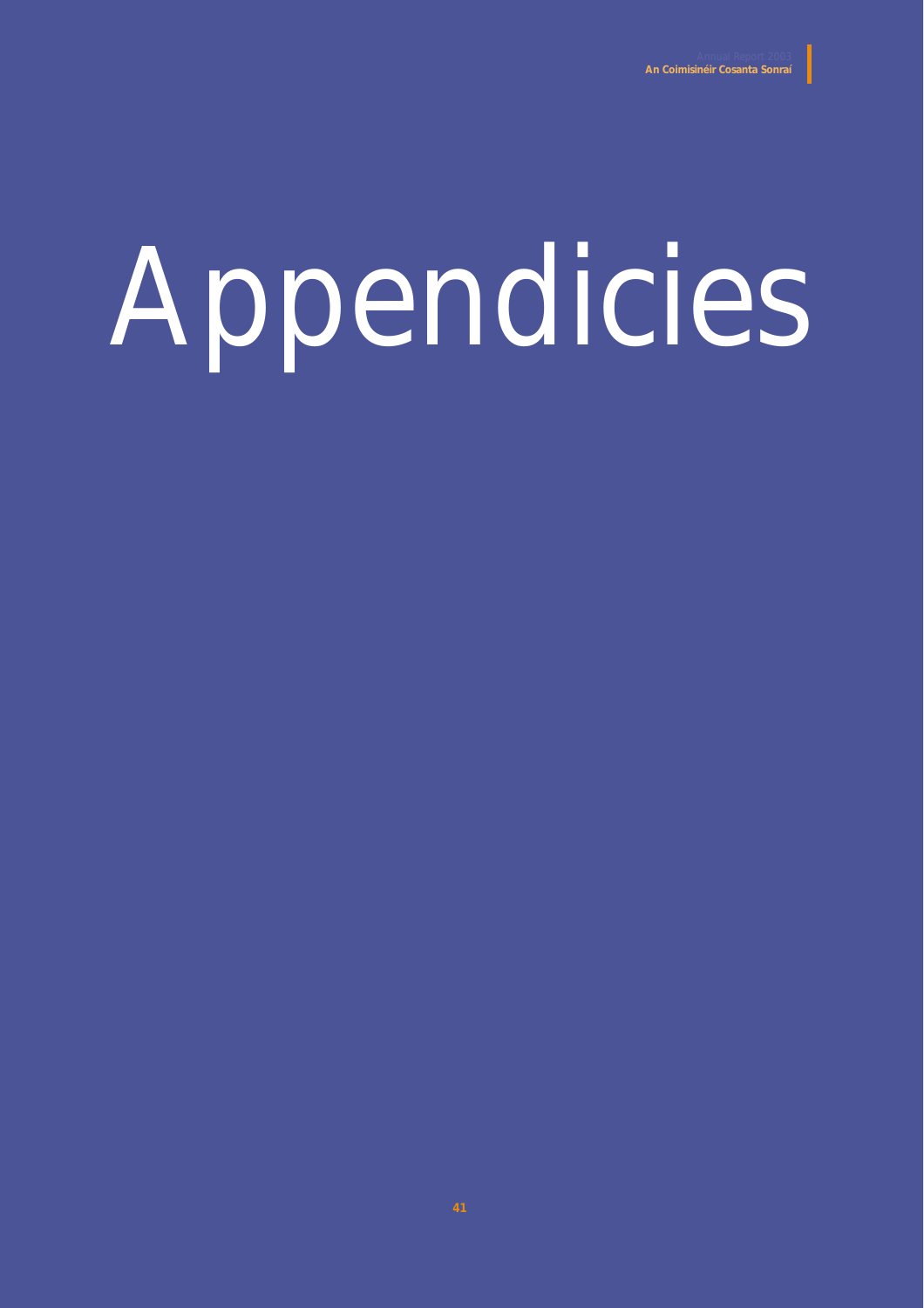# Appendicies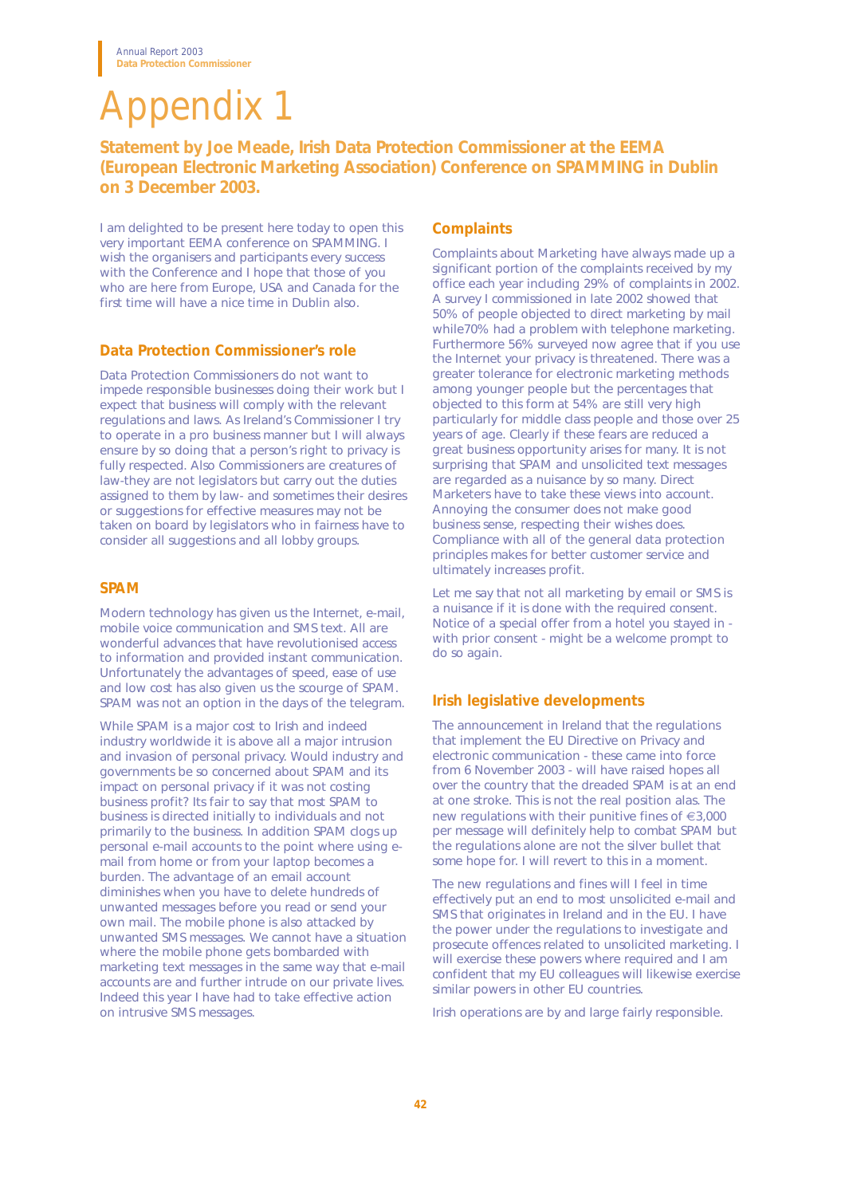# Appendix 1

## Statement by Joe Meade, Irish Data Protection Commissioner at the EEMA (European Electronic Marketing Association) Conference on SPAMMING in Dublin on 3 December 2003.

I am delighted to be present here today to open this very important EEMA conference on SPAMMING. I wish the organisers and participants every success with the Conference and I hope that those of you who are here from Europe, USA and Canada for the first time will have a nice time in Dublin also.

### Data Protection Commissioner's role

Data Protection Commissioners do not want to impede responsible businesses doing their work but I expect that business will comply with the relevant regulations and laws. As Ireland's Commissioner I try to operate in a pro business manner but I will always ensure by so doing that a person's right to privacy is fully respected. Also Commissioners are creatures of law-they are not legislators but carry out the duties assigned to them by law- and sometimes their desires or suggestions for effective measures may not be taken on board by legislators who in fairness have to consider all suggestions and all lobby groups.

### SPAM

Modern technology has given us the Internet, e-mail, mobile voice communication and SMS text. All are wonderful advances that have revolutionised access to information and provided instant communication. Unfortunately the advantages of speed, ease of use and low cost has also given us the scourge of SPAM. SPAM was not an option in the days of the telegram.

While SPAM is a major cost to Irish and indeed industry worldwide it is above all a major intrusion and invasion of personal privacy. Would industry and governments be so concerned about SPAM and its impact on personal privacy if it was not costing business profit? Its fair to say that most SPAM to business is directed initially to individuals and not primarily to the business. In addition SPAM clogs up personal e-mail accounts to the point where using e-mail from home or from your laptop becomes a burden. The advantage of an email account diminishes when you have to delete hundreds of unwanted messages before you read or send your own mail. The mobile phone is also attacked by unwanted SMS messages. We cannot have a situation where the mobile phone gets bombarded with marketing text messages in the same way that e-mail accounts are and further intrude on our private lives. Indeed this year I have had to take effective action on intrusive SMS messages.

### Complaints

Complaints about Marketing have always made up a significant portion of the complaints received by my office each year including 29% of complaints in 2002. A survey I commissioned in late 2002 showed that 50% of people objected to direct marketing by mail while70% had a problem with telephone marketing. Furthermore 56% surveyed now agree that if you use the Internet your privacy is threatened. There was a greater tolerance for electronic marketing methods among younger people but the percentages that objected to this form at 54% are still very high particularly for middle class people and those over 25 years of age. Clearly if these fears are reduced a great business opportunity arises for many. It is not surprising that SPAM and unsolicited text messages are regarded as a nuisance by so many. Direct Marketers have to take these views into account. Annoying the consumer does not make good business sense, respecting their wishes does. Compliance with all of the general data protection principles makes for better customer service and ultimately increases profit.

Let me say that not all marketing by email or SMS is a nuisance if it is done with the required consent. Notice of a special offer from a hotel you stayed in - with prior consent - might be a welcome prompt to do so again.

### Irish legislative developments

The announcement in Ireland that the regulations that implement the EU Directive on Privacy and electronic communication - these came into force from 6 November 2003 - will have raised hopes all over the country that the dreaded SPAM is at an end at one stroke. This is not the real position alas. The new regulations with their punitive fines of €3,000 per message will definitely help to combat SPAM but the regulations alone are not the silver bullet that some hope for. I will revert to this in a moment.

The new regulations and fines will I feel in time effectively put an end to most unsolicited e-mail and SMS that originates in Ireland and in the EU. I have the power under the regulations to investigate and prosecute offences related to unsolicited marketing. I will exercise these powers where required and I am confident that my EU colleagues will likewise exercise similar powers in other EU countries.

Irish operations are by and large fairly responsible.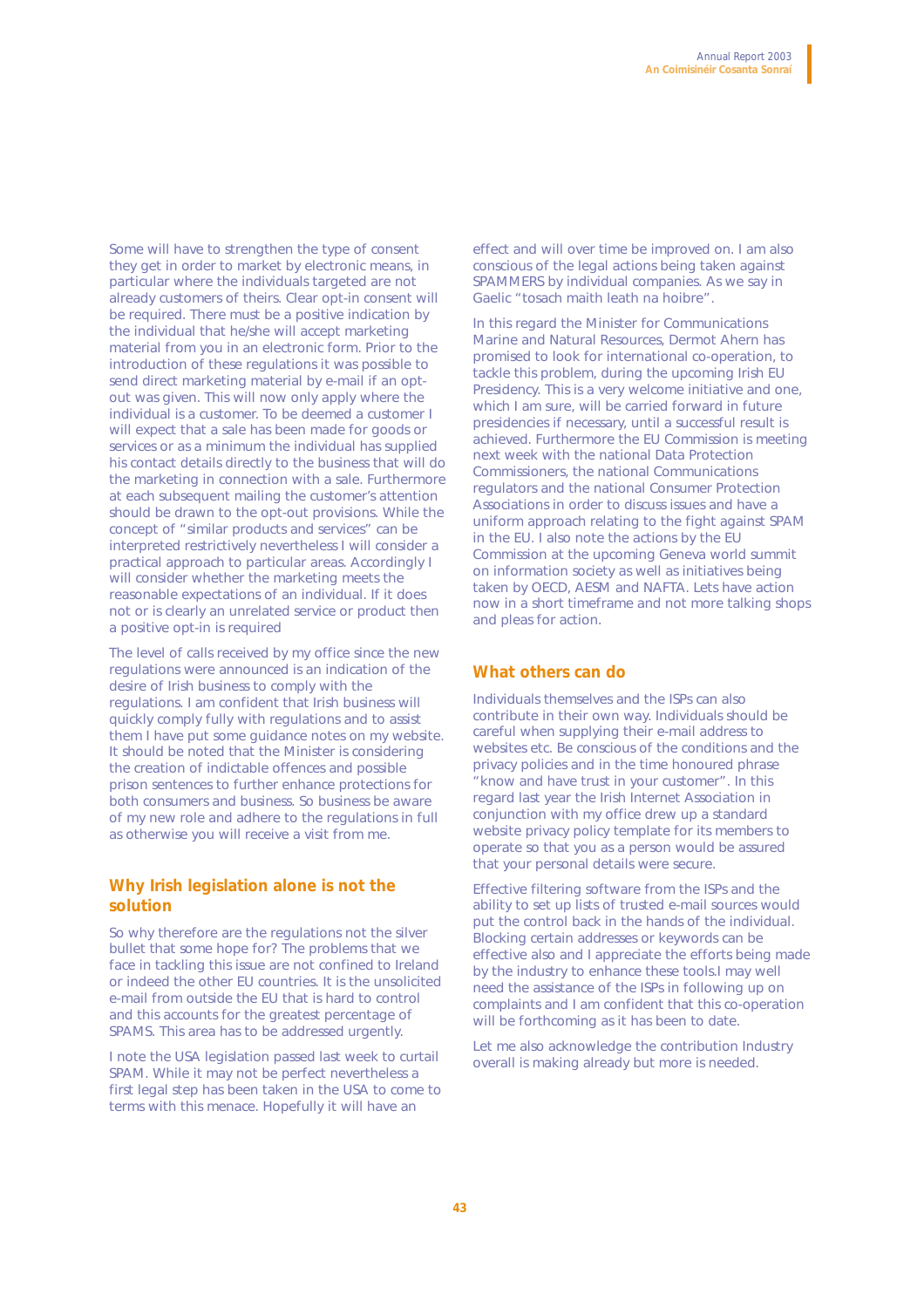Some will have to strengthen the type of consent they get in order to market by electronic means, in particular where the individuals targeted are not already customers of theirs. Clear opt-in consent will be required. There must be a positive indication by the individual that he/she will accept marketing material from you in an electronic form. Prior to the introduction of these regulations it was possible to send direct marketing material by e-mail if an opt-out was given. This will now only apply where the individual is a customer. To be deemed a customer I will expect that a sale has been made for goods or services or as a minimum the individual has supplied his contact details directly to the business that will do the marketing in connection with a sale. Furthermore at each subsequent mailing the customer's attention should be drawn to the opt-out provisions. While the concept of "similar products and services" can be interpreted restrictively nevertheless I will consider a practical approach to particular areas. Accordingly I will consider whether the marketing meets the reasonable expectations of an individual. If it does not or is clearly an unrelated service or product then a positive opt-in is required

The level of calls received by my office since the new regulations were announced is an indication of the desire of Irish business to comply with the regulations. I am confident that Irish business will quickly comply fully with regulations and to assist them I have put some guidance notes on my website. It should be noted that the Minister is considering the creation of indictable offences and possible prison sentences to further enhance protections for both consumers and business. So business be aware of my new role and adhere to the regulations in full as otherwise you will receive a visit from me.

## Why Irish legislation alone is not the solution

So why therefore are the regulations not the silver bullet that some hope for? The problems that we face in tackling this issue are not confined to Ireland or indeed the other EU countries. It is the unsolicited e-mail from outside the EU that is hard to control and this accounts for the greatest percentage of SPAMS. This area has to be addressed urgently.

I note the USA legislation passed last week to curtail SPAM. While it may not be perfect nevertheless a first legal step has been taken in the USA to come to terms with this menace. Hopefully it will have an effect and will over time be improved on. I am also conscious of the legal actions being taken against SPAMMERS by individual companies. As we say in Gaelic "tosach maith leath na hoibre".

In this regard the Minister for Communications Marine and Natural Resources, Dermot Ahern has promised to look for international co-operation, to tackle this problem, during the upcoming Irish EU Presidency. This is a very welcome initiative and one, which I am sure, will be carried forward in future presidencies if necessary, until a successful result is achieved. Furthermore the EU Commission is meeting next week with the national Data Protection Commissioners, the national Communications regulators and the national Consumer Protection Associations in order to discuss issues and have a uniform approach relating to the fight against SPAM in the EU. I also note the actions by the EU Commission at the upcoming Geneva world summit on information society as well as initiatives being taken by OECD, AESM and NAFTA. Lets have action now in a short timeframe and not more talking shops and pleas for action.

## What others can do

Individuals themselves and the ISPs can also contribute in their own way. Individuals should be careful when supplying their e-mail address to websites etc. Be conscious of the conditions and the privacy policies and in the time honoured phrase "know and have trust in your customer". In this regard last year the Irish Internet Association in conjunction with my office drew up a standard website privacy policy template for its members to operate so that you as a person would be assured that your personal details were secure.

Effective filtering software from the ISPs and the ability to set up lists of trusted e-mail sources would put the control back in the hands of the individual. Blocking certain addresses or keywords can be effective also and I appreciate the efforts being made by the industry to enhance these tools.I may well need the assistance of the ISPs in following up on complaints and I am confident that this co-operation will be forthcoming as it has been to date.

Let me also acknowledge the contribution Industry overall is making already but more is needed.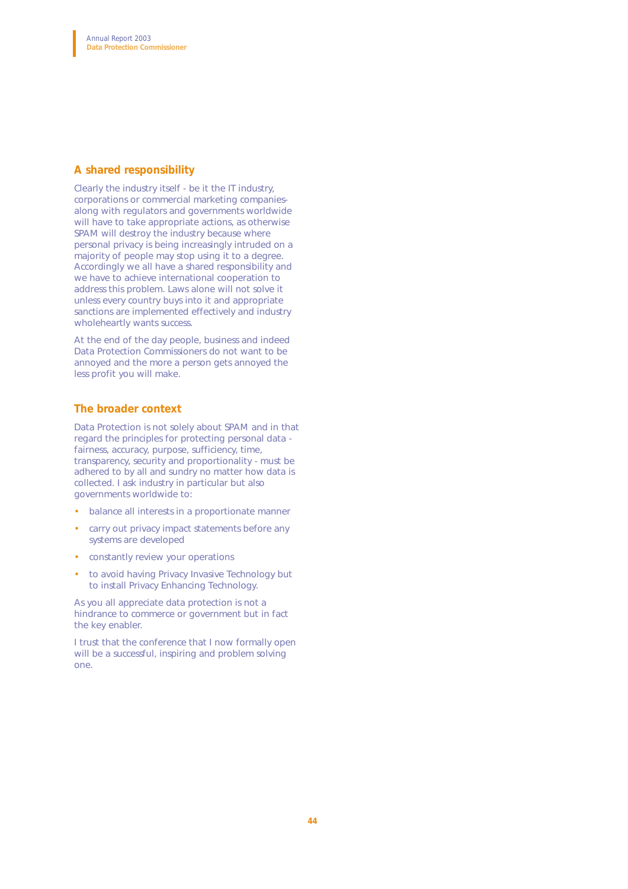## A shared responsibility

Clearly the industry itself - be it the IT industry, corporations or commercial marketing companies-along with regulators and governments worldwide will have to take appropriate actions, as otherwise SPAM will destroy the industry because where personal privacy is being increasingly intruded on a majority of people may stop using it to a degree. Accordingly we all have a shared responsibility and we have to achieve international cooperation to address this problem. Laws alone will not solve it unless every country buys into it and appropriate sanctions are implemented effectively and industry wholeheartly wants success.

At the end of the day people, business and indeed Data Protection Commissioners do not want to be annoyed and the more a person gets annoyed the less profit you will make.

## The broader context

Data Protection is not solely about SPAM and in that regard the principles for protecting personal data - fairness, accuracy, purpose, sufficiency, time, transparency, security and proportionality - must be adhered to by all and sundry no matter how data is collected. I ask industry in particular but also governments worldwide to:

- balance all interests in a proportionate manner
- carry out privacy impact statements before any systems are developed
- constantly review your operations
- to avoid having Privacy Invasive Technology but to install Privacy Enhancing Technology.

As you all appreciate data protection is not a hindrance to commerce or government but in fact the key enabler.

I trust that the conference that I now formally open will be a successful, inspiring and problem solving one.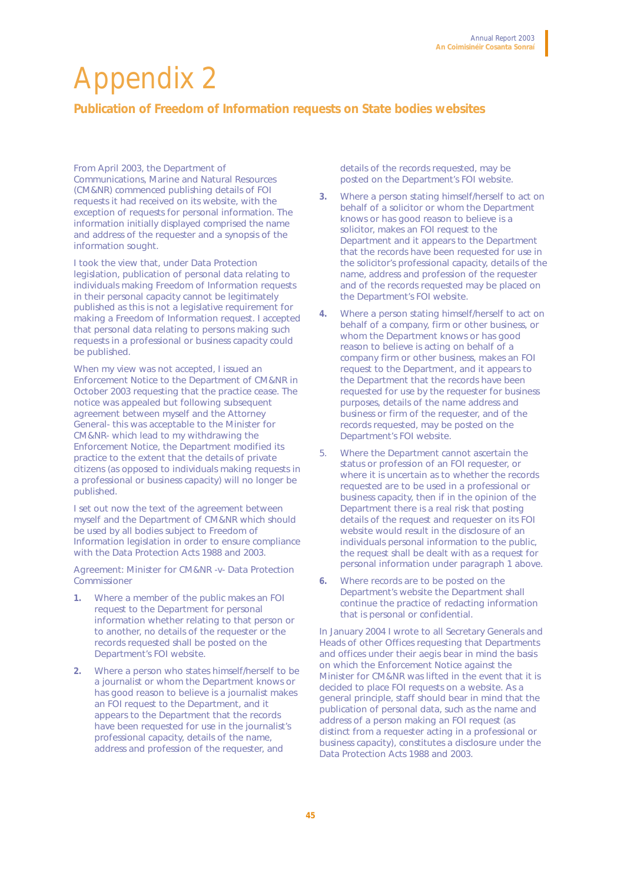# Appendix 2

## Publication of Freedom of Information requests on State bodies websites

From April 2003, the Department of Communications, Marine and Natural Resources (CM&NR) commenced publishing details of FOI requests it had received on its website, with the exception of requests for personal information. The information initially displayed comprised the name and address of the requester and a synopsis of the information sought.

I took the view that, under Data Protection legislation, publication of personal data relating to individuals making Freedom of Information requests in their personal capacity cannot be legitimately published as this is not a legislative requirement for making a Freedom of Information request. I accepted that personal data relating to persons making such requests in a professional or business capacity could be published.

When my view was not accepted, I issued an Enforcement Notice to the Department of CM&NR in October 2003 requesting that the practice cease. The notice was appealed but following subsequent agreement between myself and the Attorney General- this was acceptable to the Minister for CM&NR- which lead to my withdrawing the Enforcement Notice, the Department modified its practice to the extent that the details of private citizens (as opposed to individuals making requests in a professional or business capacity) will no longer be published.

I set out now the text of the agreement between myself and the Department of CM&NR which should be used by all bodies subject to Freedom of Information legislation in order to ensure compliance with the Data Protection Acts 1988 and 2003.

Agreement: Minister for CM&NR -v- Data Protection Commissioner

1. Where a member of the public makes an FOI request to the Department for personal information whether relating to that person or to another, no details of the requester or the records requested shall be posted on the Department's FOI website.
2. Where a person who states himself/herself to be a journalist or whom the Department knows or has good reason to believe is a journalist makes an FOI request to the Department, and it appears to the Department that the records have been requested for use in the journalist's professional capacity, details of the name, address and profession of the requester, and details of the records requested, may be posted on the Department's FOI website.
3. Where a person stating himself/herself to act on behalf of a solicitor or whom the Department knows or has good reason to believe is a solicitor, makes an FOI request to the Department and it appears to the Department that the records have been requested for use in the solicitor's professional capacity, details of the name, address and profession of the requester and of the records requested may be placed on the Department's FOI website.
4. Where a person stating himself/herself to act on behalf of a company, firm or other business, or whom the Department knows or has good reason to believe is acting on behalf of a company firm or other business, makes an FOI request to the Department, and it appears to the Department that the records have been requested for use by the requester for business purposes, details of the name address and business or firm of the requester, and of the records requested, may be posted on the Department's FOI website.
5. Where the Department cannot ascertain the status or profession of an FOI requester, or where it is uncertain as to whether the records requested are to be used in a professional or business capacity, then if in the opinion of the Department there is a real risk that posting details of the request and requester on its FOI website would result in the disclosure of an individuals personal information to the public, the request shall be dealt with as a request for personal information under paragraph 1 above.
6. Where records are to be posted on the Department's website the Department shall continue the practice of redacting information that is personal or confidential.

In January 2004 I wrote to all Secretary Generals and Heads of other Offices requesting that Departments and offices under their aegis bear in mind the basis on which the Enforcement Notice against the Minister for CM&NR was lifted in the event that it is decided to place FOI requests on a website. As a general principle, staff should bear in mind that the publication of personal data, such as the name and address of a person making an FOI request (as distinct from a requester acting in a professional or business capacity), constitutes a disclosure under the Data Protection Acts 1988 and 2003.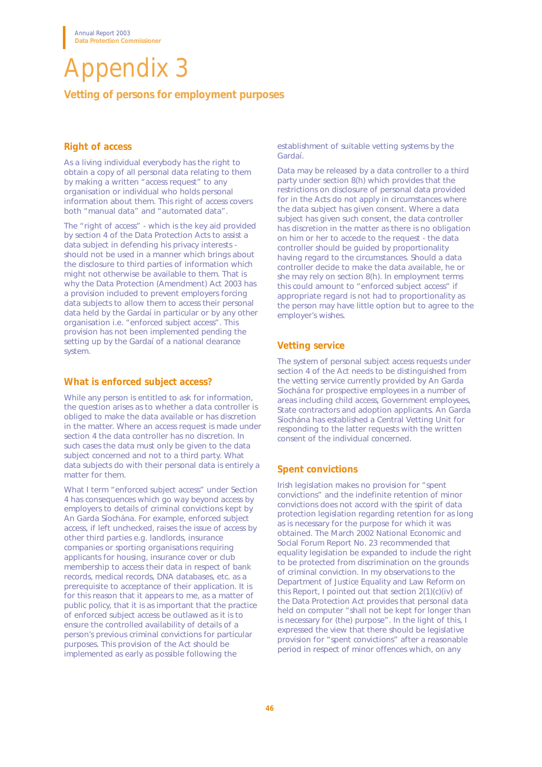# Appendix 3

## Vetting of persons for employment purposes

### Right of access

As a living individual everybody has the right to obtain a copy of all personal data relating to them by making a written "access request" to any organisation or individual who holds personal information about them. This right of access covers both "manual data" and "automated data".

The "right of access" - which is the key aid provided by section 4 of the Data Protection Acts to assist a data subject in defending his privacy interests - should not be used in a manner which brings about the disclosure to third parties of information which might not otherwise be available to them. That is why the Data Protection (Amendment) Act 2003 has a provision included to prevent employers forcing data subjects to allow them to access their personal data held by the Gardaí in particular or by any other organisation i.e. "enforced subject access". This provision has not been implemented pending the setting up by the Gardaí of a national clearance system.

### What is enforced subject access?

While any person is entitled to ask for information, the question arises as to whether a data controller is obliged to make the data available or has discretion in the matter. Where an access request is made under section 4 the data controller has no discretion. In such cases the data must only be given to the data subject concerned and not to a third party. What data subjects do with their personal data is entirely a matter for them.

What I term "enforced subject access" under Section 4 has consequences which go way beyond access by employers to details of criminal convictions kept by An Garda Síochána. For example, enforced subject access, if left unchecked, raises the issue of access by other third parties e.g. landlords, insurance companies or sporting organisations requiring applicants for housing, insurance cover or club membership to access their data in respect of bank records, medical records, DNA databases, etc. as a prerequisite to acceptance of their application. It is for this reason that it appears to me, as a matter of public policy, that it is as important that the practice of enforced subject access be outlawed as it is to ensure the controlled availability of details of a person's previous criminal convictions for particular purposes. This provision of the Act should be implemented as early as possible following the establishment of suitable vetting systems by the Gardaí.

Data may be released by a data controller to a third party under section 8(h) which provides that the restrictions on disclosure of personal data provided for in the Acts do not apply in circumstances where the data subject has given consent. Where a data subject has given such consent, the data controller has discretion in the matter as there is no obligation on him or her to accede to the request - the data controller should be guided by proportionality having regard to the circumstances. Should a data controller decide to make the data available, he or she may rely on section 8(h). In employment terms this could amount to "enforced subject access" if appropriate regard is not had to proportionality as the person may have little option but to agree to the employer's wishes.

### Vetting service

The system of personal subject access requests under section 4 of the Act needs to be distinguished from the vetting service currently provided by An Garda Síochána for prospective employees in a number of areas including child access, Government employees, State contractors and adoption applicants. An Garda Síochána has established a Central Vetting Unit for responding to the latter requests with the written consent of the individual concerned.

### Spent convictions

Irish legislation makes no provision for "spent convictions" and the indefinite retention of minor convictions does not accord with the spirit of data protection legislation regarding retention for as long as is necessary for the purpose for which it was obtained. The March 2002 National Economic and Social Forum Report No. 23 recommended that equality legislation be expanded to include the right to be protected from discrimination on the grounds of criminal conviction. In my observations to the Department of Justice Equality and Law Reform on this Report, I pointed out that section 2(1)(c)(iv) of the Data Protection Act provides that personal data held on computer "shall not be kept for longer than is necessary for (the) purpose". In the light of this, I expressed the view that there should be legislative provision for "spent convictions" after a reasonable period in respect of minor offences which, on any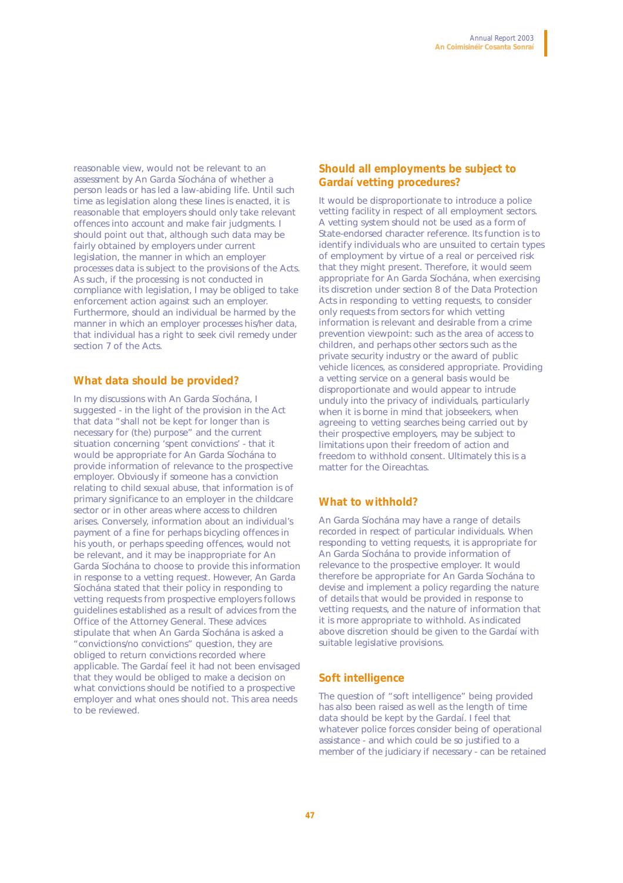reasonable view, would not be relevant to an assessment by An Garda Síochána of whether a person leads or has led a law-abiding life. Until such time as legislation along these lines is enacted, it is reasonable that employers should only take relevant offences into account and make fair judgments. I should point out that, although such data may be fairly obtained by employers under current legislation, the manner in which an employer processes data is subject to the provisions of the Acts. As such, if the processing is not conducted in compliance with legislation, I may be obliged to take enforcement action against such an employer. Furthermore, should an individual be harmed by the manner in which an employer processes his/her data, that individual has a right to seek civil remedy under section 7 of the Acts.

## What data should be provided?

In my discussions with An Garda Síochána, I suggested - in the light of the provision in the Act that data "shall not be kept for longer than is necessary for (the) purpose" and the current situation concerning 'spent convictions' - that it would be appropriate for An Garda Síochána to provide information of relevance to the prospective employer. Obviously if someone has a conviction relating to child sexual abuse, that information is of primary significance to an employer in the childcare sector or in other areas where access to children arises. Conversely, information about an individual's payment of a fine for perhaps bicycling offences in his youth, or perhaps speeding offences, would not be relevant, and it may be inappropriate for An Garda Síochána to choose to provide this information in response to a vetting request. However, An Garda Síochána stated that their policy in responding to vetting requests from prospective employers follows guidelines established as a result of advices from the Office of the Attorney General. These advices stipulate that when An Garda Síochána is asked a "convictions/no convictions" question, they are obliged to return convictions recorded where applicable. The Gardaí feel it had not been envisaged that they would be obliged to make a decision on what convictions should be notified to a prospective employer and what ones should not. This area needs to be reviewed.

## Should all employments be subject to Gardaí vetting procedures?

It would be disproportionate to introduce a police vetting facility in respect of all employment sectors. A vetting system should not be used as a form of State-endorsed character reference. Its function is to identify individuals who are unsuited to certain types of employment by virtue of a real or perceived risk that they might present. Therefore, it would seem appropriate for An Garda Síochána, when exercising its discretion under section 8 of the Data Protection Acts in responding to vetting requests, to consider only requests from sectors for which vetting information is relevant and desirable from a crime prevention viewpoint: such as the area of access to children, and perhaps other sectors such as the private security industry or the award of public vehicle licences, as considered appropriate. Providing a vetting service on a general basis would be disproportionate and would appear to intrude unduly into the privacy of individuals, particularly when it is borne in mind that jobseekers, when agreeing to vetting searches being carried out by their prospective employers, may be subject to limitations upon their freedom of action and freedom to withhold consent. Ultimately this is a matter for the Oireachtas.

## What to withhold?

An Garda Síochána may have a range of details recorded in respect of particular individuals. When responding to vetting requests, it is appropriate for An Garda Síochána to provide information of relevance to the prospective employer. It would therefore be appropriate for An Garda Síochána to devise and implement a policy regarding the nature of details that would be provided in response to vetting requests, and the nature of information that it is more appropriate to withhold. As indicated above discretion should be given to the Gardaí with suitable legislative provisions.

## Soft intelligence

The question of "soft intelligence" being provided has also been raised as well as the length of time data should be kept by the Gardaí. I feel that whatever police forces consider being of operational assistance - and which could be so justified to a member of the judiciary if necessary - can be retained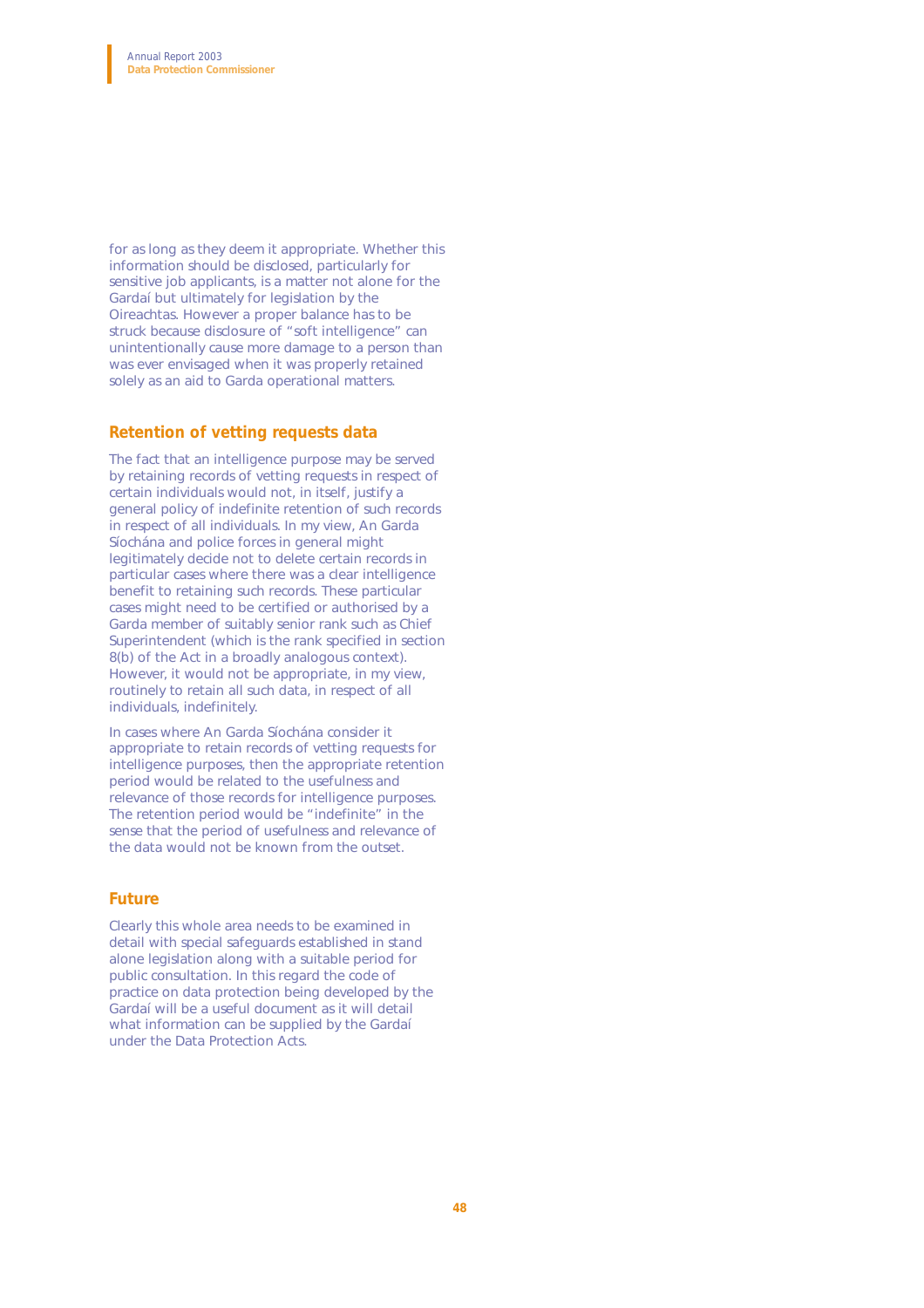for as long as they deem it appropriate. Whether this information should be disclosed, particularly for sensitive job applicants, is a matter not alone for the Gardaí but ultimately for legislation by the Oireachtas. However a proper balance has to be struck because disclosure of "soft intelligence" can unintentionally cause more damage to a person than was ever envisaged when it was properly retained solely as an aid to Garda operational matters.

## Retention of vetting requests data

The fact that an intelligence purpose may be served by retaining records of vetting requests in respect of certain individuals would not, in itself, justify a general policy of indefinite retention of such records in respect of all individuals. In my view, An Garda Síochána and police forces in general might legitimately decide not to delete certain records in particular cases where there was a clear intelligence benefit to retaining such records. These particular cases might need to be certified or authorised by a Garda member of suitably senior rank such as Chief Superintendent (which is the rank specified in section 8(b) of the Act in a broadly analogous context). However, it would not be appropriate, in my view, routinely to retain all such data, in respect of all individuals, indefinitely.

In cases where An Garda Síochána consider it appropriate to retain records of vetting requests for intelligence purposes, then the appropriate retention period would be related to the usefulness and relevance of those records for intelligence purposes. The retention period would be "indefinite" in the sense that the period of usefulness and relevance of the data would not be known from the outset.

## Future

Clearly this whole area needs to be examined in detail with special safeguards established in stand alone legislation along with a suitable period for public consultation. In this regard the code of practice on data protection being developed by the Gardaí will be a useful document as it will detail what information can be supplied by the Gardaí under the Data Protection Acts.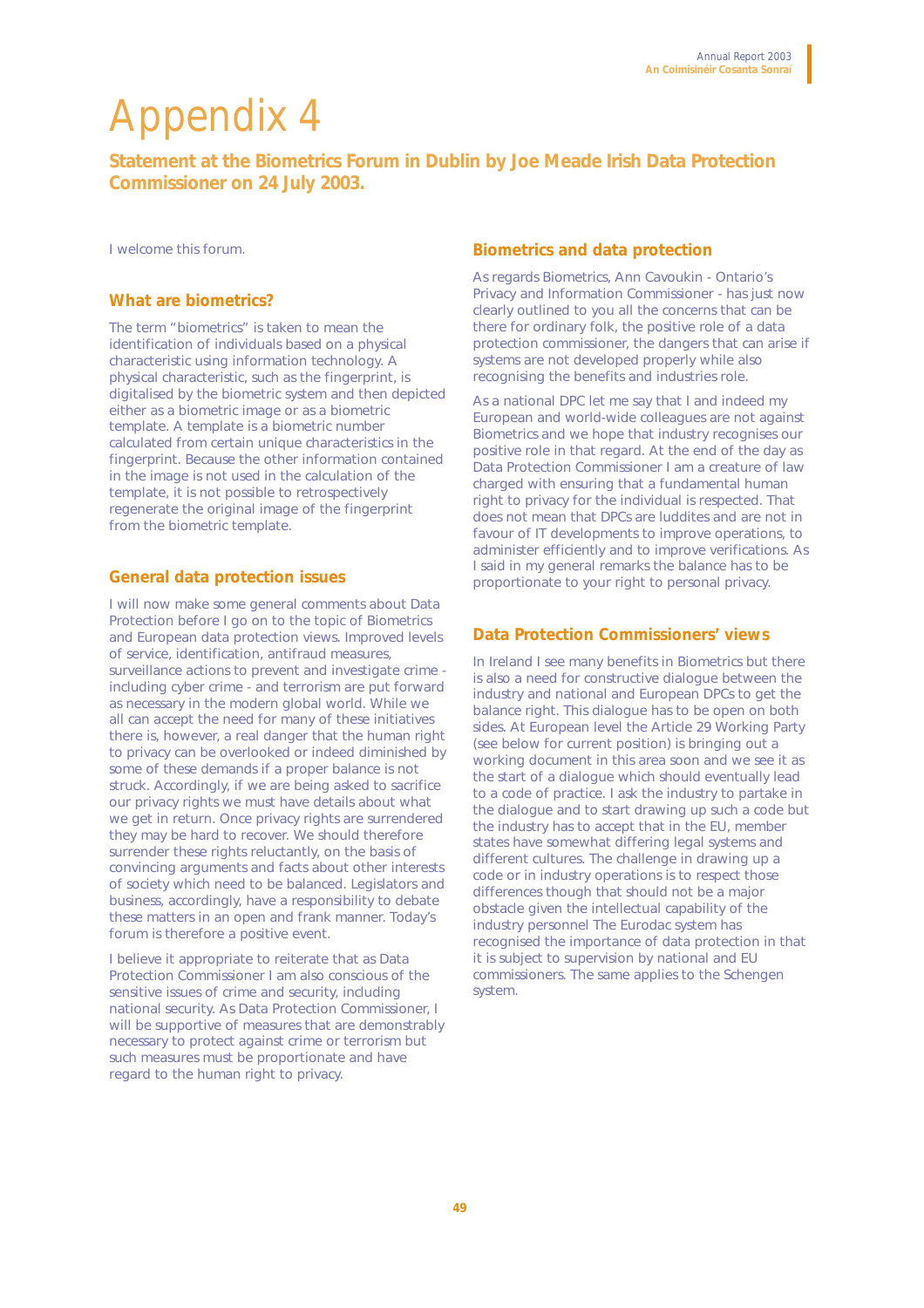# Appendix 4

**Statement at the Biometrics Forum in Dublin by Joe Meade Irish Data Protection Commissioner on 24 July 2003.**

I welcome this forum.

## What are biometrics?

The term "biometrics" is taken to mean the identification of individuals based on a physical characteristic using information technology. A physical characteristic, such as the fingerprint, is digitalised by the biometric system and then depicted either as a biometric image or as a biometric template. A template is a biometric number calculated from certain unique characteristics in the fingerprint. Because the other information contained in the image is not used in the calculation of the template, it is not possible to retrospectively regenerate the original image of the fingerprint from the biometric template.

## General data protection issues

I will now make some general comments about Data Protection before I go on to the topic of Biometrics and European data protection views. Improved levels of service, identification, antifraud measures, surveillance actions to prevent and investigate crime - including cyber crime - and terrorism are put forward as necessary in the modern global world. While we all can accept the need for many of these initiatives there is, however, a real danger that the human right to privacy can be overlooked or indeed diminished by some of these demands if a proper balance is not struck. Accordingly, if we are being asked to sacrifice our privacy rights we must have details about what we get in return. Once privacy rights are surrendered they may be hard to recover. We should therefore surrender these rights reluctantly, on the basis of convincing arguments and facts about other interests of society which need to be balanced. Legislators and business, accordingly, have a responsibility to debate these matters in an open and frank manner. Today's forum is therefore a positive event.

I believe it appropriate to reiterate that as Data Protection Commissioner I am also conscious of the sensitive issues of crime and security, including national security. As Data Protection Commissioner, I will be supportive of measures that are demonstrably necessary to protect against crime or terrorism but such measures must be proportionate and have regard to the human right to privacy.

## Biometrics and data protection

As regards Biometrics, Ann Cavoukin - Ontario's Privacy and Information Commissioner - has just now clearly outlined to you all the concerns that can be there for ordinary folk, the positive role of a data protection commissioner, the dangers that can arise if systems are not developed properly while also recognising the benefits and industries role.

As a national DPC let me say that I and indeed my European and world-wide colleagues are not against Biometrics and we hope that industry recognises our positive role in that regard. At the end of the day as Data Protection Commissioner I am a creature of law charged with ensuring that a fundamental human right to privacy for the individual is respected. That does not mean that DPCs are luddites and are not in favour of IT developments to improve operations, to administer efficiently and to improve verifications. As I said in my general remarks the balance has to be proportionate to your right to personal privacy.

## Data Protection Commissioners' views

In Ireland I see many benefits in Biometrics but there is also a need for constructive dialogue between the industry and national and European DPCs to get the balance right. This dialogue has to be open on both sides. At European level the Article 29 Working Party (see below for current position) is bringing out a working document in this area soon and we see it as the start of a dialogue which should eventually lead to a code of practice. I ask the industry to partake in the dialogue and to start drawing up such a code but the industry has to accept that in the EU, member states have somewhat differing legal systems and different cultures. The challenge in drawing up a code or in industry operations is to respect those differences though that should not be a major obstacle given the intellectual capability of the industry personnel The Eurodac system has recognised the importance of data protection in that it is subject to supervision by national and EU commissioners. The same applies to the Schengen system.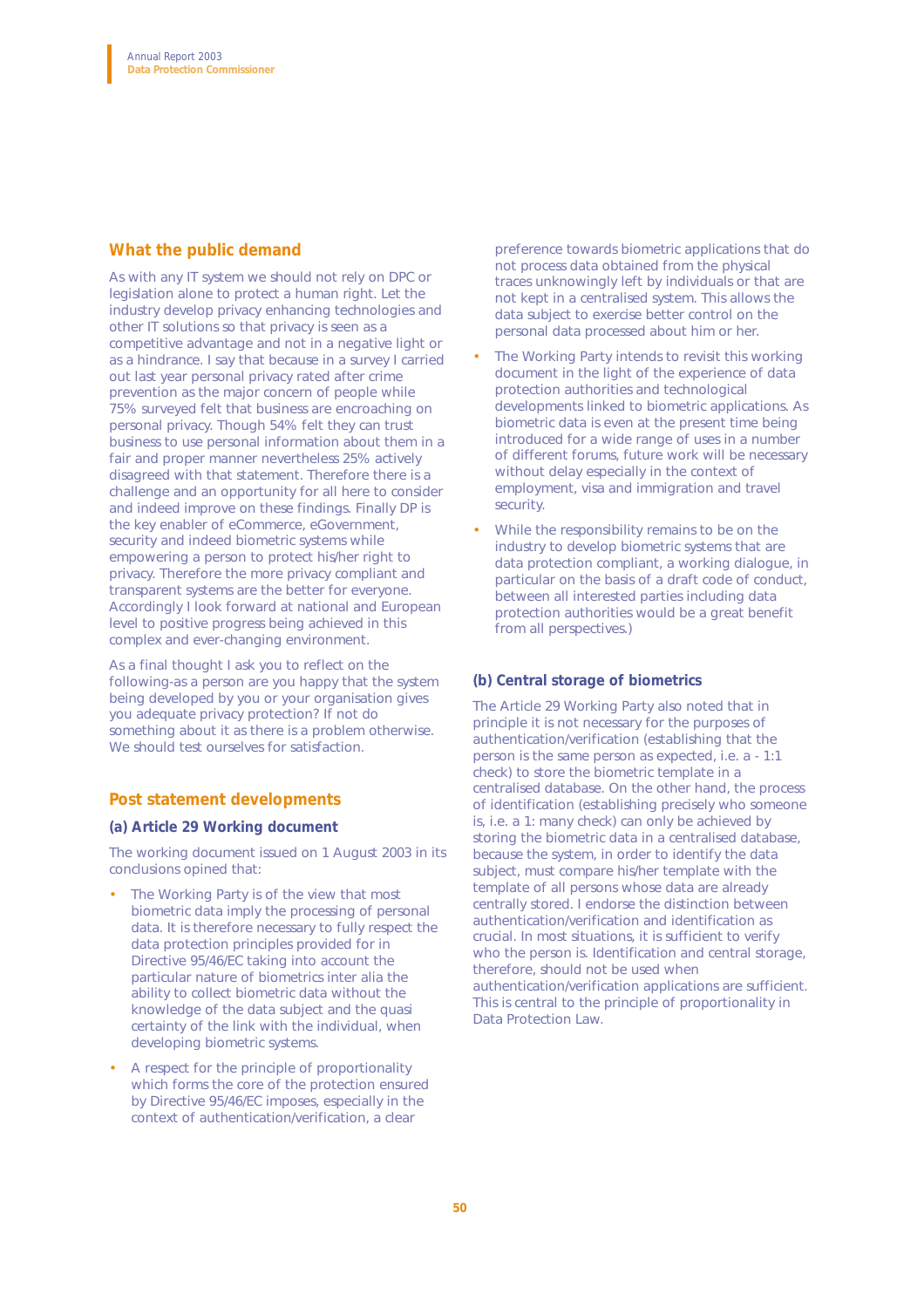## What the public demand

As with any IT system we should not rely on DPC or legislation alone to protect a human right. Let the industry develop privacy enhancing technologies and other IT solutions so that privacy is seen as a competitive advantage and not in a negative light or as a hindrance. I say that because in a survey I carried out last year personal privacy rated after crime prevention as the major concern of people while 75% surveyed felt that business are encroaching on personal privacy. Though 54% felt they can trust business to use personal information about them in a fair and proper manner nevertheless 25% actively disagreed with that statement. Therefore there is a challenge and an opportunity for all here to consider and indeed improve on these findings. Finally DP is the key enabler of eCommerce, eGovernment, security and indeed biometric systems while empowering a person to protect his/her right to privacy. Therefore the more privacy compliant and transparent systems are the better for everyone. Accordingly I look forward at national and European level to positive progress being achieved in this complex and ever-changing environment.

As a final thought I ask you to reflect on the following-as a person are you happy that the system being developed by you or your organisation gives you adequate privacy protection? If not do something about it as there is a problem otherwise. We should test ourselves for satisfaction.

## Post statement developments

### (a) Article 29 Working document

The working document issued on 1 August 2003 in its conclusions opined that:

- The Working Party is of the view that most biometric data imply the processing of personal data. It is therefore necessary to fully respect the data protection principles provided for in Directive 95/46/EC taking into account the particular nature of biometrics inter alia the ability to collect biometric data without the knowledge of the data subject and the quasi certainty of the link with the individual, when developing biometric systems.
- A respect for the principle of proportionality which forms the core of the protection ensured by Directive 95/46/EC imposes, especially in the context of authentication/verification, a clear preference towards biometric applications that do not process data obtained from the physical traces unknowingly left by individuals or that are not kept in a centralised system. This allows the data subject to exercise better control on the personal data processed about him or her.
- The Working Party intends to revisit this working document in the light of the experience of data protection authorities and technological developments linked to biometric applications. As biometric data is even at the present time being introduced for a wide range of uses in a number of different forums, future work will be necessary without delay especially in the context of employment, visa and immigration and travel security.
- While the responsibility remains to be on the industry to develop biometric systems that are data protection compliant, a working dialogue, in particular on the basis of a draft code of conduct, between all interested parties including data protection authorities would be a great benefit from all perspectives.)

### (b) Central storage of biometrics

The Article 29 Working Party also noted that in principle it is not necessary for the purposes of authentication/verification (establishing that the person is the same person as expected, i.e. a - 1:1 check) to store the biometric template in a centralised database. On the other hand, the process of identification (establishing precisely who someone is, i.e. a 1: many check) can only be achieved by storing the biometric data in a centralised database, because the system, in order to identify the data subject, must compare his/her template with the template of all persons whose data are already centrally stored. I endorse the distinction between authentication/verification and identification as crucial. In most situations, it is sufficient to verify who the person is. Identification and central storage, therefore, should not be used when authentication/verification applications are sufficient. This is central to the principle of proportionality in Data Protection Law.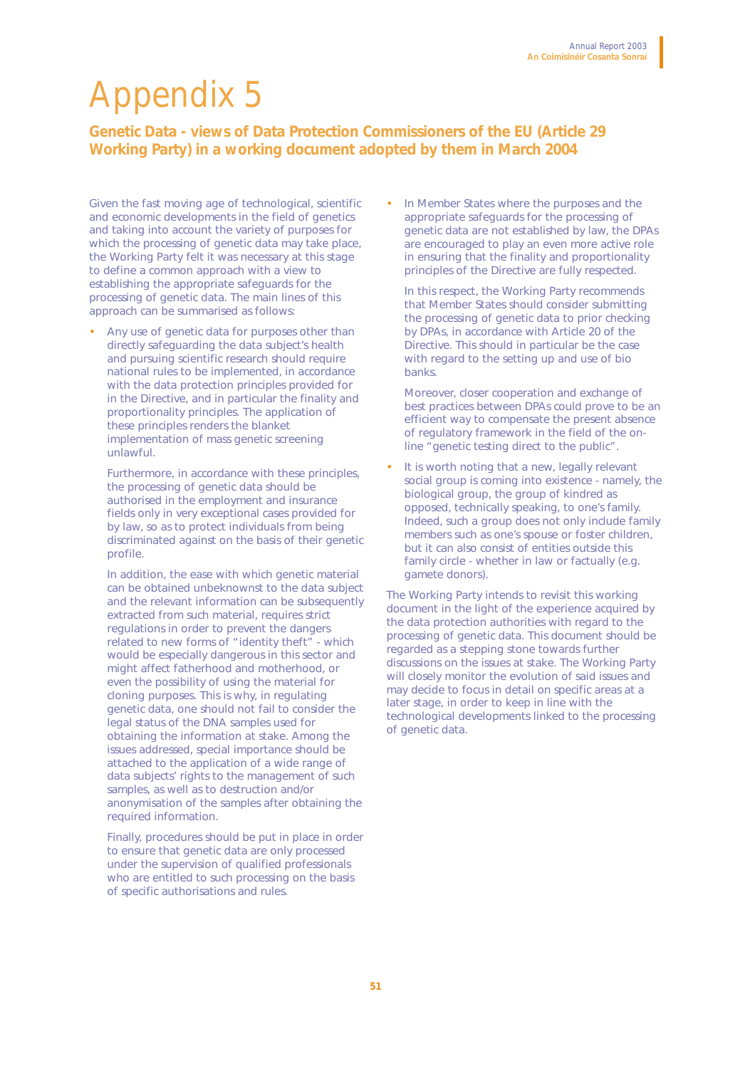# Appendix 5

## Genetic Data - views of Data Protection Commissioners of the EU (Article 29 Working Party) in a working document adopted by them in March 2004

Given the fast moving age of technological, scientific and economic developments in the field of genetics and taking into account the variety of purposes for which the processing of genetic data may take place, the Working Party felt it was necessary at this stage to define a common approach with a view to establishing the appropriate safeguards for the processing of genetic data. The main lines of this approach can be summarised as follows:

- Any use of genetic data for purposes other than directly safeguarding the data subject's health and pursuing scientific research should require national rules to be implemented, in accordance with the data protection principles provided for in the Directive, and in particular the finality and proportionality principles. The application of these principles renders the blanket implementation of mass genetic screening unlawful.

  Furthermore, in accordance with these principles, the processing of genetic data should be authorised in the employment and insurance fields only in very exceptional cases provided for by law, so as to protect individuals from being discriminated against on the basis of their genetic profile.

  In addition, the ease with which genetic material can be obtained unbeknownst to the data subject and the relevant information can be subsequently extracted from such material, requires strict regulations in order to prevent the dangers related to new forms of "identity theft" - which would be especially dangerous in this sector and might affect fatherhood and motherhood, or even the possibility of using the material for cloning purposes. This is why, in regulating genetic data, one should not fail to consider the legal status of the DNA samples used for obtaining the information at stake. Among the issues addressed, special importance should be attached to the application of a wide range of data subjects' rights to the management of such samples, as well as to destruction and/or anonymisation of the samples after obtaining the required information.

  Finally, procedures should be put in place in order to ensure that genetic data are only processed under the supervision of qualified professionals who are entitled to such processing on the basis of specific authorisations and rules.

- In Member States where the purposes and the appropriate safeguards for the processing of genetic data are not established by law, the DPAs are encouraged to play an even more active role in ensuring that the finality and proportionality principles of the Directive are fully respected.

  In this respect, the Working Party recommends that Member States should consider submitting the processing of genetic data to prior checking by DPAs, in accordance with Article 20 of the Directive. This should in particular be the case with regard to the setting up and use of bio banks.

  Moreover, closer cooperation and exchange of best practices between DPAs could prove to be an efficient way to compensate the present absence of regulatory framework in the field of the on-line "genetic testing direct to the public".

- It is worth noting that a new, legally relevant social group is coming into existence - namely, the biological group, the group of kindred as opposed, technically speaking, to one's family. Indeed, such a group does not only include family members such as one's spouse or foster children, but it can also consist of entities outside this family circle - whether in law or factually (e.g. gamete donors).

The Working Party intends to revisit this working document in the light of the experience acquired by the data protection authorities with regard to the processing of genetic data. This document should be regarded as a stepping stone towards further discussions on the issues at stake. The Working Party will closely monitor the evolution of said issues and may decide to focus in detail on specific areas at a later stage, in order to keep in line with the technological developments linked to the processing of genetic data.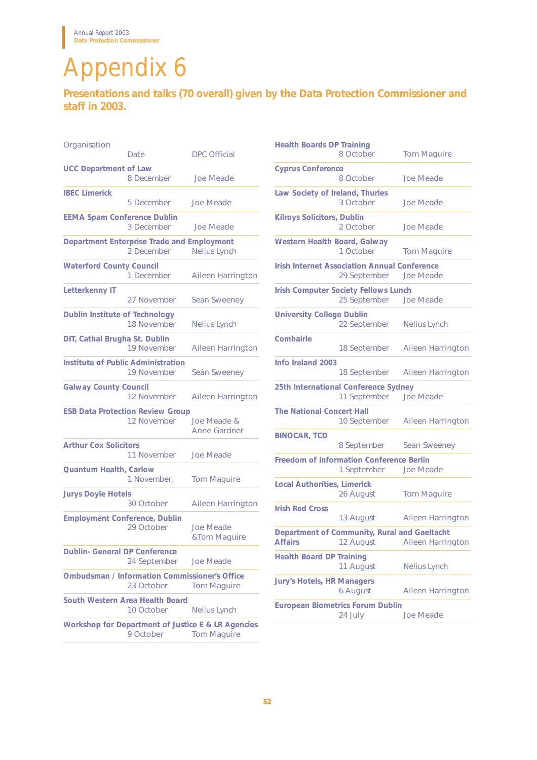# Appendix 6

## Presentations and talks (70 overall) given by the Data Protection Commissioner and staff in 2003.

| Organisation | Date | DPC Official |
|---|---|---|
| **UCC Department of Law** | 8 December | Joe Meade |
| **IBEC Limerick** | 5 December | Joe Meade |
| **EEMA Spam Conference Dublin** | 3 December | Joe Meade |
| **Department Enterprise Trade and Employment** | 2 December | Nelius Lynch |
| **Waterford County Council** | 1 December | Aileen Harrington |
| **Letterkenny IT** | 27 November | Sean Sweeney |
| **Dublin Institute of Technology** | 18 November | Nelius Lynch |
| **DIT, Cathal Brugha St. Dublin** | 19 November | Aileen Harrington |
| **Institute of Public Administration** | 19 November | Seán Sweeney |
| **Galway County Council** | 12 November | Aileen Harrington |
| **ESB Data Protection Review Group** | 12 November | Joe Meade & Anne Gardner |
| **Arthur Cox Solicitors** | 11 November | Joe Meade |
| **Quantum Health, Carlow** | 1 November, | Tom Maguire |
| **Jurys Doyle Hotels** | 30 October | Aileen Harrington |
| **Employment Conference, Dublin** | 29 October | Joe Meade &Tom Maguire |
| **Dublin- General DP Conference** | 24 September | Joe Meade |
| **Ombudsman / Information Commissioner's Office** | 23 October | Tom Maguire |
| **South Western Area Health Board** | 10 October | Nelius Lynch |
| **Workshop for Department of Justice E & LR Agencies** | 9 October | Tom Maguire |
| **Health Boards DP Training** | 8 October | Tom Maguire |
| **Cyprus Conference** | 8 October | Joe Meade |
| **Law Society of Ireland, Thurles** | 3 October | Joe Meade |
| **Kilroys Solicitors, Dublin** | 2 October | Joe Meade |
| **Western Health Board, Galway** | 1 October | Tom Maguire |
| **Irish Internet Association Annual Conference** | 29 September | Joe Meade |
| **Irish Computer Society Fellows Lunch** | 25 September | Joe Meade |
| **University College Dublin** | 22 September | Nelius Lynch |
| **Comhairle** | 18 September | Aileen Harrington |
| **Info Ireland 2003** | 18 September | Aileen Harrington |
| **25th International Conference Sydney** | 11 September | Joe Meade |
| **The National Concert Hall** | 10 September | Aileen Harrington |
| **BINOCAR, TCD** | 8 September | Sean Sweeney |
| **Freedom of Information Conference Berlin** | 1 September | Joe Meade |
| **Local Authorities, Limerick** | 26 August | Tom Maguire |
| **Irish Red Cross** | 13 August | Aileen Harrington |
| **Department of Community, Rural and Gaeltacht Affairs** | 12 August | Aileen Harrington |
| **Health Board DP Training** | 11 August | Nelius Lynch |
| **Jury's Hotels, HR Managers** | 6 August | Aileen Harrington |
| **European Biometrics Forum Dublin** | 24 July | Joe Meade |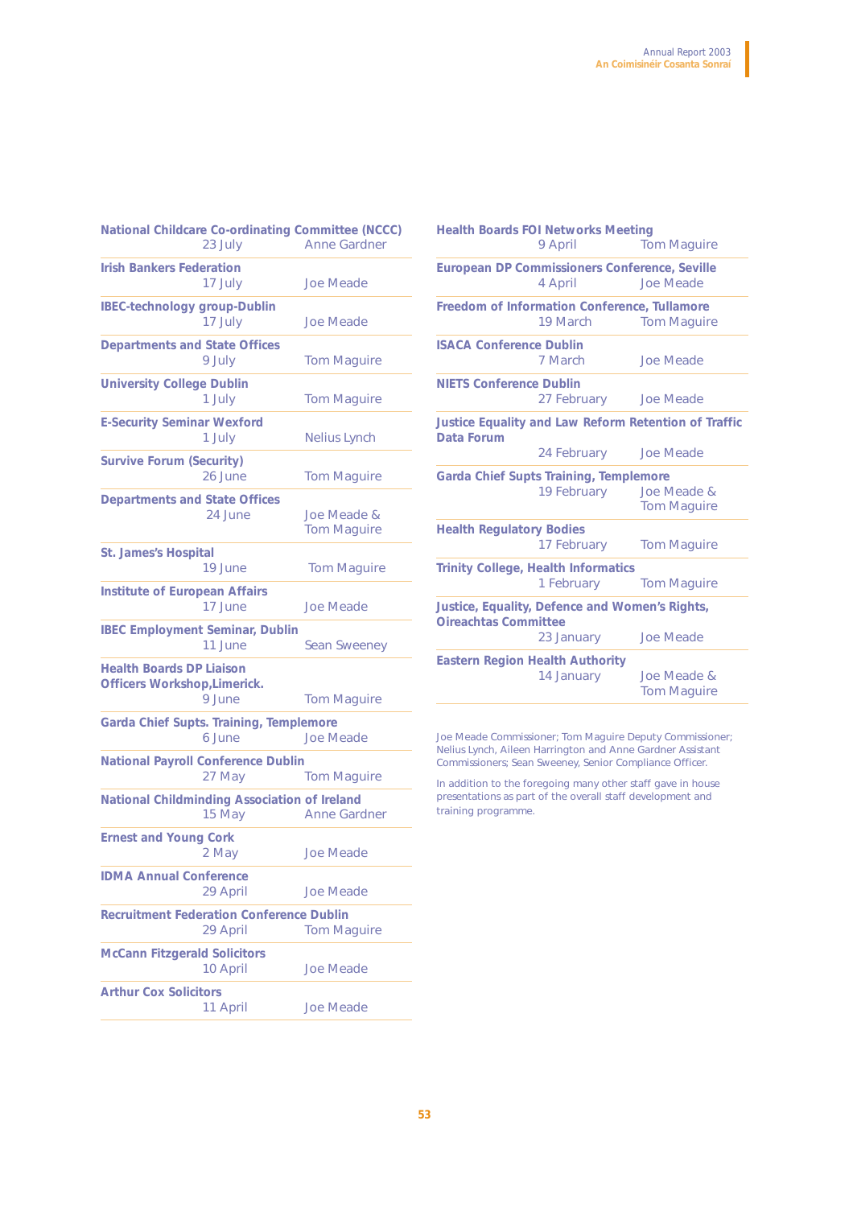| Event | Date | Speaker |
|---|---|---|
| **National Childcare Co-ordinating Committee (NCCC)** | 23 July | Anne Gardner |
| **Irish Bankers Federation** | 17 July | Joe Meade |
| **IBEC-technology group-Dublin** | 17 July | Joe Meade |
| **Departments and State Offices** | 9 July | Tom Maguire |
| **University College Dublin** | 1 July | Tom Maguire |
| **E-Security Seminar Wexford** | 1 July | Nelius Lynch |
| **Survive Forum (Security)** | 26 June | Tom Maguire |
| **Departments and State Offices** | 24 June | Joe Meade & Tom Maguire |
| **St. James's Hospital** | 19 June | Tom Maguire |
| **Institute of European Affairs** | 17 June | Joe Meade |
| **IBEC Employment Seminar, Dublin** | 11 June | Sean Sweeney |
| **Health Boards DP Liaison Officers Workshop,Limerick.** | 9 June | Tom Maguire |
| **Garda Chief Supts. Training, Templemore** | 6 June | Joe Meade |
| **National Payroll Conference Dublin** | 27 May | Tom Maguire |
| **National Childminding Association of Ireland** | 15 May | Anne Gardner |
| **Ernest and Young Cork** | 2 May | Joe Meade |
| **IDMA Annual Conference** | 29 April | Joe Meade |
| **Recruitment Federation Conference Dublin** | 29 April | Tom Maguire |
| **McCann Fitzgerald Solicitors** | 10 April | Joe Meade |
| **Arthur Cox Solicitors** | 11 April | Joe Meade |
| **Health Boards FOI Networks Meeting** | 9 April | Tom Maguire |
| **European DP Commissioners Conference, Seville** | 4 April | Joe Meade |
| **Freedom of Information Conference, Tullamore** | 19 March | Tom Maguire |
| **ISACA Conference Dublin** | 7 March | Joe Meade |
| **NIETS Conference Dublin** | 27 February | Joe Meade |
| **Justice Equality and Law Reform Retention of Traffic Data Forum** | 24 February | Joe Meade |
| **Garda Chief Supts Training, Templemore** | 19 February | Joe Meade & Tom Maguire |
| **Health Regulatory Bodies** | 17 February | Tom Maguire |
| **Trinity College, Health Informatics** | 1 February | Tom Maguire |
| **Justice, Equality, Defence and Women's Rights, Oireachtas Committee** | 23 January | Joe Meade |
| **Eastern Region Health Authority** | 14 January | Joe Meade & Tom Maguire |

Joe Meade Commissioner; Tom Maguire Deputy Commissioner; Nelius Lynch, Aileen Harrington and Anne Gardner Assistant Commissioners; Sean Sweeney, Senior Compliance Officer.

In addition to the foregoing many other staff gave in house presentations as part of the overall staff development and training programme.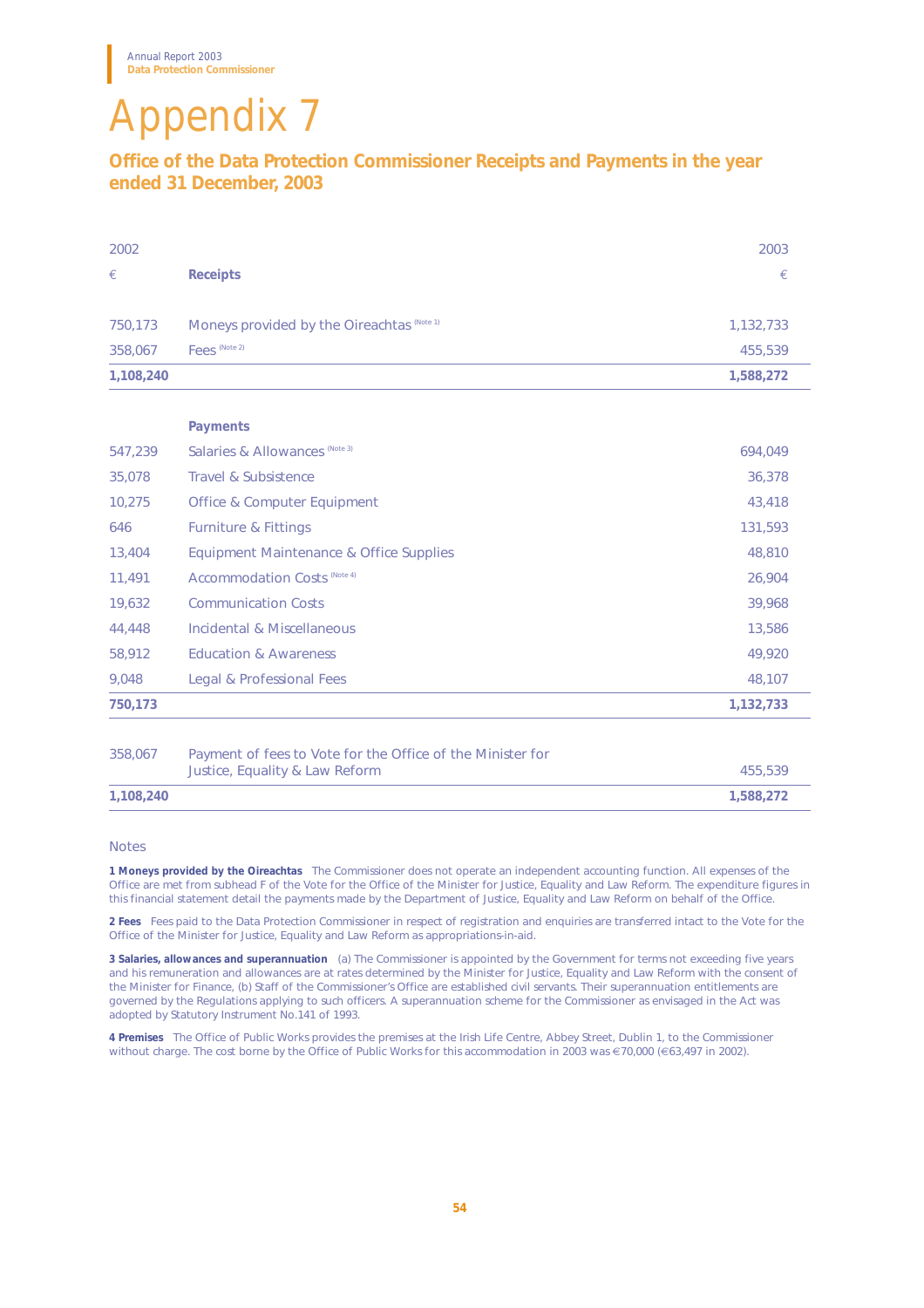# Appendix 7

## Office of the Data Protection Commissioner Receipts and Payments in the year ended 31 December, 2003

| 2002 | | 2003 |
|---|---|---|
| € | **Receipts** | € |
| 750,173 | Moneys provided by the Oireachtas (Note 1) | 1,132,733 |
| 358,067 | Fees (Note 2) | 455,539 |
| **1,108,240** | | **1,588,272** |
| | **Payments** | |
| 547,239 | Salaries & Allowances (Note 3) | 694,049 |
| 35,078 | Travel & Subsistence | 36,378 |
| 10,275 | Office & Computer Equipment | 43,418 |
| 646 | Furniture & Fittings | 131,593 |
| 13,404 | Equipment Maintenance & Office Supplies | 48,810 |
| 11,491 | Accommodation Costs (Note 4) | 26,904 |
| 19,632 | Communication Costs | 39,968 |
| 44,448 | Incidental & Miscellaneous | 13,586 |
| 58,912 | Education & Awareness | 49,920 |
| 9,048 | Legal & Professional Fees | 48,107 |
| **750,173** | | **1,132,733** |
| 358,067 | Payment of fees to Vote for the Office of the Minister for Justice, Equality & Law Reform | 455,539 |
| **1,108,240** | | **1,588,272** |

### Notes

**1 Moneys provided by the Oireachtas** The Commissioner does not operate an independent accounting function. All expenses of the Office are met from subhead F of the Vote for the Office of the Minister for Justice, Equality and Law Reform. The expenditure figures in this financial statement detail the payments made by the Department of Justice, Equality and Law Reform on behalf of the Office.

**2 Fees** Fees paid to the Data Protection Commissioner in respect of registration and enquiries are transferred intact to the Vote for the Office of the Minister for Justice, Equality and Law Reform as appropriations-in-aid.

**3 Salaries, allowances and superannuation** (a) The Commissioner is appointed by the Government for terms not exceeding five years and his remuneration and allowances are at rates determined by the Minister for Justice, Equality and Law Reform with the consent of the Minister for Finance, (b) Staff of the Commissioner's Office are established civil servants. Their superannuation entitlements are governed by the Regulations applying to such officers. A superannuation scheme for the Commissioner as envisaged in the Act was adopted by Statutory Instrument No.141 of 1993.

**4 Premises** The Office of Public Works provides the premises at the Irish Life Centre, Abbey Street, Dublin 1, to the Commissioner without charge. The cost borne by the Office of Public Works for this accommodation in 2003 was €70,000 (€63,497 in 2002).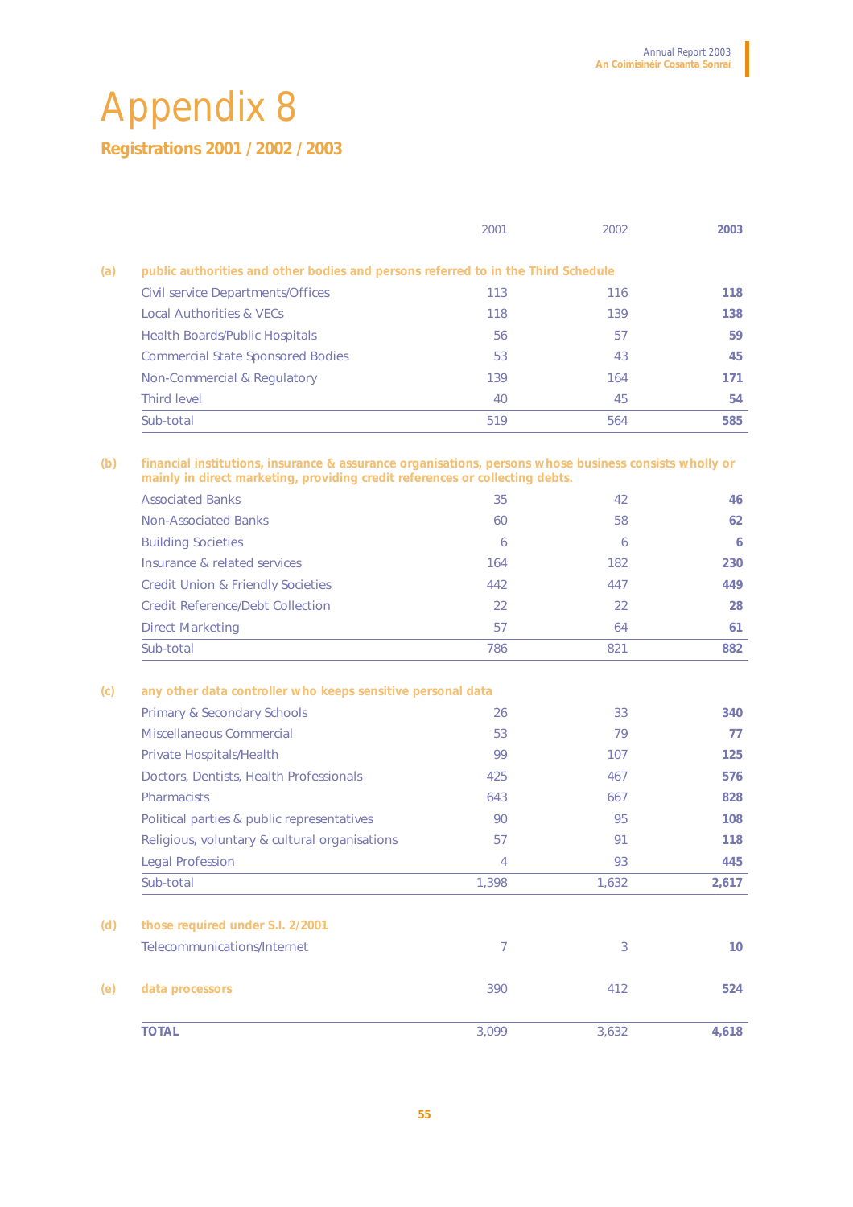# Appendix 8

## Registrations 2001 / 2002 / 2003

| | | 2001 | 2002 | **2003** |
|---|---|---|---|---|
| **(a)** | **public authorities and other bodies and persons referred to in the Third Schedule** | | | |
| | Civil service Departments/Offices | 113 | 116 | **118** |
| | Local Authorities & VECs | 118 | 139 | **138** |
| | Health Boards/Public Hospitals | 56 | 57 | **59** |
| | Commercial State Sponsored Bodies | 53 | 43 | **45** |
| | Non-Commercial & Regulatory | 139 | 164 | **171** |
| | Third level | 40 | 45 | **54** |
| | Sub-total | 519 | 564 | **585** |
| **(b)** | **financial institutions, insurance & assurance organisations, persons whose business consists wholly or mainly in direct marketing, providing credit references or collecting debts.** | | | |
| | Associated Banks | 35 | 42 | **46** |
| | Non-Associated Banks | 60 | 58 | **62** |
| | Building Societies | 6 | 6 | **6** |
| | Insurance & related services | 164 | 182 | **230** |
| | Credit Union & Friendly Societies | 442 | 447 | **449** |
| | Credit Reference/Debt Collection | 22 | 22 | **28** |
| | Direct Marketing | 57 | 64 | **61** |
| | Sub-total | 786 | 821 | **882** |
| **(c)** | **any other data controller who keeps sensitive personal data** | | | |
| | Primary & Secondary Schools | 26 | 33 | **340** |
| | Miscellaneous Commercial | 53 | 79 | **77** |
| | Private Hospitals/Health | 99 | 107 | **125** |
| | Doctors, Dentists, Health Professionals | 425 | 467 | **576** |
| | Pharmacists | 643 | 667 | **828** |
| | Political parties & public representatives | 90 | 95 | **108** |
| | Religious, voluntary & cultural organisations | 57 | 91 | **118** |
| | Legal Profession | 4 | 93 | **445** |
| | Sub-total | 1,398 | 1,632 | **2,617** |
| **(d)** | **those required under S.I. 2/2001** | | | |
| | Telecommunications/Internet | 7 | 3 | **10** |
| **(e)** | **data processors** | 390 | 412 | **524** |
| | **TOTAL** | 3,099 | 3,632 | **4,618** |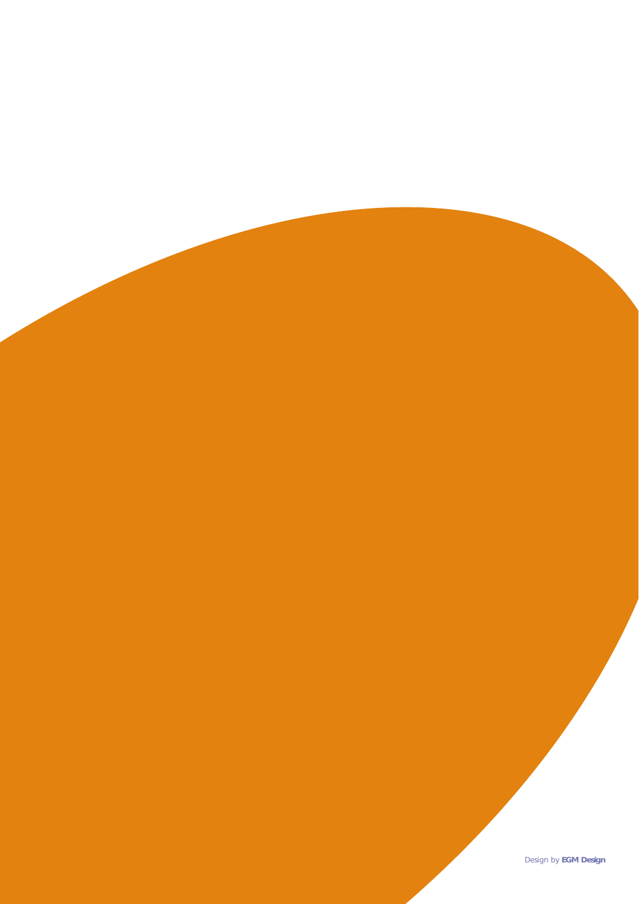Design by **EGM Design**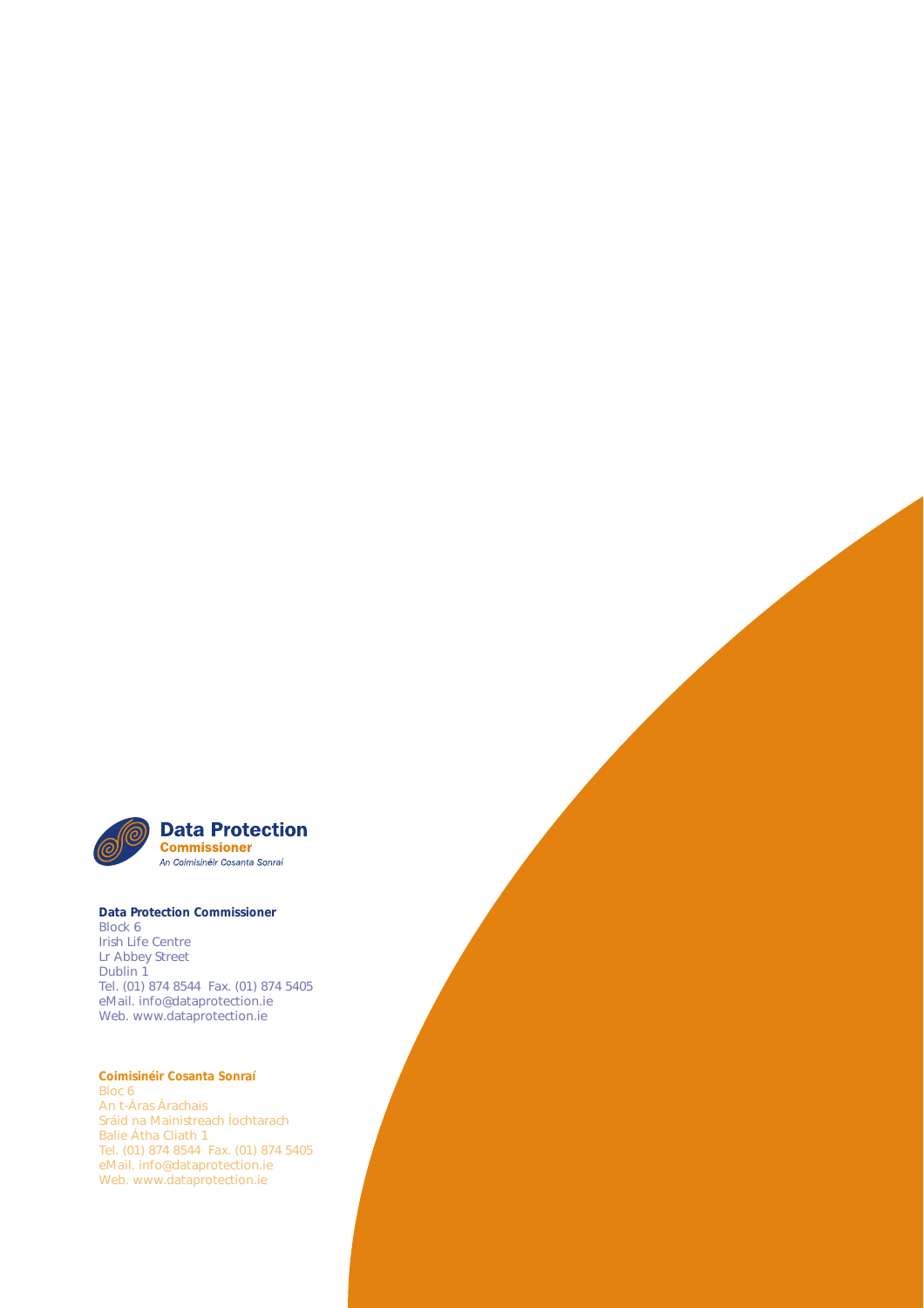**Data Protection**
**Commissioner**
*An Coimisinéir Cosanta Sonraí*

**Data Protection Commissioner**
Block 6
Irish Life Centre
Lr Abbey Street
Dublin 1
Tel. (01) 874 8544 Fax. (01) 874 5405
eMail. info@dataprotection.ie
Web. www.dataprotection.ie

**Coimisinéir Cosanta Sonraí**
Bloc 6
An t-Áras Árachais
Sráid na Mainistreach Íochtarach
Balie Átha Cliath 1
Tel. (01) 874 8544 Fax. (01) 874 5405
eMail. info@dataprotection.ie
Web. www.dataprotection.ie